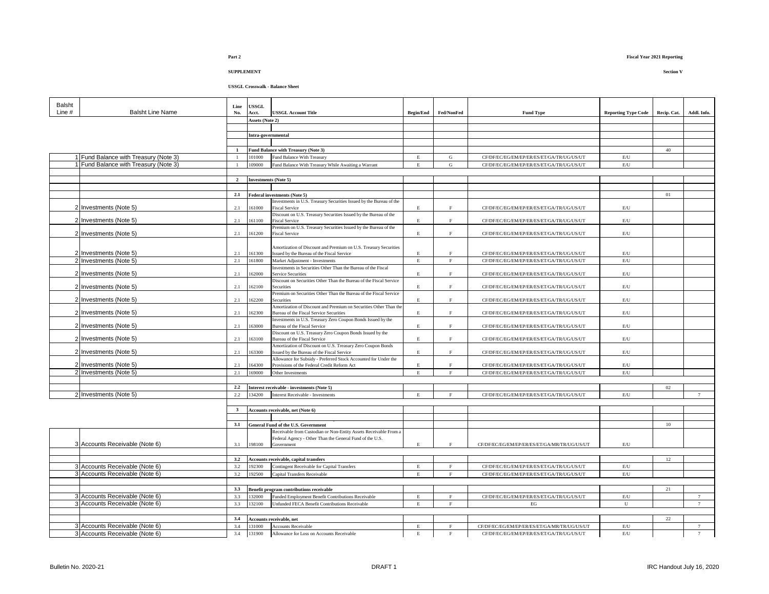**Part 2**

**Fiscal Year 2021 Reporting**

**SUPPLEMENT**

**Section V**

**USSGL Crosswalk - Balance Sheet**

| Balsht Line # | Balsht Line Name | Line No. | USSGL Acct. | USSGL Account Title | Begin/End | Fed/NonFed | Fund Type | Reporting Type Code | Recip. Cat. | Addl. Info. |
|---|---|---|---|---|---|---|---|---|---|---|
| | | | **Assets (Note 2)** | | | | | | | |
| | | | **Intra-governmental** | | | | | | | |
| | | **1** | **Fund Balance with Treasury (Note 3)** | | | | | | 40 | |
| 1 | Fund Balance with Treasury (Note 3) | 1 | 101000 | Fund Balance With Treasury | E | G | CF/DF/EC/EG/EM/EP/ER/ES/ET/GA/TR/UG/US/UT | E/U | | |
| 1 | Fund Balance with Treasury (Note 3) | 1 | 109000 | Fund Balance With Treasury While Awaiting a Warrant | E | G | CF/DF/EC/EG/EM/EP/ER/ES/ET/GA/TR/UG/US/UT | E/U | | |
| | | **2** | **Investments (Note 5)** | | | | | | | |
| | | **2.1** | **Federal investments (Note 5)** | | | | | | 01 | |
| 2 | Investments (Note 5) | 2.1 | 161000 | Investments in U.S. Treasury Securities Issued by the Bureau of the Fiscal Service | E | F | CF/DF/EC/EG/EM/EP/ER/ES/ET/GA/TR/UG/US/UT | E/U | | |
| 2 | Investments (Note 5) | 2.1 | 161100 | Discount on U.S. Treasury Securities Issued by the Bureau of the Fiscal Service | E | F | CF/DF/EC/EG/EM/EP/ER/ES/ET/GA/TR/UG/US/UT | E/U | | |
| 2 | Investments (Note 5) | 2.1 | 161200 | Premium on U.S. Treasury Securities Issued by the Bureau of the Fiscal Service | E | F | CF/DF/EC/EG/EM/EP/ER/ES/ET/GA/TR/UG/US/UT | E/U | | |
| 2 | Investments (Note 5) | 2.1 | 161300 | Amortization of Discount and Premium on U.S. Treasury Securities Issued by the Bureau of the Fiscal Service | E | F | CF/DF/EC/EG/EM/EP/ER/ES/ET/GA/TR/UG/US/UT | E/U | | |
| 2 | Investments (Note 5) | 2.1 | 161800 | Market Adjustment - Investments | E | F | CF/DF/EC/EG/EM/EP/ER/ES/ET/GA/TR/UG/US/UT | E/U | | |
| 2 | Investments (Note 5) | 2.1 | 162000 | Investments in Securities Other Than the Bureau of the Fiscal Service Securities | E | F | CF/DF/EC/EG/EM/EP/ER/ES/ET/GA/TR/UG/US/UT | E/U | | |
| 2 | Investments (Note 5) | 2.1 | 162100 | Discount on Securities Other Than the Bureau of the Fiscal Service Securities | E | F | CF/DF/EC/EG/EM/EP/ER/ES/ET/GA/TR/UG/US/UT | E/U | | |
| 2 | Investments (Note 5) | 2.1 | 162200 | Premium on Securities Other Than the Bureau of the Fiscal Service Securities | E | F | CF/DF/EC/EG/EM/EP/ER/ES/ET/GA/TR/UG/US/UT | E/U | | |
| 2 | Investments (Note 5) | 2.1 | 162300 | Amortization of Discount and Premium on Securities Other Than the Bureau of the Fiscal Service Securities | E | F | CF/DF/EC/EG/EM/EP/ER/ES/ET/GA/TR/UG/US/UT | E/U | | |
| 2 | Investments (Note 5) | 2.1 | 163000 | Investments in U.S. Treasury Zero Coupon Bonds Issued by the Bureau of the Fiscal Service | E | F | CF/DF/EC/EG/EM/EP/ER/ES/ET/GA/TR/UG/US/UT | E/U | | |
| 2 | Investments (Note 5) | 2.1 | 163100 | Discount on U.S. Treasury Zero Coupon Bonds Issued by the Bureau of the Fiscal Service | E | F | CF/DF/EC/EG/EM/EP/ER/ES/ET/GA/TR/UG/US/UT | E/U | | |
| 2 | Investments (Note 5) | 2.1 | 163300 | Amortization of Discount on U.S. Treasury Zero Coupon Bonds Issued by the Bureau of the Fiscal Service | E | F | CF/DF/EC/EG/EM/EP/ER/ES/ET/GA/TR/UG/US/UT | E/U | | |
| 2 | Investments (Note 5) | 2.1 | 164300 | Allowance for Subsidy - Preferred Stock Accounted for Under the Provisions of the Federal Credit Reform Act | E | F | CF/DF/EC/EG/EM/EP/ER/ES/ET/GA/TR/UG/US/UT | E/U | | |
| 2 | Investments (Note 5) | 2.1 | 169000 | Other Investments | E | F | CF/DF/EC/EG/EM/EP/ER/ES/ET/GA/TR/UG/US/UT | E/U | | |
| | | **2.2** | **Interest receivable - investments (Note 5)** | | | | | | 02 | |
| 2 | Investments (Note 5) | 2.2 | 134200 | Interest Receivable - Investments | E | F | CF/DF/EC/EG/EM/EP/ER/ES/ET/GA/TR/UG/US/UT | E/U | | 7 |
| | | **3** | **Accounts receivable, net (Note 6)** | | | | | | | |
| | | **3.1** | **General Fund of the U.S. Government** | | | | | | 10 | |
| 3 | Accounts Receivable (Note 6) | 3.1 | 198100 | Receivable from Custodian or Non-Entity Assets Receivable From a Federal Agency - Other Than the General Fund of the U.S. Government | E | F | CF/DF/EC/EG/EM/EP/ER/ES/ET/GA/MR/TR/UG/US/UT | E/U | | |
| | | **3.2** | **Accounts receivable, capital transfers** | | | | | | 12 | |
| 3 | Accounts Receivable (Note 6) | 3.2 | 192300 | Contingent Receivable for Capital Transfers | E | F | CF/DF/EC/EG/EM/EP/ER/ES/ET/GA/TR/UG/US/UT | E/U | | |
| 3 | Accounts Receivable (Note 6) | 3.2 | 192500 | Capital Transfers Receivable | E | F | CF/DF/EC/EG/EM/EP/ER/ES/ET/GA/TR/UG/US/UT | E/U | | |
| | | **3.3** | **Benefit program contributions receivable** | | | | | | 21 | |
| 3 | Accounts Receivable (Note 6) | 3.3 | 132000 | Funded Employment Benefit Contributions Receivable | E | F | CF/DF/EC/EG/EM/EP/ER/ES/ET/GA/TR/UG/US/UT | E/U | | 7 |
| 3 | Accounts Receivable (Note 6) | 3.3 | 132100 | Unfunded FECA Benefit Contributions Receivable | E | F | EG | U | | 7 |
| | | **3.4** | **Accounts receivable, net** | | | | | | 22 | |
| 3 | Accounts Receivable (Note 6) | 3.4 | 131000 | Accounts Receivable | E | F | CF/DF/EC/EG/EM/EP/ER/ES/ET/GA/MR/TR/UG/US/UT | E/U | | 7 |
| 3 | Accounts Receivable (Note 6) | 3.4 | 131900 | Allowance for Loss on Accounts Receivable | E | F | CF/DF/EC/EG/EM/EP/ER/ES/ET/GA/TR/UG/US/UT | E/U | | 7 |

Bulletin No. 2020-21 DRAFT 1 IRC Handout July 16, 2020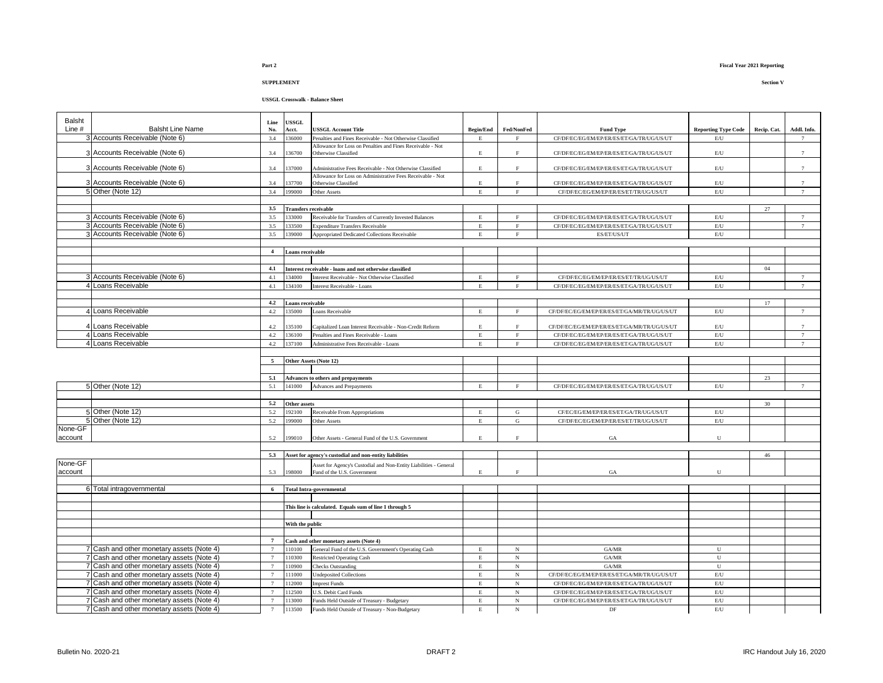Part 2

Fiscal Year 2021 Reporting

SUPPLEMENT

Section V

USSGL Crosswalk - Balance Sheet

| Balsht Line # | Balsht Line Name | Line No. | USSGL Acct. | USSGL Account Title | Begin/End | Fed/NonFed | Fund Type | Reporting Type Code | Recip. Cat. | Addl. Info. |
|---|---|---|---|---|---|---|---|---|---|---|
| 3 | Accounts Receivable (Note 6) | 3.4 | 136000 | Penalties and Fines Receivable - Not Otherwise Classified | E | F | CF/DF/EC/EG/EM/EP/ER/ES/ET/GA/TR/UG/US/UT | E/U | | 7 |
| 3 | Accounts Receivable (Note 6) | 3.4 | 136700 | Allowance for Loss on Penalties and Fines Receivable - Not Otherwise Classified | E | F | CF/DF/EC/EG/EM/EP/ER/ES/ET/GA/TR/UG/US/UT | E/U | | 7 |
| 3 | Accounts Receivable (Note 6) | 3.4 | 137000 | Administrative Fees Receivable - Not Otherwise Classified | E | F | CF/DF/EC/EG/EM/EP/ER/ES/ET/GA/TR/UG/US/UT | E/U | | 7 |
| 3 | Accounts Receivable (Note 6) | 3.4 | 137700 | Allowance for Loss on Administrative Fees Receivable - Not Otherwise Classified | E | F | CF/DF/EC/EG/EM/EP/ER/ES/ET/GA/TR/UG/US/UT | E/U | | 7 |
| 5 | Other (Note 12) | 3.4 | 199000 | Other Assets | E | F | CF/DF/EC/EG/EM/EP/ER/ES/ET/TR/UG/US/UT | E/U | | 7 |
| | | | | | | | | | | |
| | | 3.5 | Transfers receivable | | | | | | 27 | |
| 3 | Accounts Receivable (Note 6) | 3.5 | 133000 | Receivable for Transfers of Currently Invested Balances | E | F | CF/DF/EC/EG/EM/EP/ER/ES/ET/GA/TR/UG/US/UT | E/U | | 7 |
| 3 | Accounts Receivable (Note 6) | 3.5 | 133500 | Expenditure Transfers Receivable | E | F | CF/DF/EC/EG/EM/EP/ER/ES/ET/GA/TR/UG/US/UT | E/U | | 7 |
| 3 | Accounts Receivable (Note 6) | 3.5 | 139000 | Appropriated Dedicated Collections Receivable | E | F | ES/ET/US/UT | E/U | | |
| | | | | | | | | | | |
| | | 4 | Loans receivable | | | | | | | |
| | | | | | | | | | | |
| | | 4.1 | Interest receivable - loans and not otherwise classified | | | | | | 04 | |
| 3 | Accounts Receivable (Note 6) | 4.1 | 134000 | Interest Receivable - Not Otherwise Classified | E | F | CF/DF/EC/EG/EM/EP/ER/ES/ET/TR/UG/US/UT | E/U | | 7 |
| 4 | Loans Receivable | 4.1 | 134100 | Interest Receivable - Loans | E | F | CF/DF/EC/EG/EM/EP/ER/ES/ET/GA/TR/UG/US/UT | E/U | | 7 |
| | | | | | | | | | | |
| | | 4.2 | Loans receivable | | | | | | 17 | |
| 4 | Loans Receivable | 4.2 | 135000 | Loans Receivable | E | F | CF/DF/EC/EG/EM/EP/ER/ES/ET/GA/MR/TR/UG/US/UT | E/U | | 7 |
| 4 | Loans Receivable | 4.2 | 135100 | Capitalized Loan Interest Receivable - Non-Credit Reform | E | F | CF/DF/EC/EG/EM/EP/ER/ES/ET/GA/MR/TR/UG/US/UT | E/U | | 7 |
| 4 | Loans Receivable | 4.2 | 136100 | Penalties and Fines Receivable - Loans | E | F | CF/DF/EC/EG/EM/EP/ER/ES/ET/GA/TR/UG/US/UT | E/U | | 7 |
| 4 | Loans Receivable | 4.2 | 137100 | Administrative Fees Receivable - Loans | E | F | CF/DF/EC/EG/EM/EP/ER/ES/ET/GA/TR/UG/US/UT | E/U | | 7 |
| | | | | | | | | | | |
| | | 5 | Other Assets (Note 12) | | | | | | | |
| | | | | | | | | | | |
| | | 5.1 | Advances to others and prepayments | | | | | | 23 | |
| 5 | Other (Note 12) | 5.1 | 141000 | Advances and Prepayments | E | F | CF/DF/EC/EG/EM/EP/ER/ES/ET/GA/TR/UG/US/UT | E/U | | 7 |
| | | | | | | | | | | |
| | | 5.2 | Other assets | | | | | | 30 | |
| 5 | Other (Note 12) | 5.2 | 192100 | Receivable From Appropriations | E | G | CF/EC/EG/EM/EP/ER/ES/ET/GA/TR/UG/US/UT | E/U | | |
| 5 | Other (Note 12) | 5.2 | 199000 | Other Assets | E | G | CF/DF/EC/EG/EM/EP/ER/ES/ET/TR/UG/US/UT | E/U | | |
| None-GF account | | 5.2 | 199010 | Other Assets - General Fund of the U.S. Government | E | F | GA | U | | |
| | | | | | | | | | | |
| | | 5.3 | Asset for agency's custodial and non-entity liabilities | | | | | | 46 | |
| None-GF account | | 5.3 | 198000 | Asset for Agency's Custodial and Non-Entity Liabilities - General Fund of the U.S. Government | E | F | GA | U | | |
| | | | | | | | | | | |
| 6 | Total intragovernmental | 6 | Total Intra-governmental | | | | | | | |
| | | | | | | | | | | |
| | | | This line is calculated. Equals sum of line 1 through 5 | | | | | | | |
| | | | | | | | | | | |
| | | | With the public | | | | | | | |
| | | | | | | | | | | |
| | | 7 | Cash and other monetary assets (Note 4) | | | | | | | |
| 7 | Cash and other monetary assets (Note 4) | 7 | 110100 | General Fund of the U.S. Government's Operating Cash | E | N | GA/MR | U | | |
| 7 | Cash and other monetary assets (Note 4) | 7 | 110300 | Restricted Operating Cash | E | N | GA/MR | U | | |
| 7 | Cash and other monetary assets (Note 4) | 7 | 110900 | Checks Outstanding | E | N | GA/MR | U | | |
| 7 | Cash and other monetary assets (Note 4) | 7 | 111000 | Undeposited Collections | E | N | CF/DF/EC/EG/EM/EP/ER/ES/ET/GA/MR/TR/UG/US/UT | E/U | | |
| 7 | Cash and other monetary assets (Note 4) | 7 | 112000 | Imprest Funds | E | N | CF/DF/EC/EG/EM/EP/ER/ES/ET/GA/TR/UG/US/UT | E/U | | |
| 7 | Cash and other monetary assets (Note 4) | 7 | 112500 | U.S. Debit Card Funds | E | N | CF/DF/EC/EG/EM/EP/ER/ES/ET/GA/TR/UG/US/UT | E/U | | |
| 7 | Cash and other monetary assets (Note 4) | 7 | 113000 | Funds Held Outside of Treasury - Budgetary | E | N | CF/DF/EC/EG/EM/EP/ER/ES/ET/GA/TR/UG/US/UT | E/U | | |
| 7 | Cash and other monetary assets (Note 4) | 7 | 113500 | Funds Held Outside of Treasury - Non-Budgetary | E | N | DF | E/U | | |

Bulletin No. 2020-21 DRAFT 2 IRC Handout July 16, 2020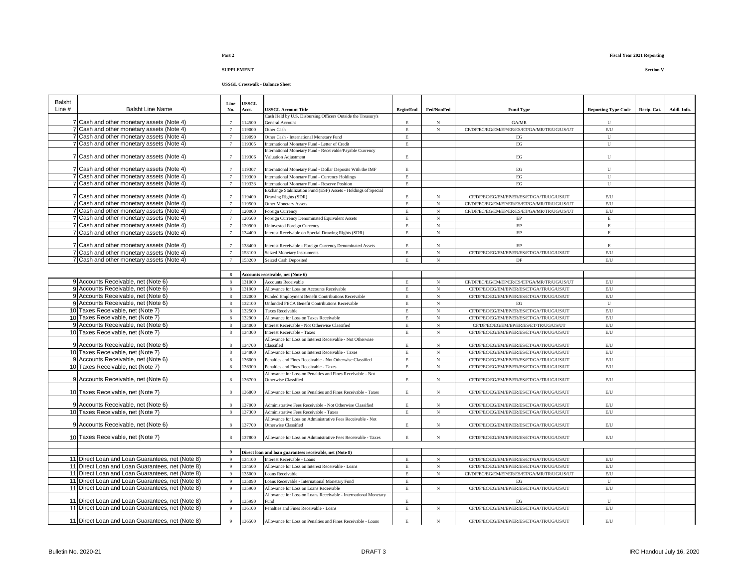**Part 2**

**Fiscal Year 2021 Reporting**

**SUPPLEMENT**

**Section V**

**USSGL Crosswalk - Balance Sheet**

| Balsht Line # | Balsht Line Name | Line No. | USSGL Acct. | USSGL Account Title | Begin/End | Fed/NonFed | Fund Type | Reporting Type Code | Recip. Cat. | Addl. Info. |
|---|---|---|---|---|---|---|---|---|---|---|
| 7 | Cash and other monetary assets (Note 4) | 7 | 114500 | Cash Held by U.S. Disbursing Officers Outside the Treasury's General Account | E | N | GA/MR | U | | |
| 7 | Cash and other monetary assets (Note 4) | 7 | 119000 | Other Cash | E | N | CF/DF/EC/EG/EM/EP/ER/ES/ET/GA/MR/TR/UG/US/UT | E/U | | |
| 7 | Cash and other monetary assets (Note 4) | 7 | 119090 | Other Cash - International Monetary Fund | E | | EG | U | | |
| 7 | Cash and other monetary assets (Note 4) | 7 | 119305 | International Monetary Fund - Letter of Credit | E | | EG | U | | |
| 7 | Cash and other monetary assets (Note 4) | 7 | 119306 | International Monetary Fund - Receivable/Payable Currency Valuation Adjustment | E | | EG | U | | |
| 7 | Cash and other monetary assets (Note 4) | 7 | 119307 | International Monetary Fund - Dollar Deposits With the IMF | E | | EG | U | | |
| 7 | Cash and other monetary assets (Note 4) | 7 | 119309 | International Monetary Fund - Currency Holdings | E | | EG | U | | |
| 7 | Cash and other monetary assets (Note 4) | 7 | 119333 | International Monetary Fund - Reserve Position | E | | EG | U | | |
| 7 | Cash and other monetary assets (Note 4) | 7 | 119400 | Exchange Stabilization Fund (ESF) Assets - Holdings of Special Drawing Rights (SDR) | E | N | CF/DF/EC/EG/EM/EP/ER/ES/ET/GA/TR/UG/US/UT | E/U | | |
| 7 | Cash and other monetary assets (Note 4) | 7 | 119500 | Other Monetary Assets | E | N | CF/DF/EC/EG/EM/EP/ER/ES/ET/GA/MR/TR/UG/US/UT | E/U | | |
| 7 | Cash and other monetary assets (Note 4) | 7 | 120000 | Foreign Currency | E | N | CF/DF/EC/EG/EM/EP/ER/ES/ET/GA/MR/TR/UG/US/UT | E/U | | |
| 7 | Cash and other monetary assets (Note 4) | 7 | 120500 | Foreign Currency Denominated Equivalent Assets | E | N | EP | E | | |
| 7 | Cash and other monetary assets (Note 4) | 7 | 120900 | Uninvested Foreign Currency | E | N | EP | E | | |
| 7 | Cash and other monetary assets (Note 4) | 7 | 134400 | Interest Receivable on Special Drawing Rights (SDR) | E | N | EP | E | | |
| 7 | Cash and other monetary assets (Note 4) | 7 | 138400 | Interest Receivable - Foreign Currency Denominated Assets | E | N | EP | E | | |
| 7 | Cash and other monetary assets (Note 4) | 7 | 153100 | Seized Monetary Instruments | E | N | CF/DF/EC/EG/EM/EP/ER/ES/ET/GA/TR/UG/US/UT | E/U | | |
| 7 | Cash and other monetary assets (Note 4) | 7 | 153200 | Seized Cash Deposited | E | N | DF | E/U | | |
| | | | | | | | | | | |
| | | **8** | **Accounts receivable, net (Note 6)** | | | | | | | |
| 9 | Accounts Receivable, net (Note 6) | 8 | 131000 | Accounts Receivable | E | N | CF/DF/EC/EG/EM/EP/ER/ES/ET/GA/MR/TR/UG/US/UT | E/U | | |
| 9 | Accounts Receivable, net (Note 6) | 8 | 131900 | Allowance for Loss on Accounts Receivable | E | N | CF/DF/EC/EG/EM/EP/ER/ES/ET/GA/TR/UG/US/UT | E/U | | |
| 9 | Accounts Receivable, net (Note 6) | 8 | 132000 | Funded Employment Benefit Contributions Receivable | E | N | CF/DF/EC/EG/EM/EP/ER/ES/ET/GA/TR/UG/US/UT | E/U | | |
| 9 | Accounts Receivable, net (Note 6) | 8 | 132100 | Unfunded FECA Benefit Contributions Receivable | E | N | EG | U | | |
| 10 | Taxes Receivable, net (Note 7) | 8 | 132500 | Taxes Receivable | E | N | CF/DF/EC/EG/EM/EP/ER/ES/ET/GA/TR/UG/US/UT | E/U | | |
| 10 | Taxes Receivable, net (Note 7) | 8 | 132900 | Allowance for Loss on Taxes Receivable | E | N | CF/DF/EC/EG/EM/EP/ER/ES/ET/GA/TR/UG/US/UT | E/U | | |
| 9 | Accounts Receivable, net (Note 6) | 8 | 134000 | Interest Receivable - Not Otherwise Classified | E | N | CF/DF/EC/EG/EM/EP/ER/ES/ET/TR/UG/US/UT | E/U | | |
| 10 | Taxes Receivable, net (Note 7) | 8 | 134300 | Interest Receivable - Taxes | E | N | CF/DF/EC/EG/EM/EP/ER/ES/ET/GA/TR/UG/US/UT | E/U | | |
| 9 | Accounts Receivable, net (Note 6) | 8 | 134700 | Allowance for Loss on Interest Receivable - Not Otherwise Classified | E | N | CF/DF/EC/EG/EM/EP/ER/ES/ET/GA/TR/UG/US/UT | E/U | | |
| 10 | Taxes Receivable, net (Note 7) | 8 | 134800 | Allowance for Loss on Interest Receivable - Taxes | E | N | CF/DF/EC/EG/EM/EP/ER/ES/ET/GA/TR/UG/US/UT | E/U | | |
| 9 | Accounts Receivable, net (Note 6) | 8 | 136000 | Penalties and Fines Receivable - Not Otherwise Classified | E | N | CF/DF/EC/EG/EM/EP/ER/ES/ET/GA/TR/UG/US/UT | E/U | | |
| 10 | Taxes Receivable, net (Note 7) | 8 | 136300 | Penalties and Fines Receivable - Taxes | E | N | CF/DF/EC/EG/EM/EP/ER/ES/ET/GA/TR/UG/US/UT | E/U | | |
| 9 | Accounts Receivable, net (Note 6) | 8 | 136700 | Allowance for Loss on Penalties and Fines Receivable - Not Otherwise Classified | E | N | CF/DF/EC/EG/EM/EP/ER/ES/ET/GA/TR/UG/US/UT | E/U | | |
| 10 | Taxes Receivable, net (Note 7) | 8 | 136800 | Allowance for Loss on Penalties and Fines Receivable - Taxes | E | N | CF/DF/EC/EG/EM/EP/ER/ES/ET/GA/TR/UG/US/UT | E/U | | |
| 9 | Accounts Receivable, net (Note 6) | 8 | 137000 | Administrative Fees Receivable - Not Otherwise Classified | E | N | CF/DF/EC/EG/EM/EP/ER/ES/ET/GA/TR/UG/US/UT | E/U | | |
| 10 | Taxes Receivable, net (Note 7) | 8 | 137300 | Administrative Fees Receivable - Taxes | E | N | CF/DF/EC/EG/EM/EP/ER/ES/ET/GA/TR/UG/US/UT | E/U | | |
| 9 | Accounts Receivable, net (Note 6) | 8 | 137700 | Allowance for Loss on Administrative Fees Receivable - Not Otherwise Classified | E | N | CF/DF/EC/EG/EM/EP/ER/ES/ET/GA/TR/UG/US/UT | E/U | | |
| 10 | Taxes Receivable, net (Note 7) | 8 | 137800 | Allowance for Loss on Administrative Fees Receivable - Taxes | E | N | CF/DF/EC/EG/EM/EP/ER/ES/ET/GA/TR/UG/US/UT | E/U | | |
| | | | | | | | | | | |
| | | **9** | **Direct loan and loan guarantees receivable, net (Note 8)** | | | | | | | |
| 11 | Direct Loan and Loan Guarantees, net (Note 8) | 9 | 134100 | Interest Receivable - Loans | E | N | CF/DF/EC/EG/EM/EP/ER/ES/ET/GA/TR/UG/US/UT | E/U | | |
| 11 | Direct Loan and Loan Guarantees, net (Note 8) | 9 | 134500 | Allowance for Loss on Interest Receivable - Loans | E | N | CF/DF/EC/EG/EM/EP/ER/ES/ET/GA/TR/UG/US/UT | E/U | | |
| 11 | Direct Loan and Loan Guarantees, net (Note 8) | 9 | 135000 | Loans Receivable | E | N | CF/DF/EC/EG/EM/EP/ER/ES/ET/GA/MR/TR/UG/US/UT | E/U | | |
| 11 | Direct Loan and Loan Guarantees, net (Note 8) | 9 | 135090 | Loans Receivable - International Monetary Fund | E | | EG | U | | |
| 11 | Direct Loan and Loan Guarantees, net (Note 8) | 9 | 135900 | Allowance for Loss on Loans Receivable | E | N | CF/DF/EC/EG/EM/EP/ER/ES/ET/GA/TR/UG/US/UT | E/U | | |
| 11 | Direct Loan and Loan Guarantees, net (Note 8) | 9 | 135990 | Allowance for Loss on Loans Receivable - International Monetary Fund | E | | EG | U | | |
| 11 | Direct Loan and Loan Guarantees, net (Note 8) | 9 | 136100 | Penalties and Fines Receivable - Loans | E | N | CF/DF/EC/EG/EM/EP/ER/ES/ET/GA/TR/UG/US/UT | E/U | | |
| 11 | Direct Loan and Loan Guarantees, net (Note 8) | 9 | 136500 | Allowance for Loss on Penalties and Fines Receivable - Loans | E | N | CF/DF/EC/EG/EM/EP/ER/ES/ET/GA/TR/UG/US/UT | E/U | | |

Bulletin No. 2020-21 DRAFT 3 IRC Handout July 16, 2020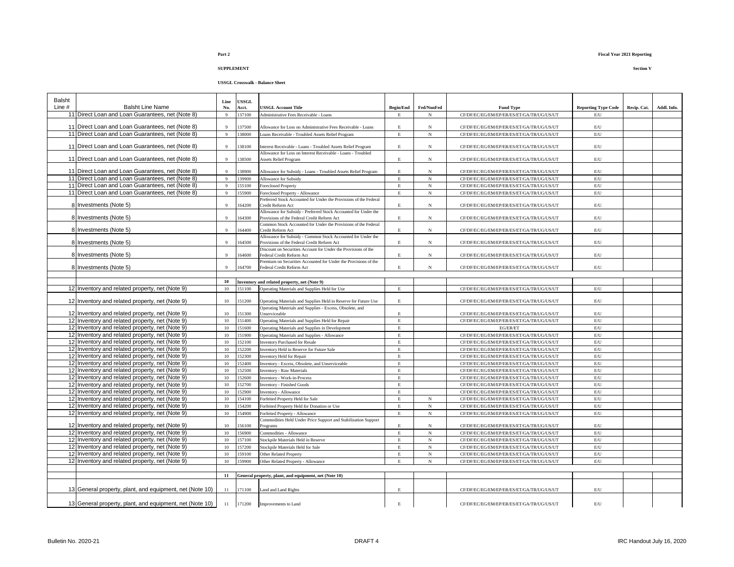**Part 2**

**Fiscal Year 2021 Reporting**

**SUPPLEMENT**

**Section V**

**USSGL Crosswalk - Balance Sheet**

| Balsht Line # | Balsht Line Name | Line No. | USSGL Acct. | USSGL Account Title | Begin/End | Fed/NonFed | Fund Type | Reporting Type Code | Recip. Cat. | Addl. Info. |
|---|---|---|---|---|---|---|---|---|---|---|
| 11 | Direct Loan and Loan Guarantees, net (Note 8) | 9 | 137100 | Administrative Fees Receivable - Loans | E | N | CF/DF/EC/EG/EM/EP/ER/ES/ET/GA/TR/UG/US/UT | E/U | | |
| 11 | Direct Loan and Loan Guarantees, net (Note 8) | 9 | 137500 | Allowance for Loss on Administrative Fees Receivable - Loans | E | N | CF/DF/EC/EG/EM/EP/ER/ES/ET/GA/TR/UG/US/UT | E/U | | |
| 11 | Direct Loan and Loan Guarantees, net (Note 8) | 9 | 138000 | Loans Receivable - Troubled Assets Relief Program | E | N | CF/DF/EC/EG/EM/EP/ER/ES/ET/GA/TR/UG/US/UT | E/U | | |
| 11 | Direct Loan and Loan Guarantees, net (Note 8) | 9 | 138100 | Interest Receivable - Loans - Troubled Assets Relief Program | E | N | CF/DF/EC/EG/EM/EP/ER/ES/ET/GA/TR/UG/US/UT | E/U | | |
| 11 | Direct Loan and Loan Guarantees, net (Note 8) | 9 | 138500 | Allowance for Loss on Interest Receivable - Loans - Troubled Assets Relief Program | E | N | CF/DF/EC/EG/EM/EP/ER/ES/ET/GA/TR/UG/US/UT | E/U | | |
| 11 | Direct Loan and Loan Guarantees, net (Note 8) | 9 | 138900 | Allowance for Subsidy - Loans - Troubled Assets Relief Program | E | N | CF/DF/EC/EG/EM/EP/ER/ES/ET/GA/TR/UG/US/UT | E/U | | |
| 11 | Direct Loan and Loan Guarantees, net (Note 8) | 9 | 139900 | Allowance for Subsidy | E | N | CF/DF/EC/EG/EM/EP/ER/ES/ET/GA/TR/UG/US/UT | E/U | | |
| 11 | Direct Loan and Loan Guarantees, net (Note 8) | 9 | 155100 | Foreclosed Property | E | N | CF/DF/EC/EG/EM/EP/ER/ES/ET/GA/TR/UG/US/UT | E/U | | |
| 11 | Direct Loan and Loan Guarantees, net (Note 8) | 9 | 155900 | Foreclosed Property - Allowance | E | N | CF/DF/EC/EG/EM/EP/ER/ES/ET/GA/TR/UG/US/UT | E/U | | |
| 8 | Investments (Note 5) | 9 | 164200 | Preferred Stock Accounted for Under the Provisions of the Federal Credit Reform Act | E | N | CF/DF/EC/EG/EM/EP/ER/ES/ET/GA/TR/UG/US/UT | E/U | | |
| 8 | Investments (Note 5) | 9 | 164300 | Allowance for Subsidy - Preferred Stock Accounted for Under the Provisions of the Federal Credit Reform Act | E | N | CF/DF/EC/EG/EM/EP/ER/ES/ET/GA/TR/UG/US/UT | E/U | | |
| 8 | Investments (Note 5) | 9 | 164400 | Common Stock Accounted for Under the Provisions of the Federal Credit Reform Act | E | N | CF/DF/EC/EG/EM/EP/ER/ES/ET/GA/TR/UG/US/UT | E/U | | |
| 8 | Investments (Note 5) | 9 | 164500 | Allowance for Subsidy - Common Stock Accounted for Under the Provisions of the Federal Credit Reform Act | E | N | CF/DF/EC/EG/EM/EP/ER/ES/ET/GA/TR/UG/US/UT | E/U | | |
| 8 | Investments (Note 5) | 9 | 164600 | Discount on Securities Account for Under the Provisions of the Federal Credit Reform Act | E | N | CF/DF/EC/EG/EM/EP/ER/ES/ET/GA/TR/UG/US/UT | E/U | | |
| 8 | Investments (Note 5) | 9 | 164700 | Premium on Securities Accounted for Under the Provisions of the Federal Credit Reform Act | E | N | CF/DF/EC/EG/EM/EP/ER/ES/ET/GA/TR/UG/US/UT | E/U | | |
| | | | | | | | | | | |
| | | **10** | **Inventory and related property, net (Note 9)** | | | | | | | |
| 12 | Inventory and related property, net (Note 9) | 10 | 151100 | Operating Materials and Supplies Held for Use | E | | CF/DF/EC/EG/EM/EP/ER/ES/ET/GA/TR/UG/US/UT | E/U | | |
| 12 | Inventory and related property, net (Note 9) | 10 | 151200 | Operating Materials and Supplies Held in Reserve for Future Use | E | | CF/DF/EC/EG/EM/EP/ER/ES/ET/GA/TR/UG/US/UT | E/U | | |
| 12 | Inventory and related property, net (Note 9) | 10 | 151300 | Operating Materials and Supplies - Excess, Obsolete, and Unserviceable | E | | CF/DF/EC/EG/EM/EP/ER/ES/ET/GA/TR/UG/US/UT | E/U | | |
| 12 | Inventory and related property, net (Note 9) | 10 | 151400 | Operating Materials and Supplies Held for Repair | E | | CF/DF/EC/EG/EM/EP/ER/ES/ET/GA/TR/UG/US/UT | E/U | | |
| 12 | Inventory and related property, net (Note 9) | 10 | 151600 | Operating Materials and Supplies in Development | E | | EG/ER/ET | E/U | | |
| 12 | Inventory and related property, net (Note 9) | 10 | 151900 | Operating Materials and Supplies - Allowance | E | | CF/DF/EC/EG/EM/EP/ER/ES/ET/GA/TR/UG/US/UT | E/U | | |
| 12 | Inventory and related property, net (Note 9) | 10 | 152100 | Inventory Purchased for Resale | E | | CF/DF/EC/EG/EM/EP/ER/ES/ET/GA/TR/UG/US/UT | E/U | | |
| 12 | Inventory and related property, net (Note 9) | 10 | 152200 | Inventory Held in Reserve for Future Sale | E | | CF/DF/EC/EG/EM/EP/ER/ES/ET/GA/TR/UG/US/UT | E/U | | |
| 12 | Inventory and related property, net (Note 9) | 10 | 152300 | Inventory Held for Repair | E | | CF/DF/EC/EG/EM/EP/ER/ES/ET/GA/TR/UG/US/UT | E/U | | |
| 12 | Inventory and related property, net (Note 9) | 10 | 152400 | Inventory - Excess, Obsolete, and Unserviceable | E | | CF/DF/EC/EG/EM/EP/ER/ES/ET/GA/TR/UG/US/UT | E/U | | |
| 12 | Inventory and related property, net (Note 9) | 10 | 152500 | Inventory - Raw Materials | E | | CF/DF/EC/EG/EM/EP/ER/ES/ET/GA/TR/UG/US/UT | E/U | | |
| 12 | Inventory and related property, net (Note 9) | 10 | 152600 | Inventory - Work-in-Process | E | | CF/DF/EC/EG/EM/EP/ER/ES/ET/GA/TR/UG/US/UT | E/U | | |
| 12 | Inventory and related property, net (Note 9) | 10 | 152700 | Inventory - Finished Goods | E | | CF/DF/EC/EG/EM/EP/ER/ES/ET/GA/TR/UG/US/UT | E/U | | |
| 12 | Inventory and related property, net (Note 9) | 10 | 152900 | Inventory - Allowance | E | | CF/DF/EC/EG/EM/EP/ER/ES/ET/GA/TR/UG/US/UT | E/U | | |
| 12 | Inventory and related property, net (Note 9) | 10 | 154100 | Forfeited Property Held for Sale | E | N | CF/DF/EC/EG/EM/EP/ER/ES/ET/GA/TR/UG/US/UT | E/U | | |
| 12 | Inventory and related property, net (Note 9) | 10 | 154200 | Forfeited Property Held for Donation or Use | E | N | CF/DF/EC/EG/EM/EP/ER/ES/ET/GA/TR/UG/US/UT | E/U | | |
| 12 | Inventory and related property, net (Note 9) | 10 | 154900 | Forfeited Property - Allowance | E | N | CF/DF/EC/EG/EM/EP/ER/ES/ET/GA/TR/UG/US/UT | E/U | | |
| 12 | Inventory and related property, net (Note 9) | 10 | 156100 | Commodities Held Under Price Support and Stabilization Support Programs | E | N | CF/DF/EC/EG/EM/EP/ER/ES/ET/GA/TR/UG/US/UT | E/U | | |
| 12 | Inventory and related property, net (Note 9) | 10 | 156900 | Commodities - Allowance | E | N | CF/DF/EC/EG/EM/EP/ER/ES/ET/GA/TR/UG/US/UT | E/U | | |
| 12 | Inventory and related property, net (Note 9) | 10 | 157100 | Stockpile Materials Held in Reserve | E | N | CF/DF/EC/EG/EM/EP/ER/ES/ET/GA/TR/UG/US/UT | E/U | | |
| 12 | Inventory and related property, net (Note 9) | 10 | 157200 | Stockpile Materials Held for Sale | E | N | CF/DF/EC/EG/EM/EP/ER/ES/ET/GA/TR/UG/US/UT | E/U | | |
| 12 | Inventory and related property, net (Note 9) | 10 | 159100 | Other Related Property | E | N | CF/DF/EC/EG/EM/EP/ER/ES/ET/GA/TR/UG/US/UT | E/U | | |
| 12 | Inventory and related property, net (Note 9) | 10 | 159900 | Other Related Property - Allowance | E | N | CF/DF/EC/EG/EM/EP/ER/ES/ET/GA/TR/UG/US/UT | E/U | | |
| | | | | | | | | | | |
| | | **11** | **General property, plant, and equipment, net (Note 10)** | | | | | | | |
| 13 | General property, plant, and equipment, net (Note 10) | 11 | 171100 | Land and Land Rights | E | | CF/DF/EC/EG/EM/EP/ER/ES/ET/GA/TR/UG/US/UT | E/U | | |
| 13 | General property, plant, and equipment, net (Note 10) | 11 | 171200 | Improvements to Land | E | | CF/DF/EC/EG/EM/EP/ER/ES/ET/GA/TR/UG/US/UT | E/U | | |

Bulletin No. 2020-21 DRAFT 4 IRC Handout July 16, 2020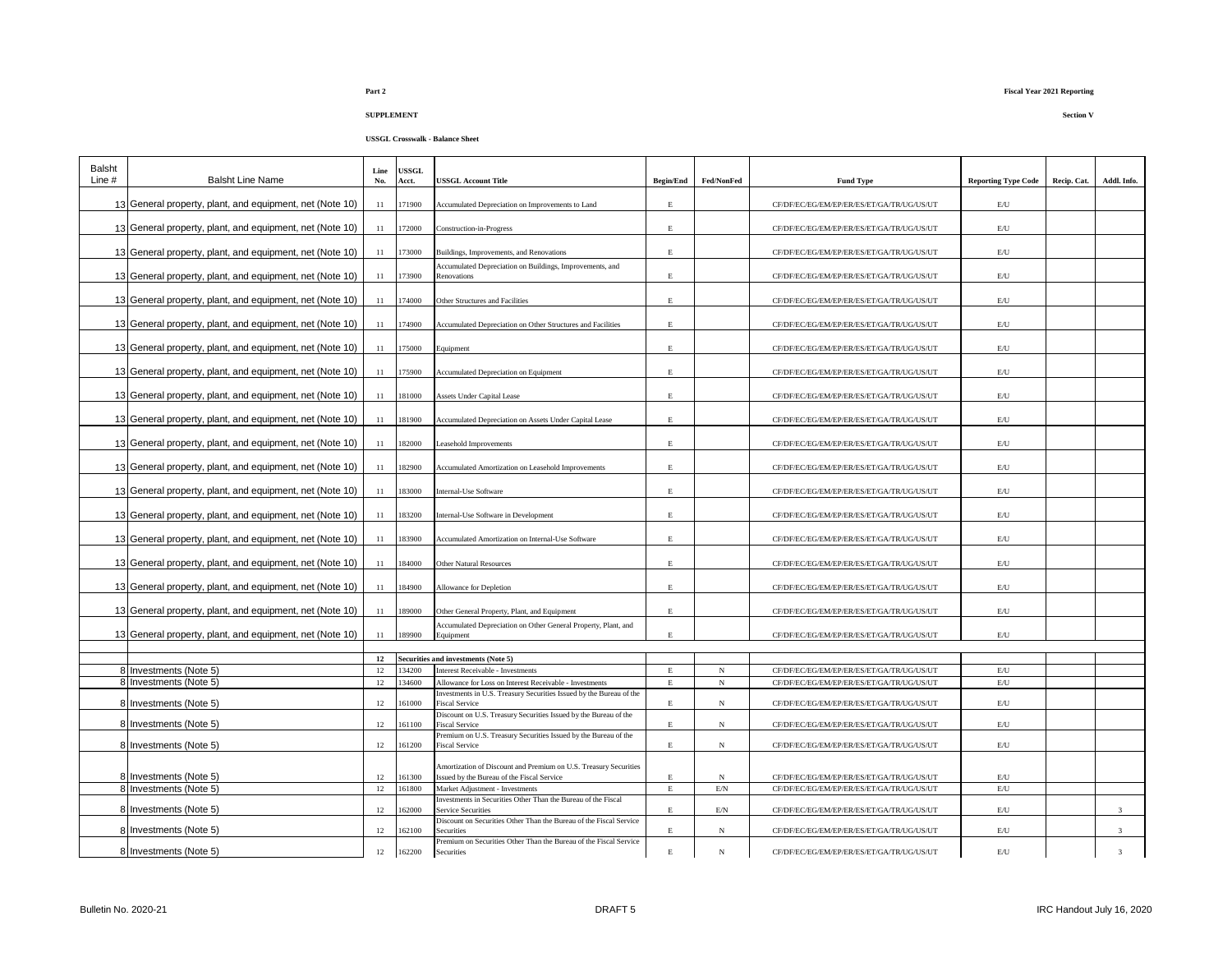**Part 2**

**Fiscal Year 2021 Reporting**

**SUPPLEMENT**

**Section V**

**USSGL Crosswalk - Balance Sheet**

| Balsht Line # | Balsht Line Name | Line No. | USSGL Acct. | USSGL Account Title | Begin/End | Fed/NonFed | Fund Type | Reporting Type Code | Recip. Cat. | Addl. Info. |
|---|---|---|---|---|---|---|---|---|---|---|
| 13 | General property, plant, and equipment, net (Note 10) | 11 | 171900 | Accumulated Depreciation on Improvements to Land | E | | CF/DF/EC/EG/EM/EP/ER/ES/ET/GA/TR/UG/US/UT | E/U | | |
| 13 | General property, plant, and equipment, net (Note 10) | 11 | 172000 | Construction-in-Progress | E | | CF/DF/EC/EG/EM/EP/ER/ES/ET/GA/TR/UG/US/UT | E/U | | |
| 13 | General property, plant, and equipment, net (Note 10) | 11 | 173000 | Buildings, Improvements, and Renovations | E | | CF/DF/EC/EG/EM/EP/ER/ES/ET/GA/TR/UG/US/UT | E/U | | |
| 13 | General property, plant, and equipment, net (Note 10) | 11 | 173900 | Accumulated Depreciation on Buildings, Improvements, and Renovations | E | | CF/DF/EC/EG/EM/EP/ER/ES/ET/GA/TR/UG/US/UT | E/U | | |
| 13 | General property, plant, and equipment, net (Note 10) | 11 | 174000 | Other Structures and Facilities | E | | CF/DF/EC/EG/EM/EP/ER/ES/ET/GA/TR/UG/US/UT | E/U | | |
| 13 | General property, plant, and equipment, net (Note 10) | 11 | 174900 | Accumulated Depreciation on Other Structures and Facilities | E | | CF/DF/EC/EG/EM/EP/ER/ES/ET/GA/TR/UG/US/UT | E/U | | |
| 13 | General property, plant, and equipment, net (Note 10) | 11 | 175000 | Equipment | E | | CF/DF/EC/EG/EM/EP/ER/ES/ET/GA/TR/UG/US/UT | E/U | | |
| 13 | General property, plant, and equipment, net (Note 10) | 11 | 175900 | Accumulated Depreciation on Equipment | E | | CF/DF/EC/EG/EM/EP/ER/ES/ET/GA/TR/UG/US/UT | E/U | | |
| 13 | General property, plant, and equipment, net (Note 10) | 11 | 181000 | Assets Under Capital Lease | E | | CF/DF/EC/EG/EM/EP/ER/ES/ET/GA/TR/UG/US/UT | E/U | | |
| 13 | General property, plant, and equipment, net (Note 10) | 11 | 181900 | Accumulated Depreciation on Assets Under Capital Lease | E | | CF/DF/EC/EG/EM/EP/ER/ES/ET/GA/TR/UG/US/UT | E/U | | |
| 13 | General property, plant, and equipment, net (Note 10) | 11 | 182000 | Leasehold Improvements | E | | CF/DF/EC/EG/EM/EP/ER/ES/ET/GA/TR/UG/US/UT | E/U | | |
| 13 | General property, plant, and equipment, net (Note 10) | 11 | 182900 | Accumulated Amortization on Leasehold Improvements | E | | CF/DF/EC/EG/EM/EP/ER/ES/ET/GA/TR/UG/US/UT | E/U | | |
| 13 | General property, plant, and equipment, net (Note 10) | 11 | 183000 | Internal-Use Software | E | | CF/DF/EC/EG/EM/EP/ER/ES/ET/GA/TR/UG/US/UT | E/U | | |
| 13 | General property, plant, and equipment, net (Note 10) | 11 | 183200 | Internal-Use Software in Development | E | | CF/DF/EC/EG/EM/EP/ER/ES/ET/GA/TR/UG/US/UT | E/U | | |
| 13 | General property, plant, and equipment, net (Note 10) | 11 | 183900 | Accumulated Amortization on Internal-Use Software | E | | CF/DF/EC/EG/EM/EP/ER/ES/ET/GA/TR/UG/US/UT | E/U | | |
| 13 | General property, plant, and equipment, net (Note 10) | 11 | 184000 | Other Natural Resources | E | | CF/DF/EC/EG/EM/EP/ER/ES/ET/GA/TR/UG/US/UT | E/U | | |
| 13 | General property, plant, and equipment, net (Note 10) | 11 | 184900 | Allowance for Depletion | E | | CF/DF/EC/EG/EM/EP/ER/ES/ET/GA/TR/UG/US/UT | E/U | | |
| 13 | General property, plant, and equipment, net (Note 10) | 11 | 189000 | Other General Property, Plant, and Equipment | E | | CF/DF/EC/EG/EM/EP/ER/ES/ET/GA/TR/UG/US/UT | E/U | | |
| 13 | General property, plant, and equipment, net (Note 10) | 11 | 189900 | Accumulated Depreciation on Other General Property, Plant, and Equipment | E | | CF/DF/EC/EG/EM/EP/ER/ES/ET/GA/TR/UG/US/UT | E/U | | |
| | | | | | | | | | | |
| | | **12** | | **Securities and investments (Note 5)** | | | | | | |
| 8 | Investments (Note 5) | 12 | 134200 | Interest Receivable - Investments | E | N | CF/DF/EC/EG/EM/EP/ER/ES/ET/GA/TR/UG/US/UT | E/U | | |
| 8 | Investments (Note 5) | 12 | 134600 | Allowance for Loss on Interest Receivable - Investments | E | N | CF/DF/EC/EG/EM/EP/ER/ES/ET/GA/TR/UG/US/UT | E/U | | |
| 8 | Investments (Note 5) | 12 | 161000 | Investments in U.S. Treasury Securities Issued by the Bureau of the Fiscal Service | E | N | CF/DF/EC/EG/EM/EP/ER/ES/ET/GA/TR/UG/US/UT | E/U | | |
| 8 | Investments (Note 5) | 12 | 161100 | Discount on U.S. Treasury Securities Issued by the Bureau of the Fiscal Service | E | N | CF/DF/EC/EG/EM/EP/ER/ES/ET/GA/TR/UG/US/UT | E/U | | |
| 8 | Investments (Note 5) | 12 | 161200 | Premium on U.S. Treasury Securities Issued by the Bureau of the Fiscal Service | E | N | CF/DF/EC/EG/EM/EP/ER/ES/ET/GA/TR/UG/US/UT | E/U | | |
| 8 | Investments (Note 5) | 12 | 161300 | Amortization of Discount and Premium on U.S. Treasury Securities Issued by the Bureau of the Fiscal Service | E | N | CF/DF/EC/EG/EM/EP/ER/ES/ET/GA/TR/UG/US/UT | E/U | | |
| 8 | Investments (Note 5) | 12 | 161800 | Market Adjustment - Investments | E | E/N | CF/DF/EC/EG/EM/EP/ER/ES/ET/GA/TR/UG/US/UT | E/U | | |
| 8 | Investments (Note 5) | 12 | 162000 | Investments in Securities Other Than the Bureau of the Fiscal Service Securities | E | E/N | CF/DF/EC/EG/EM/EP/ER/ES/ET/GA/TR/UG/US/UT | E/U | | 3 |
| 8 | Investments (Note 5) | 12 | 162100 | Discount on Securities Other Than the Bureau of the Fiscal Service Securities | E | N | CF/DF/EC/EG/EM/EP/ER/ES/ET/GA/TR/UG/US/UT | E/U | | 3 |
| 8 | Investments (Note 5) | 12 | 162200 | Premium on Securities Other Than the Bureau of the Fiscal Service Securities | E | N | CF/DF/EC/EG/EM/EP/ER/ES/ET/GA/TR/UG/US/UT | E/U | | 3 |

Bulletin No. 2020-21 | DRAFT 5 | IRC Handout July 16, 2020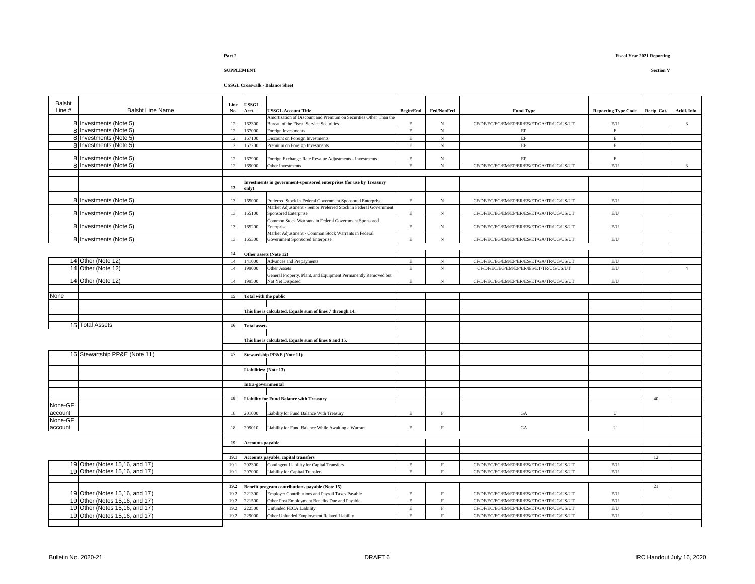**Part 2**

**Fiscal Year 2021 Reporting**

**SUPPLEMENT**

**Section V**

**USSGL Crosswalk - Balance Sheet**

| Balsht Line # | Balsht Line Name | Line No. | USSGL Acct. | USSGL Account Title | Begin/End | Fed/NonFed | Fund Type | Reporting Type Code | Recip. Cat. | Addl. Info. |
|---|---|---|---|---|---|---|---|---|---|---|
| 8 | Investments (Note 5) | 12 | 162300 | Amortization of Discount and Premium on Securities Other Than the Bureau of the Fiscal Service Securities | E | N | CF/DF/EC/EG/EM/EP/ER/ES/ET/GA/TR/UG/US/UT | E/U | | 3 |
| 8 | Investments (Note 5) | 12 | 167000 | Foreign Investments | E | N | EP | E | | |
| 8 | Investments (Note 5) | 12 | 167100 | Discount on Foreign Investments | E | N | EP | E | | |
| 8 | Investments (Note 5) | 12 | 167200 | Premium on Foreign Investments | E | N | EP | E | | |
| 8 | Investments (Note 5) | 12 | 167900 | Foreign Exchange Rate Revalue Adjustments - Investments | E | N | EP | E | | |
| 8 | Investments (Note 5) | 12 | 169000 | Other Investments | E | N | CF/DF/EC/EG/EM/EP/ER/ES/ET/GA/TR/UG/US/UT | E/U | | 3 |
| | | | | | | | | | | |
| | | 13 | **Investments in government-sponsored enterprises (for use by Treasury only)** | | | | | | | |
| 8 | Investments (Note 5) | 13 | 165000 | Preferred Stock in Federal Government Sponsored Enterprise | E | N | CF/DF/EC/EG/EM/EP/ER/ES/ET/GA/TR/UG/US/UT | E/U | | |
| 8 | Investments (Note 5) | 13 | 165100 | Market Adjustment - Senior Preferred Stock in Federal Government Sponsored Enterprise | E | N | CF/DF/EC/EG/EM/EP/ER/ES/ET/GA/TR/UG/US/UT | E/U | | |
| 8 | Investments (Note 5) | 13 | 165200 | Common Stock Warrants in Federal Government Sponsored Enterprise | E | N | CF/DF/EC/EG/EM/EP/ER/ES/ET/GA/TR/UG/US/UT | E/U | | |
| 8 | Investments (Note 5) | 13 | 165300 | Market Adjustment - Common Stock Warrants in Federal Government Sponsored Enterprise | E | N | CF/DF/EC/EG/EM/EP/ER/ES/ET/GA/TR/UG/US/UT | E/U | | |
| | | | | | | | | | | |
| | | 14 | **Other assets (Note 12)** | | | | | | | |
| 14 | Other (Note 12) | 14 | 141000 | Advances and Prepayments | E | N | CF/DF/EC/EG/EM/EP/ER/ES/ET/GA/TR/UG/US/UT | E/U | | |
| 14 | Other (Note 12) | 14 | 199000 | Other Assets | E | N | CF/DF/EC/EG/EM/EP/ER/ES/ET/TR/UG/US/UT | E/U | | 4 |
| 14 | Other (Note 12) | 14 | 199500 | General Property, Plant, and Equipment Permanently Removed but Not Yet Disposed | E | N | CF/DF/EC/EG/EM/EP/ER/ES/ET/GA/TR/UG/US/UT | E/U | | |
| | | | | | | | | | | |
| None | | 15 | **Total with the public** | | | | | | | |
| | | | **This line is calculated. Equals sum of lines 7 through 14.** | | | | | | | |
| 15 | Total Assets | 16 | **Total assets** | | | | | | | |
| | | | **This line is calculated. Equals sum of lines 6 and 15.** | | | | | | | |
| 16 | Stewartship PP&E (Note 11) | 17 | **Stewardship PP&E (Note 11)** | | | | | | | |
| | | | **Liabilities: (Note 13)** | | | | | | | |
| | | | **Intra-governmental** | | | | | | | |
| | | 18 | **Liability for Fund Balance with Treasury** | | | | | | 40 | |
| None-GF account | | 18 | 201000 | Liability for Fund Balance With Treasury | E | F | GA | U | | |
| None-GF account | | 18 | 209010 | Liability for Fund Balance While Awaiting a Warrant | E | F | GA | U | | |
| | | | | | | | | | | |
| | | 19 | **Accounts payable** | | | | | | | |
| | | 19.1 | **Accounts payable, capital transfers** | | | | | | 12 | |
| 19 | Other (Notes 15,16, and 17) | 19.1 | 292300 | Contingent Liability for Capital Transfers | E | F | CF/DF/EC/EG/EM/EP/ER/ES/ET/GA/TR/UG/US/UT | E/U | | |
| 19 | Other (Notes 15,16, and 17) | 19.1 | 297000 | Liability for Capital Transfers | E | F | CF/DF/EC/EG/EM/EP/ER/ES/ET/GA/TR/UG/US/UT | E/U | | |
| | | | | | | | | | | |
| | | 19.2 | **Benefit program contributions payable (Note 15)** | | | | | | 21 | |
| 19 | Other (Notes 15,16, and 17) | 19.2 | 221300 | Employer Contributions and Payroll Taxes Payable | E | F | CF/DF/EC/EG/EM/EP/ER/ES/ET/GA/TR/UG/US/UT | E/U | | |
| 19 | Other (Notes 15,16, and 17) | 19.2 | 221500 | Other Post Employment Benefits Due and Payable | E | F | CF/DF/EC/EG/EM/EP/ER/ES/ET/GA/TR/UG/US/UT | E/U | | |
| 19 | Other (Notes 15,16, and 17) | 19.2 | 222500 | Unfunded FECA Liability | E | F | CF/DF/EC/EG/EM/EP/ER/ES/ET/GA/TR/UG/US/UT | E/U | | |
| 19 | Other (Notes 15,16, and 17) | 19.2 | 229000 | Other Unfunded Employment Related Liability | E | F | CF/DF/EC/EG/EM/EP/ER/ES/ET/GA/TR/UG/US/UT | E/U | | |

Bulletin No. 2020-21 | DRAFT 6 | IRC Handout July 16, 2020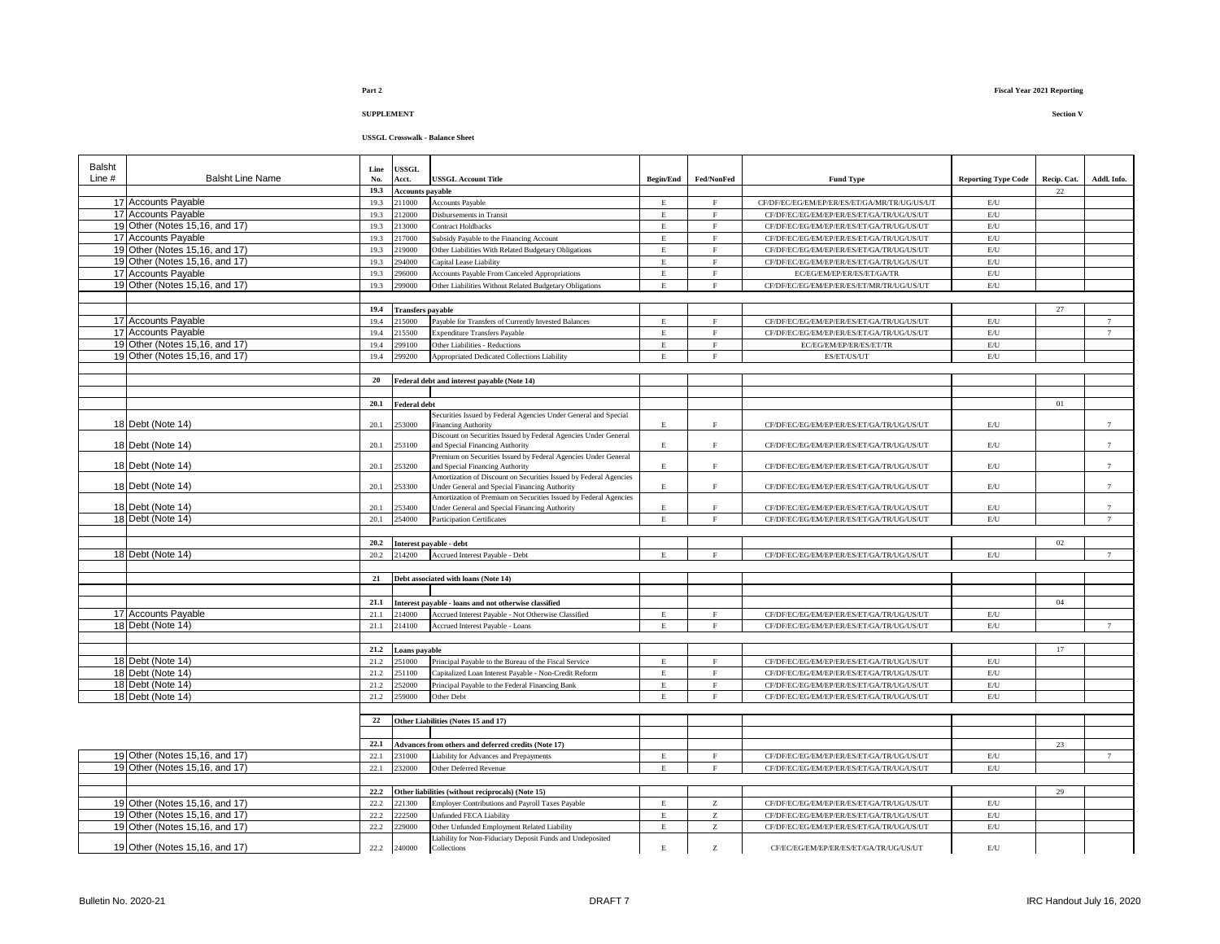**Part 2**

**Fiscal Year 2021 Reporting**

**SUPPLEMENT**

**Section V**

**USSGL Crosswalk - Balance Sheet**

| Balsht Line # | Balsht Line Name | Line No. | USSGL Acct. | USSGL Account Title | Begin/End | Fed/NonFed | Fund Type | Reporting Type Code | Recip. Cat. | Addl. Info. |
|---|---|---|---|---|---|---|---|---|---|---|
| | | **19.3** | **Accounts payable** | | | | | | 22 | |
| 17 | Accounts Payable | 19.3 | 211000 | Accounts Payable | E | F | CF/DF/EC/EG/EM/EP/ER/ES/ET/GA/MR/TR/UG/US/UT | E/U | | |
| 17 | Accounts Payable | 19.3 | 212000 | Disbursements in Transit | E | F | CF/DF/EC/EG/EM/EP/ER/ES/ET/GA/TR/UG/US/UT | E/U | | |
| 19 | Other (Notes 15,16, and 17) | 19.3 | 213000 | Contract Holdbacks | E | F | CF/DF/EC/EG/EM/EP/ER/ES/ET/GA/TR/UG/US/UT | E/U | | |
| 17 | Accounts Payable | 19.3 | 217000 | Subsidy Payable to the Financing Account | E | F | CF/DF/EC/EG/EM/EP/ER/ES/ET/GA/TR/UG/US/UT | E/U | | |
| 19 | Other (Notes 15,16, and 17) | 19.3 | 219000 | Other Liabilities With Related Budgetary Obligations | E | F | CF/DF/EC/EG/EM/EP/ER/ES/ET/GA/TR/UG/US/UT | E/U | | |
| 19 | Other (Notes 15,16, and 17) | 19.3 | 294000 | Capital Lease Liability | E | F | CF/DF/EC/EG/EM/EP/ER/ES/ET/GA/TR/UG/US/UT | E/U | | |
| 17 | Accounts Payable | 19.3 | 296000 | Accounts Payable From Canceled Appropriations | E | F | EC/EG/EM/EP/ER/ES/ET/GA/TR | E/U | | |
| 19 | Other (Notes 15,16, and 17) | 19.3 | 299000 | Other Liabilities Without Related Budgetary Obligations | E | F | CF/DF/EC/EG/EM/EP/ER/ES/ET/MR/TR/UG/US/UT | E/U | | |
| | | | | | | | | | | |
| | | **19.4** | **Transfers payable** | | | | | | 27 | |
| 17 | Accounts Payable | 19.4 | 215000 | Payable for Transfers of Currently Invested Balances | E | F | CF/DF/EC/EG/EM/EP/ER/ES/ET/GA/TR/UG/US/UT | E/U | | 7 |
| 17 | Accounts Payable | 19.4 | 215500 | Expenditure Transfers Payable | E | F | CF/DF/EC/EG/EM/EP/ER/ES/ET/GA/TR/UG/US/UT | E/U | | 7 |
| 19 | Other (Notes 15,16, and 17) | 19.4 | 299100 | Other Liabilities - Reductions | E | F | EC/EG/EM/EP/ER/ES/ET/TR | E/U | | |
| 19 | Other (Notes 15,16, and 17) | 19.4 | 299200 | Appropriated Dedicated Collections Liability | E | F | ES/ET/US/UT | E/U | | |
| | | | | | | | | | | |
| | | **20** | **Federal debt and interest payable (Note 14)** | | | | | | | |
| | | | | | | | | | | |
| | | **20.1** | **Federal debt** | | | | | | 01 | |
| 18 | Debt (Note 14) | 20.1 | 253000 | Securities Issued by Federal Agencies Under General and Special Financing Authority | E | F | CF/DF/EC/EG/EM/EP/ER/ES/ET/GA/TR/UG/US/UT | E/U | | 7 |
| 18 | Debt (Note 14) | 20.1 | 253100 | Discount on Securities Issued by Federal Agencies Under General and Special Financing Authority | E | F | CF/DF/EC/EG/EM/EP/ER/ES/ET/GA/TR/UG/US/UT | E/U | | 7 |
| 18 | Debt (Note 14) | 20.1 | 253200 | Premium on Securities Issued by Federal Agencies Under General and Special Financing Authority | E | F | CF/DF/EC/EG/EM/EP/ER/ES/ET/GA/TR/UG/US/UT | E/U | | 7 |
| 18 | Debt (Note 14) | 20.1 | 253300 | Amortization of Discount on Securities Issued by Federal Agencies Under General and Special Financing Authority | E | F | CF/DF/EC/EG/EM/EP/ER/ES/ET/GA/TR/UG/US/UT | E/U | | 7 |
| 18 | Debt (Note 14) | 20.1 | 253400 | Amortization of Premium on Securities Issued by Federal Agencies Under General and Special Financing Authority | E | F | CF/DF/EC/EG/EM/EP/ER/ES/ET/GA/TR/UG/US/UT | E/U | | 7 |
| 18 | Debt (Note 14) | 20.1 | 254000 | Participation Certificates | E | F | CF/DF/EC/EG/EM/EP/ER/ES/ET/GA/TR/UG/US/UT | E/U | | 7 |
| | | | | | | | | | | |
| | | **20.2** | **Interest payable - debt** | | | | | | 02 | |
| 18 | Debt (Note 14) | 20.2 | 214200 | Accrued Interest Payable - Debt | E | F | CF/DF/EC/EG/EM/EP/ER/ES/ET/GA/TR/UG/US/UT | E/U | | 7 |
| | | | | | | | | | | |
| | | **21** | **Debt associated with loans (Note 14)** | | | | | | | |
| | | | | | | | | | | |
| | | **21.1** | **Interest payable - loans and not otherwise classified** | | | | | | 04 | |
| 17 | Accounts Payable | 21.1 | 214000 | Accrued Interest Payable - Not Otherwise Classified | E | F | CF/DF/EC/EG/EM/EP/ER/ES/ET/GA/TR/UG/US/UT | E/U | | |
| 18 | Debt (Note 14) | 21.1 | 214100 | Accrued Interest Payable - Loans | E | F | CF/DF/EC/EG/EM/EP/ER/ES/ET/GA/TR/UG/US/UT | E/U | | 7 |
| | | | | | | | | | | |
| | | **21.2** | **Loans payable** | | | | | | 17 | |
| 18 | Debt (Note 14) | 21.2 | 251000 | Principal Payable to the Bureau of the Fiscal Service | E | F | CF/DF/EC/EG/EM/EP/ER/ES/ET/GA/TR/UG/US/UT | E/U | | |
| 18 | Debt (Note 14) | 21.2 | 251100 | Capitalized Loan Interest Payable - Non-Credit Reform | E | F | CF/DF/EC/EG/EM/EP/ER/ES/ET/GA/TR/UG/US/UT | E/U | | |
| 18 | Debt (Note 14) | 21.2 | 252000 | Principal Payable to the Federal Financing Bank | E | F | CF/DF/EC/EG/EM/EP/ER/ES/ET/GA/TR/UG/US/UT | E/U | | |
| 18 | Debt (Note 14) | 21.2 | 259000 | Other Debt | E | F | CF/DF/EC/EG/EM/EP/ER/ES/ET/GA/TR/UG/US/UT | E/U | | |
| | | | | | | | | | | |
| | | **22** | **Other Liabilities (Notes 15 and 17)** | | | | | | | |
| | | | | | | | | | | |
| | | **22.1** | **Advances from others and deferred credits (Note 17)** | | | | | | 23 | |
| 19 | Other (Notes 15,16, and 17) | 22.1 | 231000 | Liability for Advances and Prepayments | E | F | CF/DF/EC/EG/EM/EP/ER/ES/ET/GA/TR/UG/US/UT | E/U | | 7 |
| 19 | Other (Notes 15,16, and 17) | 22.1 | 232000 | Other Deferred Revenue | E | F | CF/DF/EC/EG/EM/EP/ER/ES/ET/GA/TR/UG/US/UT | E/U | | |
| | | | | | | | | | | |
| | | **22.2** | **Other liabilities (without reciprocals) (Note 15)** | | | | | | 29 | |
| 19 | Other (Notes 15,16, and 17) | 22.2 | 221300 | Employer Contributions and Payroll Taxes Payable | E | Z | CF/DF/EC/EG/EM/EP/ER/ES/ET/GA/TR/UG/US/UT | E/U | | |
| 19 | Other (Notes 15,16, and 17) | 22.2 | 222500 | Unfunded FECA Liability | E | Z | CF/DF/EC/EG/EM/EP/ER/ES/ET/GA/TR/UG/US/UT | E/U | | |
| 19 | Other (Notes 15,16, and 17) | 22.2 | 229000 | Other Unfunded Employment Related Liability | E | Z | CF/DF/EC/EG/EM/EP/ER/ES/ET/GA/TR/UG/US/UT | E/U | | |
| 19 | Other (Notes 15,16, and 17) | 22.2 | 240000 | Liability for Non-Fiduciary Deposit Funds and Undeposited Collections | E | Z | CF/EC/EG/EM/EP/ER/ES/ET/GA/TR/UG/US/UT | E/U | | |

Bulletin No. 2020-21 DRAFT 7 IRC Handout July 16, 2020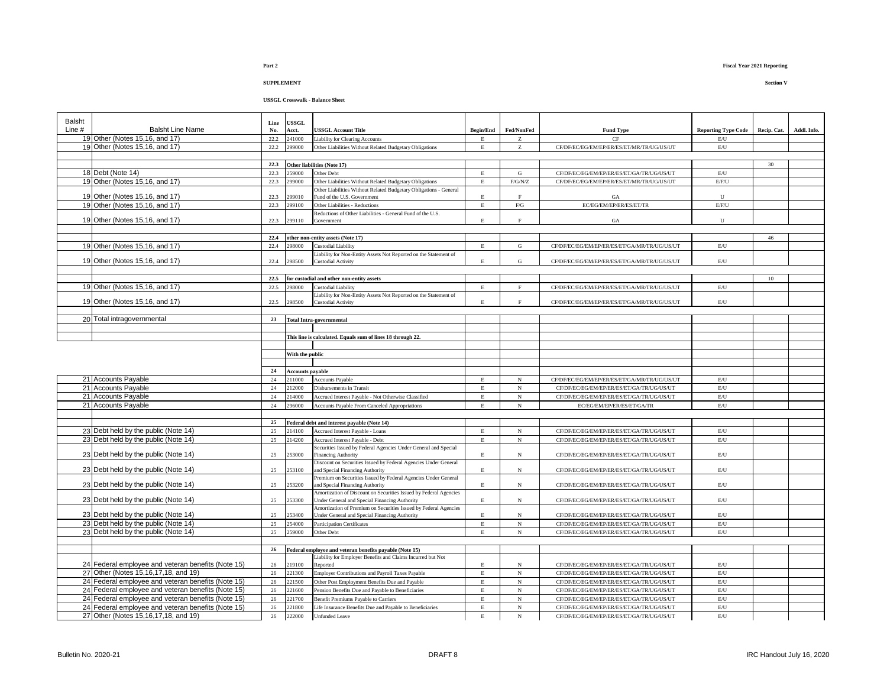**Part 2**

**Fiscal Year 2021 Reporting**

**SUPPLEMENT**

**Section V**

**USSGL Crosswalk - Balance Sheet**

| Balsht Line # | Balsht Line Name | Line No. | USSGL Acct. | USSGL Account Title | Begin/End | Fed/NonFed | Fund Type | Reporting Type Code | Recip. Cat. | Addl. Info. |
|---|---|---|---|---|---|---|---|---|---|---|
| 19 | Other (Notes 15,16, and 17) | 22.2 | 241000 | Liability for Clearing Accounts | E | Z | CF | E/U | | |
| 19 | Other (Notes 15,16, and 17) | 22.2 | 299000 | Other Liabilities Without Related Budgetary Obligations | E | Z | CF/DF/EC/EG/EM/EP/ER/ES/ET/MR/TR/UG/US/UT | E/U | | |
| | | | | | | | | | | |
| | | **22.3** | **Other liabilities (Note 17)** | | | | | | 30 | |
| 18 | Debt (Note 14) | 22.3 | 259000 | Other Debt | E | G | CF/DF/EC/EG/EM/EP/ER/ES/ET/GA/TR/UG/US/UT | E/U | | |
| 19 | Other (Notes 15,16, and 17) | 22.3 | 299000 | Other Liabilities Without Related Budgetary Obligations | E | F/G/N/Z | CF/DF/EC/EG/EM/EP/ER/ES/ET/MR/TR/UG/US/UT | E/F/U | | |
| 19 | Other (Notes 15,16, and 17) | 22.3 | 299010 | Other Liabilities Without Related Budgetary Obligations - General Fund of the U.S. Government | E | F | GA | U | | |
| 19 | Other (Notes 15,16, and 17) | 22.3 | 299100 | Other Liabilities - Reductions | E | F/G | EC/EG/EM/EP/ER/ES/ET/TR | E/F/U | | |
| 19 | Other (Notes 15,16, and 17) | 22.3 | 299110 | Reductions of Other Liabilities - General Fund of the U.S. Government | E | F | GA | U | | |
| | | | | | | | | | | |
| | | **22.4** | **other non-entity assets (Note 17)** | | | | | | 46 | |
| 19 | Other (Notes 15,16, and 17) | 22.4 | 298000 | Custodial Liability | E | G | CF/DF/EC/EG/EM/EP/ER/ES/ET/GA/MR/TR/UG/US/UT | E/U | | |
| 19 | Other (Notes 15,16, and 17) | 22.4 | 298500 | Liability for Non-Entity Assets Not Reported on the Statement of Custodial Activity | E | G | CF/DF/EC/EG/EM/EP/ER/ES/ET/GA/MR/TR/UG/US/UT | E/U | | |
| | | | | | | | | | | |
| | | **22.5** | **for custodial and other non-entity assets** | | | | | | 10 | |
| 19 | Other (Notes 15,16, and 17) | 22.5 | 298000 | Custodial Liability | E | F | CF/DF/EC/EG/EM/EP/ER/ES/ET/GA/MR/TR/UG/US/UT | E/U | | |
| 19 | Other (Notes 15,16, and 17) | 22.5 | 298500 | Liability for Non-Entity Assets Not Reported on the Statement of Custodial Activity | E | F | CF/DF/EC/EG/EM/EP/ER/ES/ET/GA/MR/TR/UG/US/UT | E/U | | |
| | | | | | | | | | | |
| 20 | Total intragovernmental | **23** | **Total Intra-governmental** | | | | | | | |
| | | | | | | | | | | |
| | | | **This line is calculated. Equals sum of lines 18 through 22.** | | | | | | | |
| | | | | | | | | | | |
| | | | **With the public** | | | | | | | |
| | | | | | | | | | | |
| | | **24** | **Accounts payable** | | | | | | | |
| 21 | Accounts Payable | 24 | 211000 | Accounts Payable | E | N | CF/DF/EC/EG/EM/EP/ER/ES/ET/GA/MR/TR/UG/US/UT | E/U | | |
| 21 | Accounts Payable | 24 | 212000 | Disbursements in Transit | E | N | CF/DF/EC/EG/EM/EP/ER/ES/ET/GA/TR/UG/US/UT | E/U | | |
| 21 | Accounts Payable | 24 | 214000 | Accrued Interest Payable - Not Otherwise Classified | E | N | CF/DF/EC/EG/EM/EP/ER/ES/ET/GA/TR/UG/US/UT | E/U | | |
| 21 | Accounts Payable | 24 | 296000 | Accounts Payable From Canceled Appropriations | E | N | EC/EG/EM/EP/ER/ES/ET/GA/TR | E/U | | |
| | | | | | | | | | | |
| | | **25** | **Federal debt and interest payable (Note 14)** | | | | | | | |
| 23 | Debt held by the public (Note 14) | 25 | 214100 | Accrued Interest Payable - Loans | E | N | CF/DF/EC/EG/EM/EP/ER/ES/ET/GA/TR/UG/US/UT | E/U | | |
| 23 | Debt held by the public (Note 14) | 25 | 214200 | Accrued Interest Payable - Debt | E | N | CF/DF/EC/EG/EM/EP/ER/ES/ET/GA/TR/UG/US/UT | E/U | | |
| 23 | Debt held by the public (Note 14) | 25 | 253000 | Securities Issued by Federal Agencies Under General and Special Financing Authority | E | N | CF/DF/EC/EG/EM/EP/ER/ES/ET/GA/TR/UG/US/UT | E/U | | |
| 23 | Debt held by the public (Note 14) | 25 | 253100 | Discount on Securities Issued by Federal Agencies Under General and Special Financing Authority | E | N | CF/DF/EC/EG/EM/EP/ER/ES/ET/GA/TR/UG/US/UT | E/U | | |
| 23 | Debt held by the public (Note 14) | 25 | 253200 | Premium on Securities Issued by Federal Agencies Under General and Special Financing Authority | E | N | CF/DF/EC/EG/EM/EP/ER/ES/ET/GA/TR/UG/US/UT | E/U | | |
| 23 | Debt held by the public (Note 14) | 25 | 253300 | Amortization of Discount on Securities Issued by Federal Agencies Under General and Special Financing Authority | E | N | CF/DF/EC/EG/EM/EP/ER/ES/ET/GA/TR/UG/US/UT | E/U | | |
| 23 | Debt held by the public (Note 14) | 25 | 253400 | Amortization of Premium on Securities Issued by Federal Agencies Under General and Special Financing Authority | E | N | CF/DF/EC/EG/EM/EP/ER/ES/ET/GA/TR/UG/US/UT | E/U | | |
| 23 | Debt held by the public (Note 14) | 25 | 254000 | Participation Certificates | E | N | CF/DF/EC/EG/EM/EP/ER/ES/ET/GA/TR/UG/US/UT | E/U | | |
| 23 | Debt held by the public (Note 14) | 25 | 259000 | Other Debt | E | N | CF/DF/EC/EG/EM/EP/ER/ES/ET/GA/TR/UG/US/UT | E/U | | |
| | | | | | | | | | | |
| | | **26** | **Federal employee and veteran benefits payable (Note 15)** | | | | | | | |
| 24 | Federal employee and veteran benefits (Note 15) | 26 | 219100 | Liability for Employer Benefits and Claims Incurred but Not Reported | E | N | CF/DF/EC/EG/EM/EP/ER/ES/ET/GA/TR/UG/US/UT | E/U | | |
| 27 | Other (Notes 15,16,17,18, and 19) | 26 | 221300 | Employer Contributions and Payroll Taxes Payable | E | N | CF/DF/EC/EG/EM/EP/ER/ES/ET/GA/TR/UG/US/UT | E/U | | |
| 24 | Federal employee and veteran benefits (Note 15) | 26 | 221500 | Other Post Employment Benefits Due and Payable | E | N | CF/DF/EC/EG/EM/EP/ER/ES/ET/GA/TR/UG/US/UT | E/U | | |
| 24 | Federal employee and veteran benefits (Note 15) | 26 | 221600 | Pension Benefits Due and Payable to Beneficiaries | E | N | CF/DF/EC/EG/EM/EP/ER/ES/ET/GA/TR/UG/US/UT | E/U | | |
| 24 | Federal employee and veteran benefits (Note 15) | 26 | 221700 | Benefit Premiums Payable to Carriers | E | N | CF/DF/EC/EG/EM/EP/ER/ES/ET/GA/TR/UG/US/UT | E/U | | |
| 24 | Federal employee and veteran benefits (Note 15) | 26 | 221800 | Life Insurance Benefits Due and Payable to Beneficiaries | E | N | CF/DF/EC/EG/EM/EP/ER/ES/ET/GA/TR/UG/US/UT | E/U | | |
| 27 | Other (Notes 15,16,17,18, and 19) | 26 | 222000 | Unfunded Leave | E | N | CF/DF/EC/EG/EM/EP/ER/ES/ET/GA/TR/UG/US/UT | E/U | | |

Bulletin No. 2020-21 DRAFT 8 IRC Handout July 16, 2020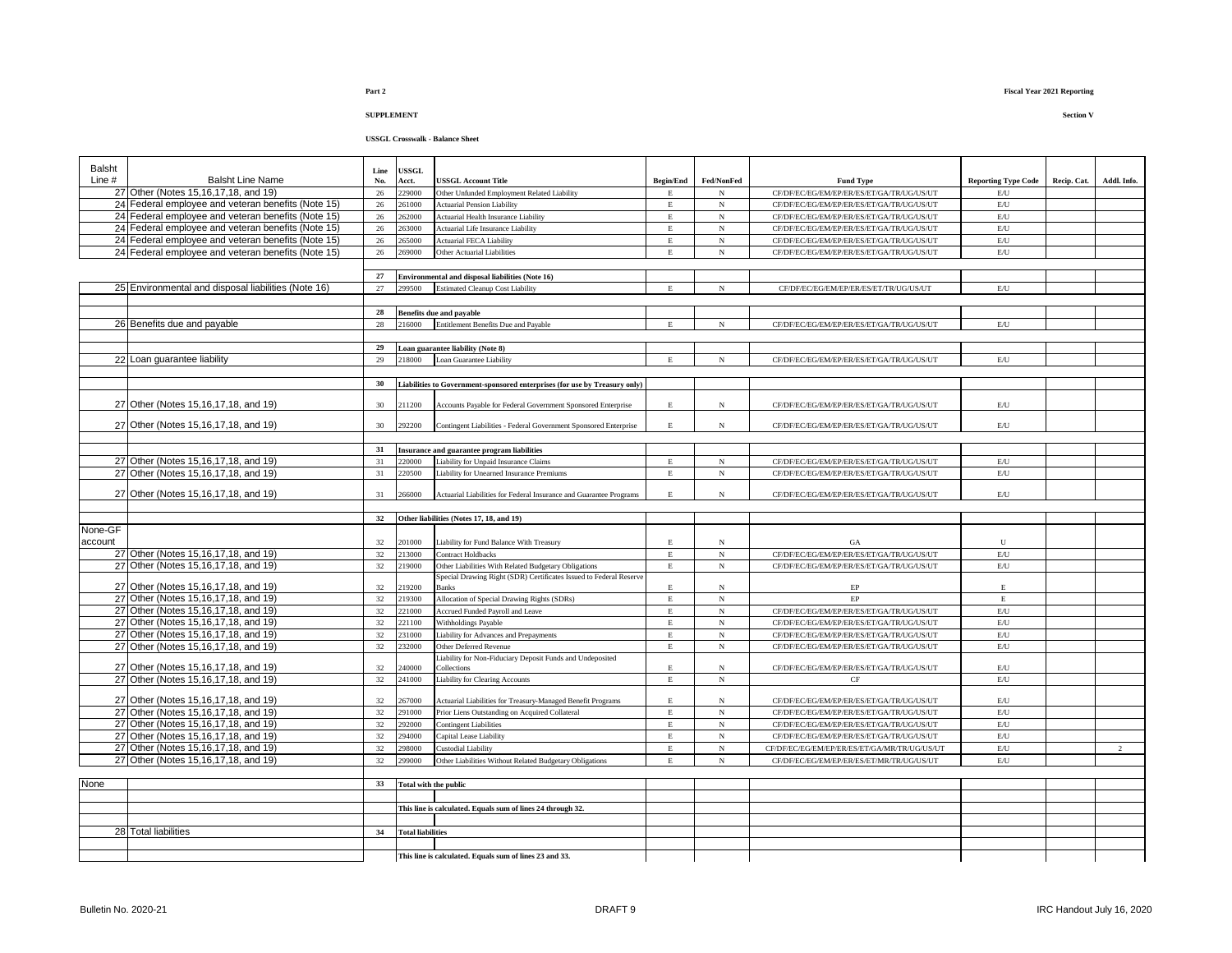Part 2

Fiscal Year 2021 Reporting

SUPPLEMENT

Section V

USSGL Crosswalk - Balance Sheet

| Balsht Line # | Balsht Line Name | Line No. | USSGL Acct. | USSGL Account Title | Begin/End | Fed/NonFed | Fund Type | Reporting Type Code | Recip. Cat. | Addl. Info. |
|---|---|---|---|---|---|---|---|---|---|---|
| 27 | Other (Notes 15,16,17,18, and 19) | 26 | 229000 | Other Unfunded Employment Related Liability | E | N | CF/DF/EC/EG/EM/EP/ER/ES/ET/GA/TR/UG/US/UT | E/U | | |
| 24 | Federal employee and veteran benefits (Note 15) | 26 | 261000 | Actuarial Pension Liability | E | N | CF/DF/EC/EG/EM/EP/ER/ES/ET/GA/TR/UG/US/UT | E/U | | |
| 24 | Federal employee and veteran benefits (Note 15) | 26 | 262000 | Actuarial Health Insurance Liability | E | N | CF/DF/EC/EG/EM/EP/ER/ES/ET/GA/TR/UG/US/UT | E/U | | |
| 24 | Federal employee and veteran benefits (Note 15) | 26 | 263000 | Actuarial Life Insurance Liability | E | N | CF/DF/EC/EG/EM/EP/ER/ES/ET/GA/TR/UG/US/UT | E/U | | |
| 24 | Federal employee and veteran benefits (Note 15) | 26 | 265000 | Actuarial FECA Liability | E | N | CF/DF/EC/EG/EM/EP/ER/ES/ET/GA/TR/UG/US/UT | E/U | | |
| 24 | Federal employee and veteran benefits (Note 15) | 26 | 269000 | Other Actuarial Liabilities | E | N | CF/DF/EC/EG/EM/EP/ER/ES/ET/GA/TR/UG/US/UT | E/U | | |
| | | | | | | | | | | |
| | | 27 | | **Environmental and disposal liabilities (Note 16)** | | | | | | |
| 25 | Environmental and disposal liabilities (Note 16) | 27 | 299500 | Estimated Cleanup Cost Liability | E | N | CF/DF/EC/EG/EM/EP/ER/ES/ET/TR/UG/US/UT | E/U | | |
| | | | | | | | | | | |
| | | 28 | | **Benefits due and payable** | | | | | | |
| 26 | Benefits due and payable | 28 | 216000 | Entitlement Benefits Due and Payable | E | N | CF/DF/EC/EG/EM/EP/ER/ES/ET/GA/TR/UG/US/UT | E/U | | |
| | | | | | | | | | | |
| | | 29 | | **Loan guarantee liability (Note 8)** | | | | | | |
| 22 | Loan guarantee liability | 29 | 218000 | Loan Guarantee Liability | E | N | CF/DF/EC/EG/EM/EP/ER/ES/ET/GA/TR/UG/US/UT | E/U | | |
| | | | | | | | | | | |
| | | 30 | | **Liabilities to Government-sponsored enterprises (for use by Treasury only)** | | | | | | |
| 27 | Other (Notes 15,16,17,18, and 19) | 30 | 211200 | Accounts Payable for Federal Government Sponsored Enterprise | E | N | CF/DF/EC/EG/EM/EP/ER/ES/ET/GA/TR/UG/US/UT | E/U | | |
| 27 | Other (Notes 15,16,17,18, and 19) | 30 | 292200 | Contingent Liabilities - Federal Government Sponsored Enterprise | E | N | CF/DF/EC/EG/EM/EP/ER/ES/ET/GA/TR/UG/US/UT | E/U | | |
| | | | | | | | | | | |
| | | 31 | | **Insurance and guarantee program liabilities** | | | | | | |
| 27 | Other (Notes 15,16,17,18, and 19) | 31 | 220000 | Liability for Unpaid Insurance Claims | E | N | CF/DF/EC/EG/EM/EP/ER/ES/ET/GA/TR/UG/US/UT | E/U | | |
| 27 | Other (Notes 15,16,17,18, and 19) | 31 | 220500 | Liability for Unearned Insurance Premiums | E | N | CF/DF/EC/EG/EM/EP/ER/ES/ET/GA/TR/UG/US/UT | E/U | | |
| 27 | Other (Notes 15,16,17,18, and 19) | 31 | 266000 | Actuarial Liabilities for Federal Insurance and Guarantee Programs | E | N | CF/DF/EC/EG/EM/EP/ER/ES/ET/GA/TR/UG/US/UT | E/U | | |
| | | | | | | | | | | |
| | | 32 | | **Other liabilities (Notes 17, 18, and 19)** | | | | | | |
| None-GF account | | 32 | 201000 | Liability for Fund Balance With Treasury | E | N | GA | U | | |
| 27 | Other (Notes 15,16,17,18, and 19) | 32 | 213000 | Contract Holdbacks | E | N | CF/DF/EC/EG/EM/EP/ER/ES/ET/GA/TR/UG/US/UT | E/U | | |
| 27 | Other (Notes 15,16,17,18, and 19) | 32 | 219000 | Other Liabilities With Related Budgetary Obligations | E | N | CF/DF/EC/EG/EM/EP/ER/ES/ET/GA/TR/UG/US/UT | E/U | | |
| 27 | Other (Notes 15,16,17,18, and 19) | 32 | 219200 | Special Drawing Right (SDR) Certificates Issued to Federal Reserve Banks | E | N | EP | E | | |
| 27 | Other (Notes 15,16,17,18, and 19) | 32 | 219300 | Allocation of Special Drawing Rights (SDRs) | E | N | EP | E | | |
| 27 | Other (Notes 15,16,17,18, and 19) | 32 | 221000 | Accrued Funded Payroll and Leave | E | N | CF/DF/EC/EG/EM/EP/ER/ES/ET/GA/TR/UG/US/UT | E/U | | |
| 27 | Other (Notes 15,16,17,18, and 19) | 32 | 221100 | Withholdings Payable | E | N | CF/DF/EC/EG/EM/EP/ER/ES/ET/GA/TR/UG/US/UT | E/U | | |
| 27 | Other (Notes 15,16,17,18, and 19) | 32 | 231000 | Liability for Advances and Prepayments | E | N | CF/DF/EC/EG/EM/EP/ER/ES/ET/GA/TR/UG/US/UT | E/U | | |
| 27 | Other (Notes 15,16,17,18, and 19) | 32 | 232000 | Other Deferred Revenue | E | N | CF/DF/EC/EG/EM/EP/ER/ES/ET/GA/TR/UG/US/UT | E/U | | |
| 27 | Other (Notes 15,16,17,18, and 19) | 32 | 240000 | Liability for Non-Fiduciary Deposit Funds and Undeposited Collections | E | N | CF/DF/EC/EG/EM/EP/ER/ES/ET/GA/TR/UG/US/UT | E/U | | |
| 27 | Other (Notes 15,16,17,18, and 19) | 32 | 241000 | Liability for Clearing Accounts | E | N | CF | E/U | | |
| 27 | Other (Notes 15,16,17,18, and 19) | 32 | 267000 | Actuarial Liabilities for Treasury-Managed Benefit Programs | E | N | CF/DF/EC/EG/EM/EP/ER/ES/ET/GA/TR/UG/US/UT | E/U | | |
| 27 | Other (Notes 15,16,17,18, and 19) | 32 | 291000 | Prior Liens Outstanding on Acquired Collateral | E | N | CF/DF/EC/EG/EM/EP/ER/ES/ET/GA/TR/UG/US/UT | E/U | | |
| 27 | Other (Notes 15,16,17,18, and 19) | 32 | 292000 | Contingent Liabilities | E | N | CF/DF/EC/EG/EM/EP/ER/ES/ET/GA/TR/UG/US/UT | E/U | | |
| 27 | Other (Notes 15,16,17,18, and 19) | 32 | 294000 | Capital Lease Liability | E | N | CF/DF/EC/EG/EM/EP/ER/ES/ET/GA/TR/UG/US/UT | E/U | | |
| 27 | Other (Notes 15,16,17,18, and 19) | 32 | 298000 | Custodial Liability | E | N | CF/DF/EC/EG/EM/EP/ER/ES/ET/GA/MR/TR/UG/US/UT | E/U | | 2 |
| 27 | Other (Notes 15,16,17,18, and 19) | 32 | 299000 | Other Liabilities Without Related Budgetary Obligations | E | N | CF/DF/EC/EG/EM/EP/ER/ES/ET/MR/TR/UG/US/UT | E/U | | |
| | | | | | | | | | | |
| None | | 33 | | **Total with the public** | | | | | | |
| | | | | **This line is calculated. Equals sum of lines 24 through 32.** | | | | | | |
| 28 | Total liabilities | 34 | | **Total liabilities** | | | | | | |
| | | | | **This line is calculated. Equals sum of lines 23 and 33.** | | | | | | |

Bulletin No. 2020-21

DRAFT 9

IRC Handout July 16, 2020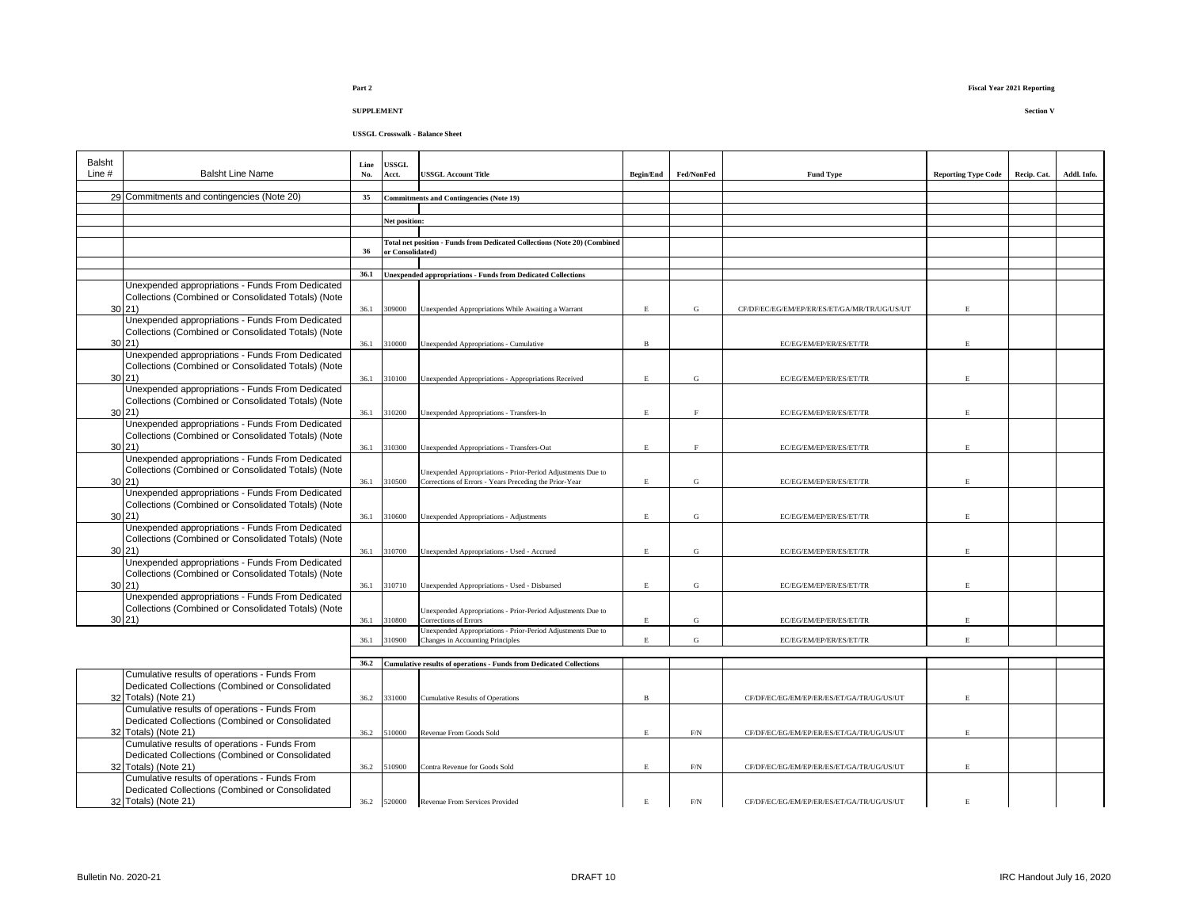Part 2

Fiscal Year 2021 Reporting

SUPPLEMENT

Section V

USSGL Crosswalk - Balance Sheet

| Balsht Line # | Balsht Line Name | Line No. | USSGL Acct. | USSGL Account Title | Begin/End | Fed/NonFed | Fund Type | Reporting Type Code | Recip. Cat. | Addl. Info. |
|---|---|---|---|---|---|---|---|---|---|---|
| 29 | Commitments and contingencies (Note 20) | 35 | | **Commitments and Contingencies (Note 19)** | | | | | | |
| | | | **Net position:** | | | | | | | |
| | | 36 | | **Total net position - Funds from Dedicated Collections (Note 20) (Combined or Consolidated)** | | | | | | |
| | | 36.1 | | **Unexpended appropriations - Funds from Dedicated Collections** | | | | | | |
| 30 | Unexpended appropriations - Funds From Dedicated Collections (Combined or Consolidated Totals) (Note 21) | 36.1 | 309000 | Unexpended Appropriations While Awaiting a Warrant | E | G | CF/DF/EC/EG/EM/EP/ER/ES/ET/GA/MR/TR/UG/US/UT | E | | |
| 30 | Unexpended appropriations - Funds From Dedicated Collections (Combined or Consolidated Totals) (Note 21) | 36.1 | 310000 | Unexpended Appropriations - Cumulative | B | | EC/EG/EM/EP/ER/ES/ET/TR | E | | |
| 30 | Unexpended appropriations - Funds From Dedicated Collections (Combined or Consolidated Totals) (Note 21) | 36.1 | 310100 | Unexpended Appropriations - Appropriations Received | E | G | EC/EG/EM/EP/ER/ES/ET/TR | E | | |
| 30 | Unexpended appropriations - Funds From Dedicated Collections (Combined or Consolidated Totals) (Note 21) | 36.1 | 310200 | Unexpended Appropriations - Transfers-In | E | F | EC/EG/EM/EP/ER/ES/ET/TR | E | | |
| 30 | Unexpended appropriations - Funds From Dedicated Collections (Combined or Consolidated Totals) (Note 21) | 36.1 | 310300 | Unexpended Appropriations - Transfers-Out | E | F | EC/EG/EM/EP/ER/ES/ET/TR | E | | |
| 30 | Unexpended appropriations - Funds From Dedicated Collections (Combined or Consolidated Totals) (Note 21) | 36.1 | 310500 | Unexpended Appropriations - Prior-Period Adjustments Due to Corrections of Errors - Years Preceding the Prior-Year | E | G | EC/EG/EM/EP/ER/ES/ET/TR | E | | |
| 30 | Unexpended appropriations - Funds From Dedicated Collections (Combined or Consolidated Totals) (Note 21) | 36.1 | 310600 | Unexpended Appropriations - Adjustments | E | G | EC/EG/EM/EP/ER/ES/ET/TR | E | | |
| 30 | Unexpended appropriations - Funds From Dedicated Collections (Combined or Consolidated Totals) (Note 21) | 36.1 | 310700 | Unexpended Appropriations - Used - Accrued | E | G | EC/EG/EM/EP/ER/ES/ET/TR | E | | |
| 30 | Unexpended appropriations - Funds From Dedicated Collections (Combined or Consolidated Totals) (Note 21) | 36.1 | 310710 | Unexpended Appropriations - Used - Disbursed | E | G | EC/EG/EM/EP/ER/ES/ET/TR | E | | |
| 30 | Unexpended appropriations - Funds From Dedicated Collections (Combined or Consolidated Totals) (Note 21) | 36.1 | 310800 | Unexpended Appropriations - Prior-Period Adjustments Due to Corrections of Errors | E | G | EC/EG/EM/EP/ER/ES/ET/TR | E | | |
| | | 36.1 | 310900 | Unexpended Appropriations - Prior-Period Adjustments Due to Changes in Accounting Principles | E | G | EC/EG/EM/EP/ER/ES/ET/TR | E | | |
| | | 36.2 | | **Cumulative results of operations - Funds from Dedicated Collections** | | | | | | |
| 32 | Cumulative results of operations - Funds From Dedicated Collections (Combined or Consolidated Totals) (Note 21) | 36.2 | 331000 | Cumulative Results of Operations | B | | CF/DF/EC/EG/EM/EP/ER/ES/ET/GA/TR/UG/US/UT | E | | |
| 32 | Cumulative results of operations - Funds From Dedicated Collections (Combined or Consolidated Totals) (Note 21) | 36.2 | 510000 | Revenue From Goods Sold | E | F/N | CF/DF/EC/EG/EM/EP/ER/ES/ET/GA/TR/UG/US/UT | E | | |
| 32 | Cumulative results of operations - Funds From Dedicated Collections (Combined or Consolidated Totals) (Note 21) | 36.2 | 510900 | Contra Revenue for Goods Sold | E | F/N | CF/DF/EC/EG/EM/EP/ER/ES/ET/GA/TR/UG/US/UT | E | | |
| 32 | Cumulative results of operations - Funds From Dedicated Collections (Combined or Consolidated Totals) (Note 21) | 36.2 | 520000 | Revenue From Services Provided | E | F/N | CF/DF/EC/EG/EM/EP/ER/ES/ET/GA/TR/UG/US/UT | E | | |

Bulletin No. 2020-21 DRAFT 10 IRC Handout July 16, 2020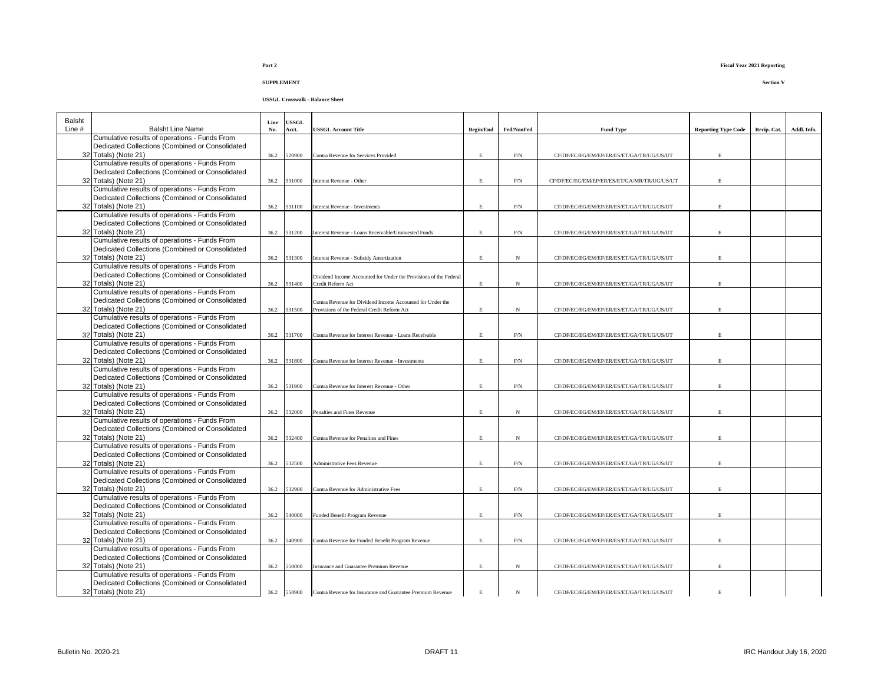**Part 2**

**Fiscal Year 2021 Reporting**

**SUPPLEMENT**

**Section V**

**USSGL Crosswalk - Balance Sheet**

| Balsht Line # | Balsht Line Name | Line No. | USSGL Acct. | USSGL Account Title | Begin/End | Fed/NonFed | Fund Type | Reporting Type Code | Recip. Cat. | Addl. Info. |
|---|---|---|---|---|---|---|---|---|---|---|
| 32 | Cumulative results of operations - Funds From Dedicated Collections (Combined or Consolidated Totals) (Note 21) | 36.2 | 520900 | Contra Revenue for Services Provided | E | F/N | CF/DF/EC/EG/EM/EP/ER/ES/ET/GA/TR/UG/US/UT | E | | |
| 32 | Cumulative results of operations - Funds From Dedicated Collections (Combined or Consolidated Totals) (Note 21) | 36.2 | 531000 | Interest Revenue - Other | E | F/N | CF/DF/EC/EG/EM/EP/ER/ES/ET/GA/MR/TR/UG/US/UT | E | | |
| 32 | Cumulative results of operations - Funds From Dedicated Collections (Combined or Consolidated Totals) (Note 21) | 36.2 | 531100 | Interest Revenue - Investments | E | F/N | CF/DF/EC/EG/EM/EP/ER/ES/ET/GA/TR/UG/US/UT | E | | |
| 32 | Cumulative results of operations - Funds From Dedicated Collections (Combined or Consolidated Totals) (Note 21) | 36.2 | 531200 | Interest Revenue - Loans Receivable/Uninvested Funds | E | F/N | CF/DF/EC/EG/EM/EP/ER/ES/ET/GA/TR/UG/US/UT | E | | |
| 32 | Cumulative results of operations - Funds From Dedicated Collections (Combined or Consolidated Totals) (Note 21) | 36.2 | 531300 | Interest Revenue - Subsidy Amortization | E | N | CF/DF/EC/EG/EM/EP/ER/ES/ET/GA/TR/UG/US/UT | E | | |
| 32 | Cumulative results of operations - Funds From Dedicated Collections (Combined or Consolidated Totals) (Note 21) | 36.2 | 531400 | Dividend Income Accounted for Under the Provisions of the Federal Credit Reform Act | E | N | CF/DF/EC/EG/EM/EP/ER/ES/ET/GA/TR/UG/US/UT | E | | |
| 32 | Cumulative results of operations - Funds From Dedicated Collections (Combined or Consolidated Totals) (Note 21) | 36.2 | 531500 | Contra Revenue for Dividend Income Accounted for Under the Provisions of the Federal Credit Reform Act | E | N | CF/DF/EC/EG/EM/EP/ER/ES/ET/GA/TR/UG/US/UT | E | | |
| 32 | Cumulative results of operations - Funds From Dedicated Collections (Combined or Consolidated Totals) (Note 21) | 36.2 | 531700 | Contra Revenue for Interest Revenue - Loans Receivable | E | F/N | CF/DF/EC/EG/EM/EP/ER/ES/ET/GA/TR/UG/US/UT | E | | |
| 32 | Cumulative results of operations - Funds From Dedicated Collections (Combined or Consolidated Totals) (Note 21) | 36.2 | 531800 | Contra Revenue for Interest Revenue - Investments | E | F/N | CF/DF/EC/EG/EM/EP/ER/ES/ET/GA/TR/UG/US/UT | E | | |
| 32 | Cumulative results of operations - Funds From Dedicated Collections (Combined or Consolidated Totals) (Note 21) | 36.2 | 531900 | Contra Revenue for Interest Revenue - Other | E | F/N | CF/DF/EC/EG/EM/EP/ER/ES/ET/GA/TR/UG/US/UT | E | | |
| 32 | Cumulative results of operations - Funds From Dedicated Collections (Combined or Consolidated Totals) (Note 21) | 36.2 | 532000 | Penalties and Fines Revenue | E | N | CF/DF/EC/EG/EM/EP/ER/ES/ET/GA/TR/UG/US/UT | E | | |
| 32 | Cumulative results of operations - Funds From Dedicated Collections (Combined or Consolidated Totals) (Note 21) | 36.2 | 532400 | Contra Revenue for Penalties and Fines | E | N | CF/DF/EC/EG/EM/EP/ER/ES/ET/GA/TR/UG/US/UT | E | | |
| 32 | Cumulative results of operations - Funds From Dedicated Collections (Combined or Consolidated Totals) (Note 21) | 36.2 | 532500 | Administrative Fees Revenue | E | F/N | CF/DF/EC/EG/EM/EP/ER/ES/ET/GA/TR/UG/US/UT | E | | |
| 32 | Cumulative results of operations - Funds From Dedicated Collections (Combined or Consolidated Totals) (Note 21) | 36.2 | 532900 | Contra Revenue for Administrative Fees | E | F/N | CF/DF/EC/EG/EM/EP/ER/ES/ET/GA/TR/UG/US/UT | E | | |
| 32 | Cumulative results of operations - Funds From Dedicated Collections (Combined or Consolidated Totals) (Note 21) | 36.2 | 540000 | Funded Benefit Program Revenue | E | F/N | CF/DF/EC/EG/EM/EP/ER/ES/ET/GA/TR/UG/US/UT | E | | |
| 32 | Cumulative results of operations - Funds From Dedicated Collections (Combined or Consolidated Totals) (Note 21) | 36.2 | 540900 | Contra Revenue for Funded Benefit Program Revenue | E | F/N | CF/DF/EC/EG/EM/EP/ER/ES/ET/GA/TR/UG/US/UT | E | | |
| 32 | Cumulative results of operations - Funds From Dedicated Collections (Combined or Consolidated Totals) (Note 21) | 36.2 | 550000 | Insurance and Guarantee Premium Revenue | E | N | CF/DF/EC/EG/EM/EP/ER/ES/ET/GA/TR/UG/US/UT | E | | |
| 32 | Cumulative results of operations - Funds From Dedicated Collections (Combined or Consolidated Totals) (Note 21) | 36.2 | 550900 | Contra Revenue for Insurance and Guarantee Premium Revenue | E | N | CF/DF/EC/EG/EM/EP/ER/ES/ET/GA/TR/UG/US/UT | E | | |

Bulletin No. 2020-21 DRAFT 11 IRC Handout July 16, 2020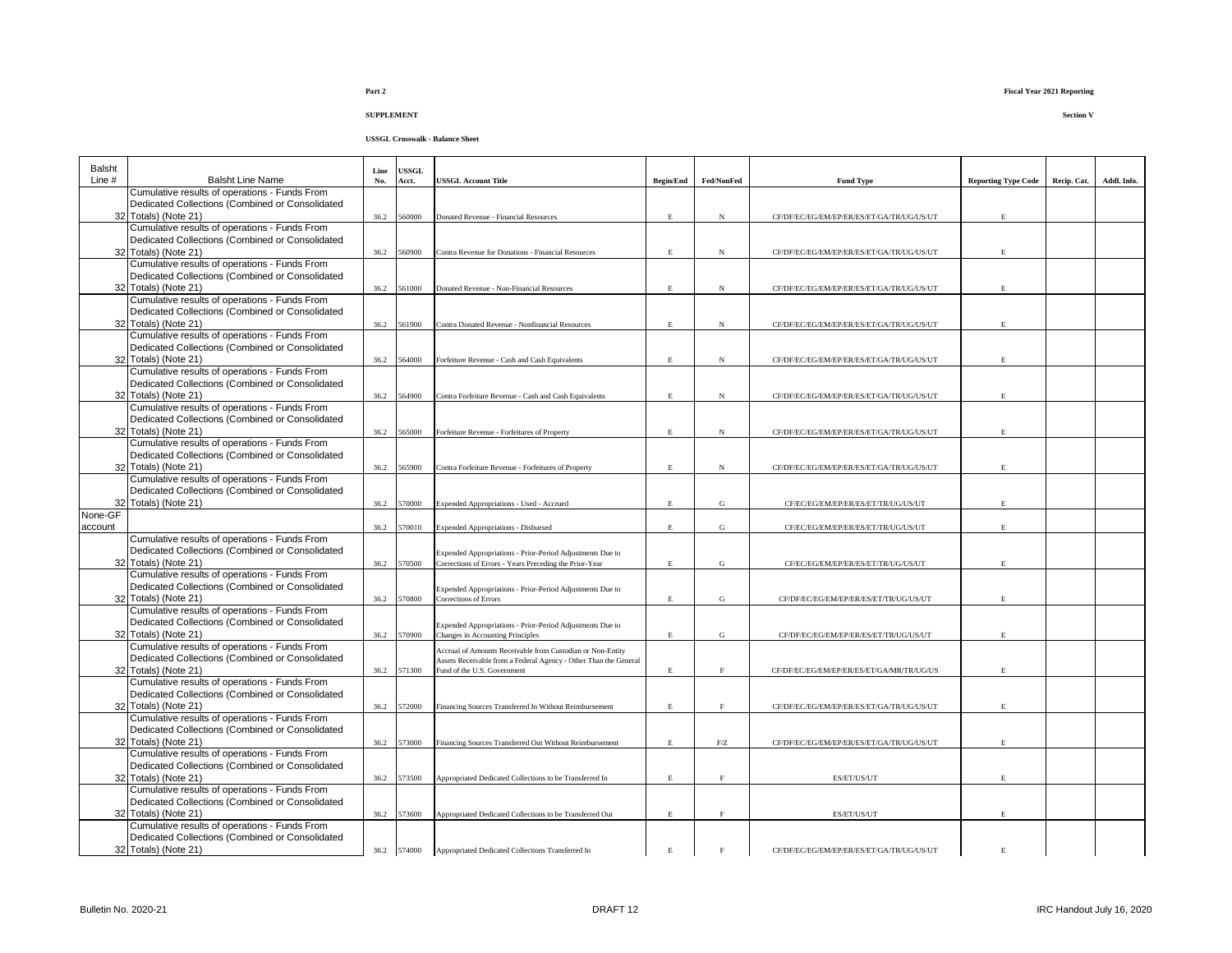Part 2

Fiscal Year 2021 Reporting

SUPPLEMENT

Section V

USSGL Crosswalk - Balance Sheet

| Balsht Line # | Balsht Line Name | Line No. | USSGL Acct. | USSGL Account Title | Begin/End | Fed/NonFed | Fund Type | Reporting Type Code | Recip. Cat. | Addl. Info. |
|---|---|---|---|---|---|---|---|---|---|---|
| 32 | Cumulative results of operations - Funds From Dedicated Collections (Combined or Consolidated Totals) (Note 21) | 36.2 | 560000 | Donated Revenue - Financial Resources | E | N | CF/DF/EC/EG/EM/EP/ER/ES/ET/GA/TR/UG/US/UT | E | | |
| 32 | Cumulative results of operations - Funds From Dedicated Collections (Combined or Consolidated Totals) (Note 21) | 36.2 | 560900 | Contra Revenue for Donations - Financial Resources | E | N | CF/DF/EC/EG/EM/EP/ER/ES/ET/GA/TR/UG/US/UT | E | | |
| 32 | Cumulative results of operations - Funds From Dedicated Collections (Combined or Consolidated Totals) (Note 21) | 36.2 | 561000 | Donated Revenue - Non-Financial Resources | E | N | CF/DF/EC/EG/EM/EP/ER/ES/ET/GA/TR/UG/US/UT | E | | |
| 32 | Cumulative results of operations - Funds From Dedicated Collections (Combined or Consolidated Totals) (Note 21) | 36.2 | 561900 | Contra Donated Revenue - Nonfinancial Resources | E | N | CF/DF/EC/EG/EM/EP/ER/ES/ET/GA/TR/UG/US/UT | E | | |
| 32 | Cumulative results of operations - Funds From Dedicated Collections (Combined or Consolidated Totals) (Note 21) | 36.2 | 564000 | Forfeiture Revenue - Cash and Cash Equivalents | E | N | CF/DF/EC/EG/EM/EP/ER/ES/ET/GA/TR/UG/US/UT | E | | |
| 32 | Cumulative results of operations - Funds From Dedicated Collections (Combined or Consolidated Totals) (Note 21) | 36.2 | 564900 | Contra Forfeiture Revenue - Cash and Cash Equivalents | E | N | CF/DF/EC/EG/EM/EP/ER/ES/ET/GA/TR/UG/US/UT | E | | |
| 32 | Cumulative results of operations - Funds From Dedicated Collections (Combined or Consolidated Totals) (Note 21) | 36.2 | 565000 | Forfeiture Revenue - Forfeitures of Property | E | N | CF/DF/EC/EG/EM/EP/ER/ES/ET/GA/TR/UG/US/UT | E | | |
| 32 | Cumulative results of operations - Funds From Dedicated Collections (Combined or Consolidated Totals) (Note 21) | 36.2 | 565900 | Contra Forfeiture Revenue - Forfeitures of Property | E | N | CF/DF/EC/EG/EM/EP/ER/ES/ET/GA/TR/UG/US/UT | E | | |
| 32 | Cumulative results of operations - Funds From Dedicated Collections (Combined or Consolidated Totals) (Note 21) | 36.2 | 570000 | Expended Appropriations - Used - Accrued | E | G | CF/EC/EG/EM/EP/ER/ES/ET/TR/UG/US/UT | E | | |
| None-GF account | | 36.2 | 570010 | Expended Appropriations - Disbursed | E | G | CF/EC/EG/EM/EP/ER/ES/ET/TR/UG/US/UT | E | | |
| 32 | Cumulative results of operations - Funds From Dedicated Collections (Combined or Consolidated Totals) (Note 21) | 36.2 | 570500 | Expended Appropriations - Prior-Period Adjustments Due to Corrections of Errors - Years Preceding the Prior-Year | E | G | CF/EC/EG/EM/EP/ER/ES/ET/TR/UG/US/UT | E | | |
| 32 | Cumulative results of operations - Funds From Dedicated Collections (Combined or Consolidated Totals) (Note 21) | 36.2 | 570800 | Expended Appropriations - Prior-Period Adjustments Due to Corrections of Errors | E | G | CF/DF/EC/EG/EM/EP/ER/ES/ET/TR/UG/US/UT | E | | |
| 32 | Cumulative results of operations - Funds From Dedicated Collections (Combined or Consolidated Totals) (Note 21) | 36.2 | 570900 | Expended Appropriations - Prior-Period Adjustments Due to Changes in Accounting Principles | E | G | CF/DF/EC/EG/EM/EP/ER/ES/ET/TR/UG/US/UT | E | | |
| 32 | Cumulative results of operations - Funds From Dedicated Collections (Combined or Consolidated Totals) (Note 21) | 36.2 | 571300 | Accrual of Amounts Receivable from Custodian or Non-Entity Assets Receivable from a Federal Agency - Other Than the General Fund of the U.S. Government | E | F | CF/DF/EC/EG/EM/EP/ER/ES/ET/GA/MR/TR/UG/US | E | | |
| 32 | Cumulative results of operations - Funds From Dedicated Collections (Combined or Consolidated Totals) (Note 21) | 36.2 | 572000 | Financing Sources Transferred In Without Reimbursement | E | F | CF/DF/EC/EG/EM/EP/ER/ES/ET/GA/TR/UG/US/UT | E | | |
| 32 | Cumulative results of operations - Funds From Dedicated Collections (Combined or Consolidated Totals) (Note 21) | 36.2 | 573000 | Financing Sources Transferred Out Without Reimbursement | E | F/Z | CF/DF/EC/EG/EM/EP/ER/ES/ET/GA/TR/UG/US/UT | E | | |
| 32 | Cumulative results of operations - Funds From Dedicated Collections (Combined or Consolidated Totals) (Note 21) | 36.2 | 573500 | Appropriated Dedicated Collections to be Transferred In | E | F | ES/ET/US/UT | E | | |
| 32 | Cumulative results of operations - Funds From Dedicated Collections (Combined or Consolidated Totals) (Note 21) | 36.2 | 573600 | Appropriated Dedicated Collections to be Transferred Out | E | F | ES/ET/US/UT | E | | |
| 32 | Cumulative results of operations - Funds From Dedicated Collections (Combined or Consolidated Totals) (Note 21) | 36.2 | 574000 | Appropriated Dedicated Collections Transferred In | E | F | CF/DF/EC/EG/EM/EP/ER/ES/ET/GA/TR/UG/US/UT | E | | |

Bulletin No. 2020-21 DRAFT 12 IRC Handout July 16, 2020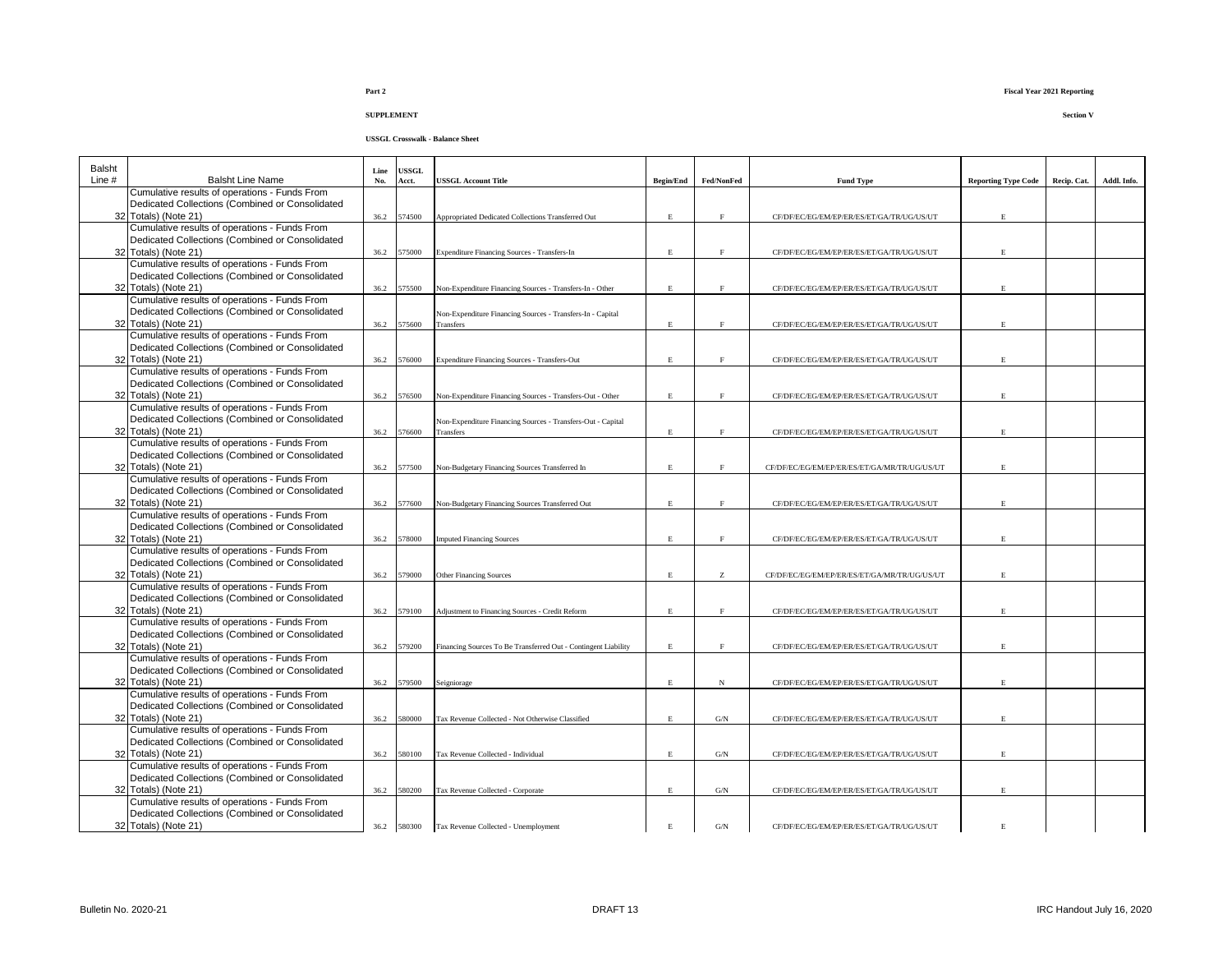**Part 2**

**Fiscal Year 2021 Reporting**

**SUPPLEMENT**

**Section V**

**USSGL Crosswalk - Balance Sheet**

| Balsht Line # | Balsht Line Name | Line No. | USSGL Acct. | USSGL Account Title | Begin/End | Fed/NonFed | Fund Type | Reporting Type Code | Recip. Cat. | Addl. Info. |
|---|---|---|---|---|---|---|---|---|---|---|
| 32 | Cumulative results of operations - Funds From Dedicated Collections (Combined or Consolidated Totals) (Note 21) | 36.2 | 574500 | Appropriated Dedicated Collections Transferred Out | E | F | CF/DF/EC/EG/EM/EP/ER/ES/ET/GA/TR/UG/US/UT | E | | |
| 32 | Cumulative results of operations - Funds From Dedicated Collections (Combined or Consolidated Totals) (Note 21) | 36.2 | 575000 | Expenditure Financing Sources - Transfers-In | E | F | CF/DF/EC/EG/EM/EP/ER/ES/ET/GA/TR/UG/US/UT | E | | |
| 32 | Cumulative results of operations - Funds From Dedicated Collections (Combined or Consolidated Totals) (Note 21) | 36.2 | 575500 | Non-Expenditure Financing Sources - Transfers-In - Other | E | F | CF/DF/EC/EG/EM/EP/ER/ES/ET/GA/TR/UG/US/UT | E | | |
| 32 | Cumulative results of operations - Funds From Dedicated Collections (Combined or Consolidated Totals) (Note 21) | 36.2 | 575600 | Non-Expenditure Financing Sources - Transfers-In - Capital Transfers | E | F | CF/DF/EC/EG/EM/EP/ER/ES/ET/GA/TR/UG/US/UT | E | | |
| 32 | Cumulative results of operations - Funds From Dedicated Collections (Combined or Consolidated Totals) (Note 21) | 36.2 | 576000 | Expenditure Financing Sources - Transfers-Out | E | F | CF/DF/EC/EG/EM/EP/ER/ES/ET/GA/TR/UG/US/UT | E | | |
| 32 | Cumulative results of operations - Funds From Dedicated Collections (Combined or Consolidated Totals) (Note 21) | 36.2 | 576500 | Non-Expenditure Financing Sources - Transfers-Out - Other | E | F | CF/DF/EC/EG/EM/EP/ER/ES/ET/GA/TR/UG/US/UT | E | | |
| 32 | Cumulative results of operations - Funds From Dedicated Collections (Combined or Consolidated Totals) (Note 21) | 36.2 | 576600 | Non-Expenditure Financing Sources - Transfers-Out - Capital Transfers | E | F | CF/DF/EC/EG/EM/EP/ER/ES/ET/GA/TR/UG/US/UT | E | | |
| 32 | Cumulative results of operations - Funds From Dedicated Collections (Combined or Consolidated Totals) (Note 21) | 36.2 | 577500 | Non-Budgetary Financing Sources Transferred In | E | F | CF/DF/EC/EG/EM/EP/ER/ES/ET/GA/MR/TR/UG/US/UT | E | | |
| 32 | Cumulative results of operations - Funds From Dedicated Collections (Combined or Consolidated Totals) (Note 21) | 36.2 | 577600 | Non-Budgetary Financing Sources Transferred Out | E | F | CF/DF/EC/EG/EM/EP/ER/ES/ET/GA/TR/UG/US/UT | E | | |
| 32 | Cumulative results of operations - Funds From Dedicated Collections (Combined or Consolidated Totals) (Note 21) | 36.2 | 578000 | Imputed Financing Sources | E | F | CF/DF/EC/EG/EM/EP/ER/ES/ET/GA/TR/UG/US/UT | E | | |
| 32 | Cumulative results of operations - Funds From Dedicated Collections (Combined or Consolidated Totals) (Note 21) | 36.2 | 579000 | Other Financing Sources | E | Z | CF/DF/EC/EG/EM/EP/ER/ES/ET/GA/MR/TR/UG/US/UT | E | | |
| 32 | Cumulative results of operations - Funds From Dedicated Collections (Combined or Consolidated Totals) (Note 21) | 36.2 | 579100 | Adjustment to Financing Sources - Credit Reform | E | F | CF/DF/EC/EG/EM/EP/ER/ES/ET/GA/TR/UG/US/UT | E | | |
| 32 | Cumulative results of operations - Funds From Dedicated Collections (Combined or Consolidated Totals) (Note 21) | 36.2 | 579200 | Financing Sources To Be Transferred Out - Contingent Liability | E | F | CF/DF/EC/EG/EM/EP/ER/ES/ET/GA/TR/UG/US/UT | E | | |
| 32 | Cumulative results of operations - Funds From Dedicated Collections (Combined or Consolidated Totals) (Note 21) | 36.2 | 579500 | Seigniorage | E | N | CF/DF/EC/EG/EM/EP/ER/ES/ET/GA/TR/UG/US/UT | E | | |
| 32 | Cumulative results of operations - Funds From Dedicated Collections (Combined or Consolidated Totals) (Note 21) | 36.2 | 580000 | Tax Revenue Collected - Not Otherwise Classified | E | G/N | CF/DF/EC/EG/EM/EP/ER/ES/ET/GA/TR/UG/US/UT | E | | |
| 32 | Cumulative results of operations - Funds From Dedicated Collections (Combined or Consolidated Totals) (Note 21) | 36.2 | 580100 | Tax Revenue Collected - Individual | E | G/N | CF/DF/EC/EG/EM/EP/ER/ES/ET/GA/TR/UG/US/UT | E | | |
| 32 | Cumulative results of operations - Funds From Dedicated Collections (Combined or Consolidated Totals) (Note 21) | 36.2 | 580200 | Tax Revenue Collected - Corporate | E | G/N | CF/DF/EC/EG/EM/EP/ER/ES/ET/GA/TR/UG/US/UT | E | | |
| 32 | Cumulative results of operations - Funds From Dedicated Collections (Combined or Consolidated Totals) (Note 21) | 36.2 | 580300 | Tax Revenue Collected - Unemployment | E | G/N | CF/DF/EC/EG/EM/EP/ER/ES/ET/GA/TR/UG/US/UT | E | | |

Bulletin No. 2020-21 DRAFT 13 IRC Handout July 16, 2020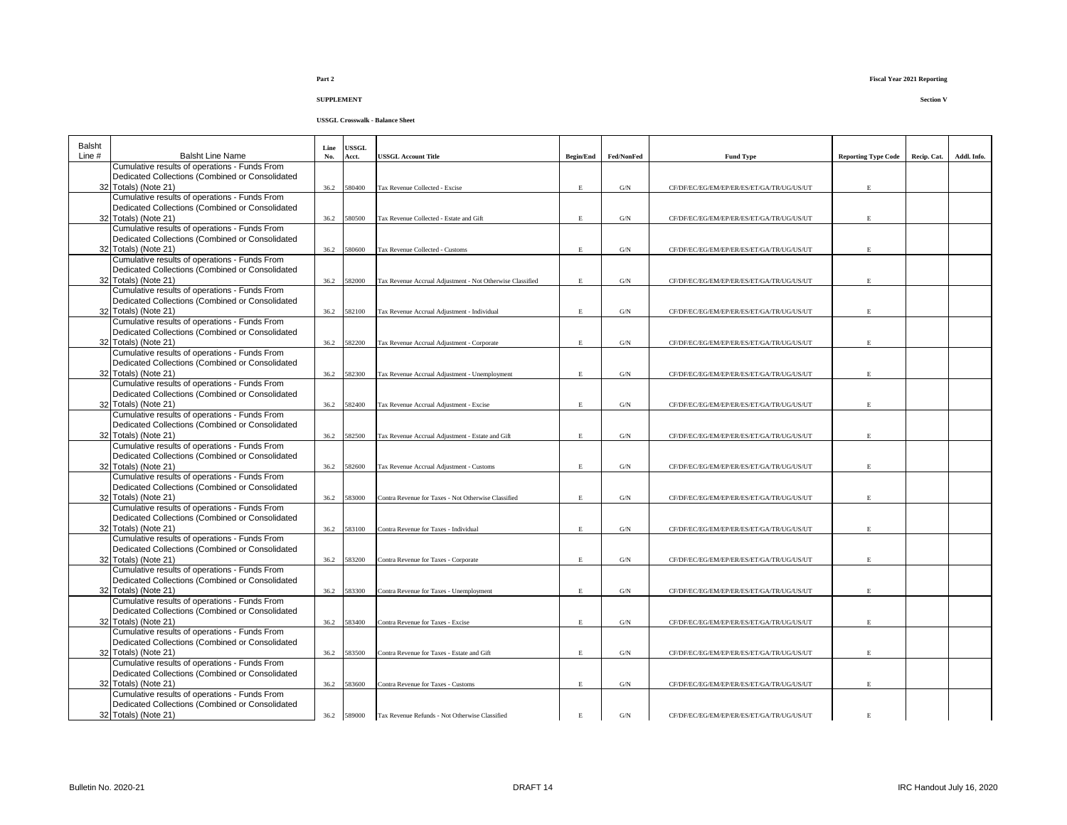**Part 2**

**Fiscal Year 2021 Reporting**

**SUPPLEMENT**

**Section V**

**USSGL Crosswalk - Balance Sheet**

| Balsht Line # | Balsht Line Name | Line No. | USSGL Acct. | USSGL Account Title | Begin/End | Fed/NonFed | Fund Type | Reporting Type Code | Recip. Cat. | Addl. Info. |
|---|---|---|---|---|---|---|---|---|---|---|
| 32 | Cumulative results of operations - Funds From Dedicated Collections (Combined or Consolidated Totals) (Note 21) | 36.2 | 580400 | Tax Revenue Collected - Excise | E | G/N | CF/DF/EC/EG/EM/EP/ER/ES/ET/GA/TR/UG/US/UT | E | | |
| 32 | Cumulative results of operations - Funds From Dedicated Collections (Combined or Consolidated Totals) (Note 21) | 36.2 | 580500 | Tax Revenue Collected - Estate and Gift | E | G/N | CF/DF/EC/EG/EM/EP/ER/ES/ET/GA/TR/UG/US/UT | E | | |
| 32 | Cumulative results of operations - Funds From Dedicated Collections (Combined or Consolidated Totals) (Note 21) | 36.2 | 580600 | Tax Revenue Collected - Customs | E | G/N | CF/DF/EC/EG/EM/EP/ER/ES/ET/GA/TR/UG/US/UT | E | | |
| 32 | Cumulative results of operations - Funds From Dedicated Collections (Combined or Consolidated Totals) (Note 21) | 36.2 | 582000 | Tax Revenue Accrual Adjustment - Not Otherwise Classified | E | G/N | CF/DF/EC/EG/EM/EP/ER/ES/ET/GA/TR/UG/US/UT | E | | |
| 32 | Cumulative results of operations - Funds From Dedicated Collections (Combined or Consolidated Totals) (Note 21) | 36.2 | 582100 | Tax Revenue Accrual Adjustment - Individual | E | G/N | CF/DF/EC/EG/EM/EP/ER/ES/ET/GA/TR/UG/US/UT | E | | |
| 32 | Cumulative results of operations - Funds From Dedicated Collections (Combined or Consolidated Totals) (Note 21) | 36.2 | 582200 | Tax Revenue Accrual Adjustment - Corporate | E | G/N | CF/DF/EC/EG/EM/EP/ER/ES/ET/GA/TR/UG/US/UT | E | | |
| 32 | Cumulative results of operations - Funds From Dedicated Collections (Combined or Consolidated Totals) (Note 21) | 36.2 | 582300 | Tax Revenue Accrual Adjustment - Unemployment | E | G/N | CF/DF/EC/EG/EM/EP/ER/ES/ET/GA/TR/UG/US/UT | E | | |
| 32 | Cumulative results of operations - Funds From Dedicated Collections (Combined or Consolidated Totals) (Note 21) | 36.2 | 582400 | Tax Revenue Accrual Adjustment - Excise | E | G/N | CF/DF/EC/EG/EM/EP/ER/ES/ET/GA/TR/UG/US/UT | E | | |
| 32 | Cumulative results of operations - Funds From Dedicated Collections (Combined or Consolidated Totals) (Note 21) | 36.2 | 582500 | Tax Revenue Accrual Adjustment - Estate and Gift | E | G/N | CF/DF/EC/EG/EM/EP/ER/ES/ET/GA/TR/UG/US/UT | E | | |
| 32 | Cumulative results of operations - Funds From Dedicated Collections (Combined or Consolidated Totals) (Note 21) | 36.2 | 582600 | Tax Revenue Accrual Adjustment - Customs | E | G/N | CF/DF/EC/EG/EM/EP/ER/ES/ET/GA/TR/UG/US/UT | E | | |
| 32 | Cumulative results of operations - Funds From Dedicated Collections (Combined or Consolidated Totals) (Note 21) | 36.2 | 583000 | Contra Revenue for Taxes - Not Otherwise Classified | E | G/N | CF/DF/EC/EG/EM/EP/ER/ES/ET/GA/TR/UG/US/UT | E | | |
| 32 | Cumulative results of operations - Funds From Dedicated Collections (Combined or Consolidated Totals) (Note 21) | 36.2 | 583100 | Contra Revenue for Taxes - Individual | E | G/N | CF/DF/EC/EG/EM/EP/ER/ES/ET/GA/TR/UG/US/UT | E | | |
| 32 | Cumulative results of operations - Funds From Dedicated Collections (Combined or Consolidated Totals) (Note 21) | 36.2 | 583200 | Contra Revenue for Taxes - Corporate | E | G/N | CF/DF/EC/EG/EM/EP/ER/ES/ET/GA/TR/UG/US/UT | E | | |
| 32 | Cumulative results of operations - Funds From Dedicated Collections (Combined or Consolidated Totals) (Note 21) | 36.2 | 583300 | Contra Revenue for Taxes - Unemployment | E | G/N | CF/DF/EC/EG/EM/EP/ER/ES/ET/GA/TR/UG/US/UT | E | | |
| 32 | Cumulative results of operations - Funds From Dedicated Collections (Combined or Consolidated Totals) (Note 21) | 36.2 | 583400 | Contra Revenue for Taxes - Excise | E | G/N | CF/DF/EC/EG/EM/EP/ER/ES/ET/GA/TR/UG/US/UT | E | | |
| 32 | Cumulative results of operations - Funds From Dedicated Collections (Combined or Consolidated Totals) (Note 21) | 36.2 | 583500 | Contra Revenue for Taxes - Estate and Gift | E | G/N | CF/DF/EC/EG/EM/EP/ER/ES/ET/GA/TR/UG/US/UT | E | | |
| 32 | Cumulative results of operations - Funds From Dedicated Collections (Combined or Consolidated Totals) (Note 21) | 36.2 | 583600 | Contra Revenue for Taxes - Customs | E | G/N | CF/DF/EC/EG/EM/EP/ER/ES/ET/GA/TR/UG/US/UT | E | | |
| 32 | Cumulative results of operations - Funds From Dedicated Collections (Combined or Consolidated Totals) (Note 21) | 36.2 | 589000 | Tax Revenue Refunds - Not Otherwise Classified | E | G/N | CF/DF/EC/EG/EM/EP/ER/ES/ET/GA/TR/UG/US/UT | E | | |

Bulletin No. 2020-21 | DRAFT 14 | IRC Handout July 16, 2020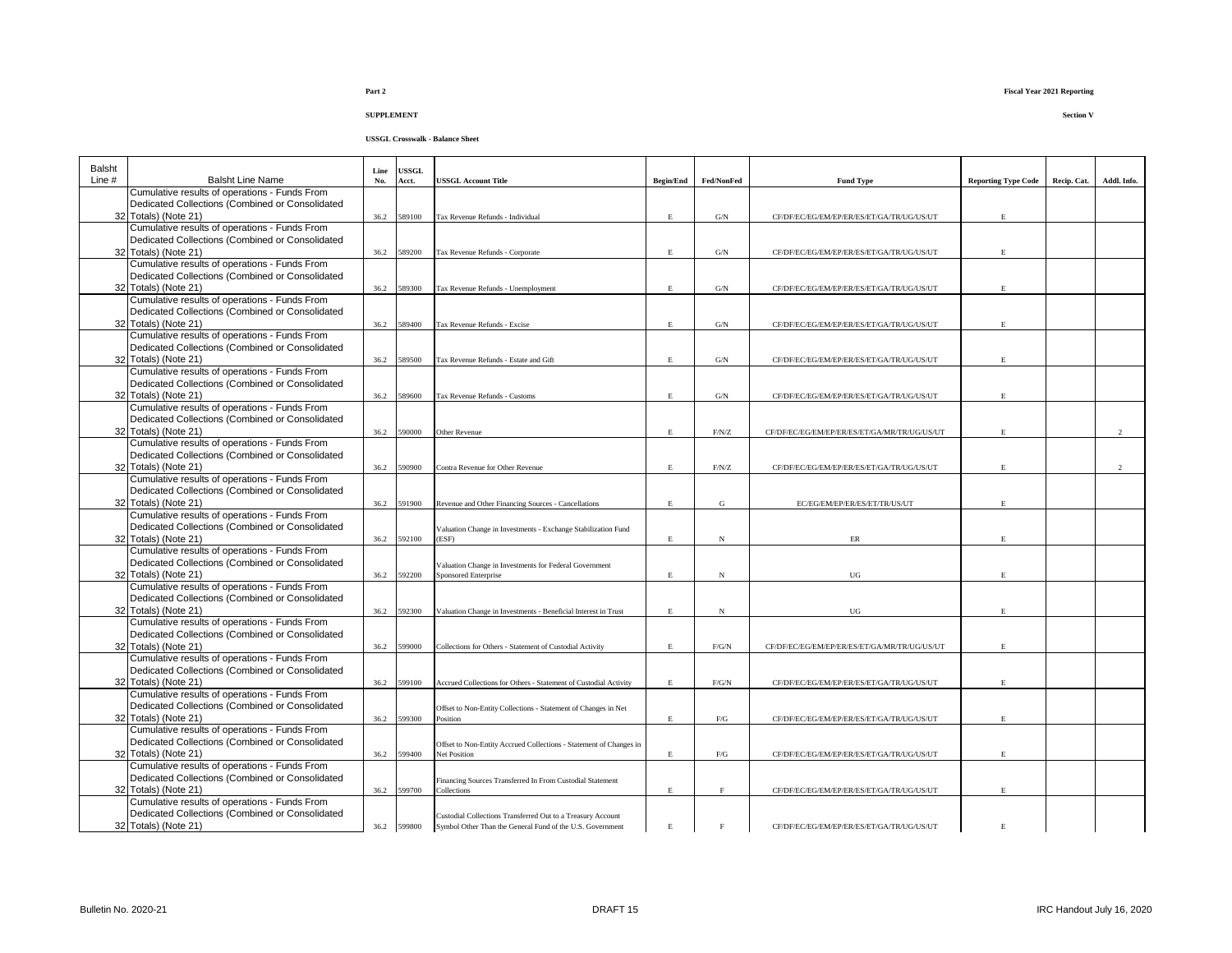**Part 2**

**Fiscal Year 2021 Reporting**

**SUPPLEMENT**

**Section V**

**USSGL Crosswalk - Balance Sheet**

| Balsht Line # | Balsht Line Name | Line No. | USSGL Acct. | USSGL Account Title | Begin/End | Fed/NonFed | Fund Type | Reporting Type Code | Recip. Cat. | Addl. Info. |
|---|---|---|---|---|---|---|---|---|---|---|
| 32 | Cumulative results of operations - Funds From Dedicated Collections (Combined or Consolidated Totals) (Note 21) | 36.2 | 589100 | Tax Revenue Refunds - Individual | E | G/N | CF/DF/EC/EG/EM/EP/ER/ES/ET/GA/TR/UG/US/UT | E | | |
| 32 | Cumulative results of operations - Funds From Dedicated Collections (Combined or Consolidated Totals) (Note 21) | 36.2 | 589200 | Tax Revenue Refunds - Corporate | E | G/N | CF/DF/EC/EG/EM/EP/ER/ES/ET/GA/TR/UG/US/UT | E | | |
| 32 | Cumulative results of operations - Funds From Dedicated Collections (Combined or Consolidated Totals) (Note 21) | 36.2 | 589300 | Tax Revenue Refunds - Unemployment | E | G/N | CF/DF/EC/EG/EM/EP/ER/ES/ET/GA/TR/UG/US/UT | E | | |
| 32 | Cumulative results of operations - Funds From Dedicated Collections (Combined or Consolidated Totals) (Note 21) | 36.2 | 589400 | Tax Revenue Refunds - Excise | E | G/N | CF/DF/EC/EG/EM/EP/ER/ES/ET/GA/TR/UG/US/UT | E | | |
| 32 | Cumulative results of operations - Funds From Dedicated Collections (Combined or Consolidated Totals) (Note 21) | 36.2 | 589500 | Tax Revenue Refunds - Estate and Gift | E | G/N | CF/DF/EC/EG/EM/EP/ER/ES/ET/GA/TR/UG/US/UT | E | | |
| 32 | Cumulative results of operations - Funds From Dedicated Collections (Combined or Consolidated Totals) (Note 21) | 36.2 | 589600 | Tax Revenue Refunds - Customs | E | G/N | CF/DF/EC/EG/EM/EP/ER/ES/ET/GA/TR/UG/US/UT | E | | |
| 32 | Cumulative results of operations - Funds From Dedicated Collections (Combined or Consolidated Totals) (Note 21) | 36.2 | 590000 | Other Revenue | E | F/N/Z | CF/DF/EC/EG/EM/EP/ER/ES/ET/GA/MR/TR/UG/US/UT | E | | 2 |
| 32 | Cumulative results of operations - Funds From Dedicated Collections (Combined or Consolidated Totals) (Note 21) | 36.2 | 590900 | Contra Revenue for Other Revenue | E | F/N/Z | CF/DF/EC/EG/EM/EP/ER/ES/ET/GA/TR/UG/US/UT | E | | 2 |
| 32 | Cumulative results of operations - Funds From Dedicated Collections (Combined or Consolidated Totals) (Note 21) | 36.2 | 591900 | Revenue and Other Financing Sources - Cancellations | E | G | EC/EG/EM/EP/ER/ES/ET/TR/US/UT | E | | |
| 32 | Cumulative results of operations - Funds From Dedicated Collections (Combined or Consolidated Totals) (Note 21) | 36.2 | 592100 | Valuation Change in Investments - Exchange Stabilization Fund (ESF) | E | N | ER | E | | |
| 32 | Cumulative results of operations - Funds From Dedicated Collections (Combined or Consolidated Totals) (Note 21) | 36.2 | 592200 | Valuation Change in Investments for Federal Government Sponsored Enterprise | E | N | UG | E | | |
| 32 | Cumulative results of operations - Funds From Dedicated Collections (Combined or Consolidated Totals) (Note 21) | 36.2 | 592300 | Valuation Change in Investments - Beneficial Interest in Trust | E | N | UG | E | | |
| 32 | Cumulative results of operations - Funds From Dedicated Collections (Combined or Consolidated Totals) (Note 21) | 36.2 | 599000 | Collections for Others - Statement of Custodial Activity | E | F/G/N | CF/DF/EC/EG/EM/EP/ER/ES/ET/GA/MR/TR/UG/US/UT | E | | |
| 32 | Cumulative results of operations - Funds From Dedicated Collections (Combined or Consolidated Totals) (Note 21) | 36.2 | 599100 | Accrued Collections for Others - Statement of Custodial Activity | E | F/G/N | CF/DF/EC/EG/EM/EP/ER/ES/ET/GA/TR/UG/US/UT | E | | |
| 32 | Cumulative results of operations - Funds From Dedicated Collections (Combined or Consolidated Totals) (Note 21) | 36.2 | 599300 | Offset to Non-Entity Collections - Statement of Changes in Net Position | E | F/G | CF/DF/EC/EG/EM/EP/ER/ES/ET/GA/TR/UG/US/UT | E | | |
| 32 | Cumulative results of operations - Funds From Dedicated Collections (Combined or Consolidated Totals) (Note 21) | 36.2 | 599400 | Offset to Non-Entity Accrued Collections - Statement of Changes in Net Position | E | F/G | CF/DF/EC/EG/EM/EP/ER/ES/ET/GA/TR/UG/US/UT | E | | |
| 32 | Cumulative results of operations - Funds From Dedicated Collections (Combined or Consolidated Totals) (Note 21) | 36.2 | 599700 | Financing Sources Transferred In From Custodial Statement Collections | E | F | CF/DF/EC/EG/EM/EP/ER/ES/ET/GA/TR/UG/US/UT | E | | |
| 32 | Cumulative results of operations - Funds From Dedicated Collections (Combined or Consolidated Totals) (Note 21) | 36.2 | 599800 | Custodial Collections Transferred Out to a Treasury Account Symbol Other Than the General Fund of the U.S. Government | E | F | CF/DF/EC/EG/EM/EP/ER/ES/ET/GA/TR/UG/US/UT | E | | |

Bulletin No. 2020-21 DRAFT 15 IRC Handout July 16, 2020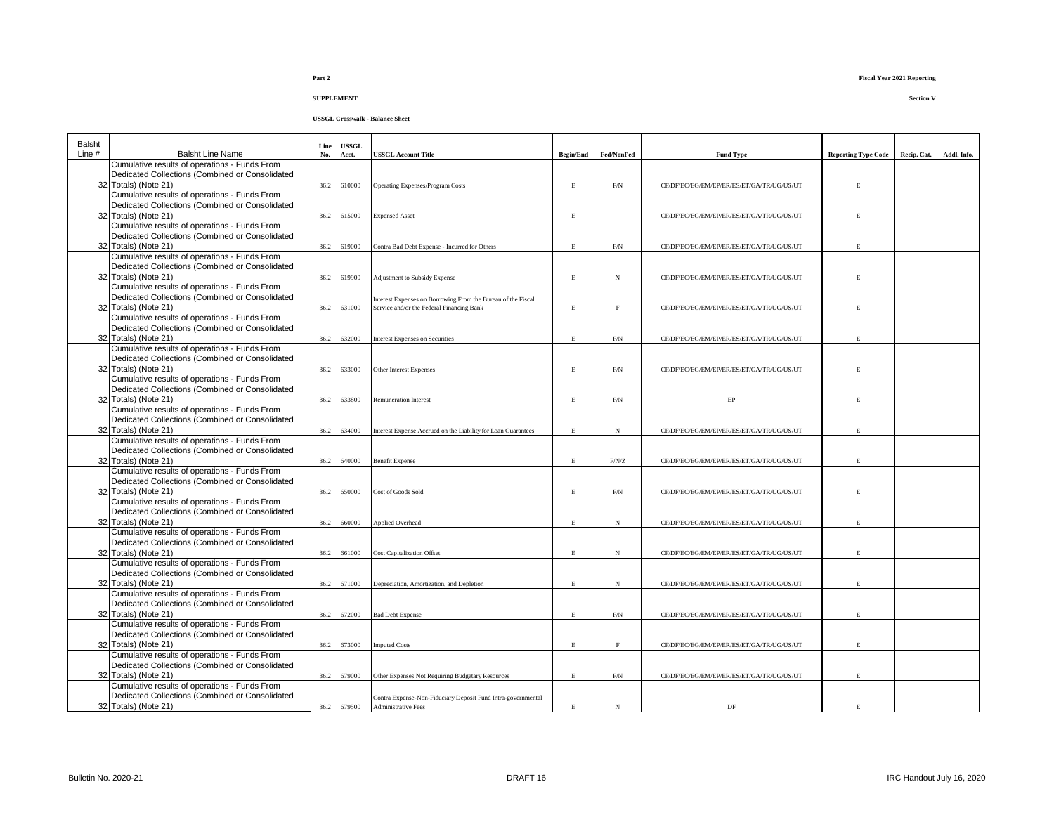Part 2

SUPPLEMENT

USSGL Crosswalk - Balance Sheet

| Balsht Line # | Balsht Line Name | Line No. | USSGL Acct. | USSGL Account Title | Begin/End | Fed/NonFed | Fund Type | Reporting Type Code | Recip. Cat. | Addl. Info. |
|---|---|---|---|---|---|---|---|---|---|---|
| 32 | Cumulative results of operations - Funds From Dedicated Collections (Combined or Consolidated Totals) (Note 21) | 36.2 | 610000 | Operating Expenses/Program Costs | E | F/N | CF/DF/EC/EG/EM/EP/ER/ES/ET/GA/TR/UG/US/UT | E | | |
| 32 | Cumulative results of operations - Funds From Dedicated Collections (Combined or Consolidated Totals) (Note 21) | 36.2 | 615000 | Expensed Asset | E | | CF/DF/EC/EG/EM/EP/ER/ES/ET/GA/TR/UG/US/UT | E | | |
| 32 | Cumulative results of operations - Funds From Dedicated Collections (Combined or Consolidated Totals) (Note 21) | 36.2 | 619000 | Contra Bad Debt Expense - Incurred for Others | E | F/N | CF/DF/EC/EG/EM/EP/ER/ES/ET/GA/TR/UG/US/UT | E | | |
| 32 | Cumulative results of operations - Funds From Dedicated Collections (Combined or Consolidated Totals) (Note 21) | 36.2 | 619900 | Adjustment to Subsidy Expense | E | N | CF/DF/EC/EG/EM/EP/ER/ES/ET/GA/TR/UG/US/UT | E | | |
| 32 | Cumulative results of operations - Funds From Dedicated Collections (Combined or Consolidated Totals) (Note 21) | 36.2 | 631000 | Interest Expenses on Borrowing From the Bureau of the Fiscal Service and/or the Federal Financing Bank | E | F | CF/DF/EC/EG/EM/EP/ER/ES/ET/GA/TR/UG/US/UT | E | | |
| 32 | Cumulative results of operations - Funds From Dedicated Collections (Combined or Consolidated Totals) (Note 21) | 36.2 | 632000 | Interest Expenses on Securities | E | F/N | CF/DF/EC/EG/EM/EP/ER/ES/ET/GA/TR/UG/US/UT | E | | |
| 32 | Cumulative results of operations - Funds From Dedicated Collections (Combined or Consolidated Totals) (Note 21) | 36.2 | 633000 | Other Interest Expenses | E | F/N | CF/DF/EC/EG/EM/EP/ER/ES/ET/GA/TR/UG/US/UT | E | | |
| 32 | Cumulative results of operations - Funds From Dedicated Collections (Combined or Consolidated Totals) (Note 21) | 36.2 | 633800 | Remuneration Interest | E | F/N | EP | E | | |
| 32 | Cumulative results of operations - Funds From Dedicated Collections (Combined or Consolidated Totals) (Note 21) | 36.2 | 634000 | Interest Expense Accrued on the Liability for Loan Guarantees | E | N | CF/DF/EC/EG/EM/EP/ER/ES/ET/GA/TR/UG/US/UT | E | | |
| 32 | Cumulative results of operations - Funds From Dedicated Collections (Combined or Consolidated Totals) (Note 21) | 36.2 | 640000 | Benefit Expense | E | F/N/Z | CF/DF/EC/EG/EM/EP/ER/ES/ET/GA/TR/UG/US/UT | E | | |
| 32 | Cumulative results of operations - Funds From Dedicated Collections (Combined or Consolidated Totals) (Note 21) | 36.2 | 650000 | Cost of Goods Sold | E | F/N | CF/DF/EC/EG/EM/EP/ER/ES/ET/GA/TR/UG/US/UT | E | | |
| 32 | Cumulative results of operations - Funds From Dedicated Collections (Combined or Consolidated Totals) (Note 21) | 36.2 | 660000 | Applied Overhead | E | N | CF/DF/EC/EG/EM/EP/ER/ES/ET/GA/TR/UG/US/UT | E | | |
| 32 | Cumulative results of operations - Funds From Dedicated Collections (Combined or Consolidated Totals) (Note 21) | 36.2 | 661000 | Cost Capitalization Offset | E | N | CF/DF/EC/EG/EM/EP/ER/ES/ET/GA/TR/UG/US/UT | E | | |
| 32 | Cumulative results of operations - Funds From Dedicated Collections (Combined or Consolidated Totals) (Note 21) | 36.2 | 671000 | Depreciation, Amortization, and Depletion | E | N | CF/DF/EC/EG/EM/EP/ER/ES/ET/GA/TR/UG/US/UT | E | | |
| 32 | Cumulative results of operations - Funds From Dedicated Collections (Combined or Consolidated Totals) (Note 21) | 36.2 | 672000 | Bad Debt Expense | E | F/N | CF/DF/EC/EG/EM/EP/ER/ES/ET/GA/TR/UG/US/UT | E | | |
| 32 | Cumulative results of operations - Funds From Dedicated Collections (Combined or Consolidated Totals) (Note 21) | 36.2 | 673000 | Imputed Costs | E | F | CF/DF/EC/EG/EM/EP/ER/ES/ET/GA/TR/UG/US/UT | E | | |
| 32 | Cumulative results of operations - Funds From Dedicated Collections (Combined or Consolidated Totals) (Note 21) | 36.2 | 679000 | Other Expenses Not Requiring Budgetary Resources | E | F/N | CF/DF/EC/EG/EM/EP/ER/ES/ET/GA/TR/UG/US/UT | E | | |
| 32 | Cumulative results of operations - Funds From Dedicated Collections (Combined or Consolidated Totals) (Note 21) | 36.2 | 679500 | Contra Expense-Non-Fiduciary Deposit Fund Intra-governmental Administrative Fees | E | N | DF | E | | |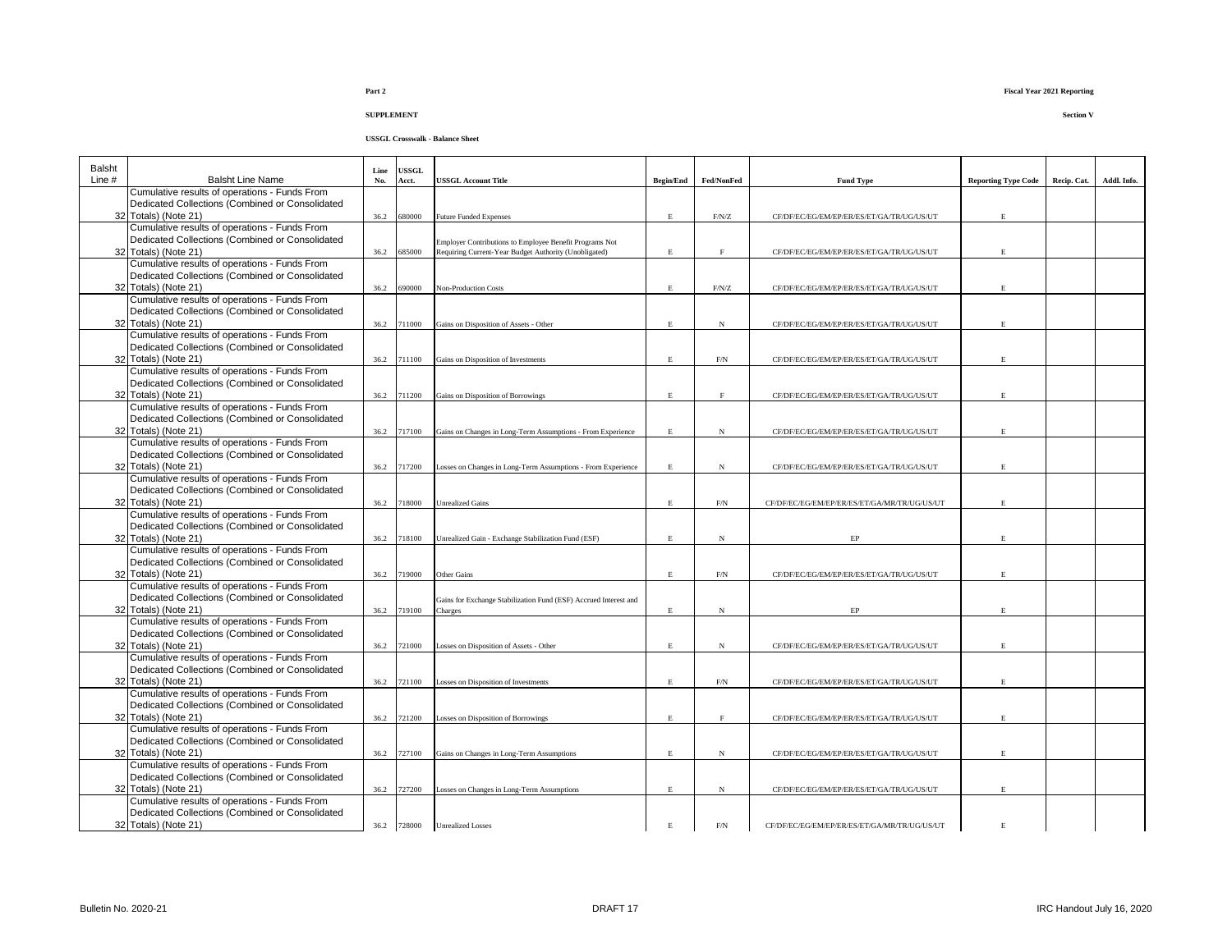**Part 2**

**Fiscal Year 2021 Reporting**

**SUPPLEMENT**

**Section V**

**USSGL Crosswalk - Balance Sheet**

| Balsht Line # | Balsht Line Name | Line No. | USSGL Acct. | USSGL Account Title | Begin/End | Fed/NonFed | Fund Type | Reporting Type Code | Recip. Cat. | Addl. Info. |
|---|---|---|---|---|---|---|---|---|---|---|
| 32 | Cumulative results of operations - Funds From Dedicated Collections (Combined or Consolidated Totals) (Note 21) | 36.2 | 680000 | Future Funded Expenses | E | F/N/Z | CF/DF/EC/EG/EM/EP/ER/ES/ET/GA/TR/UG/US/UT | E | | |
| 32 | Cumulative results of operations - Funds From Dedicated Collections (Combined or Consolidated Totals) (Note 21) | 36.2 | 685000 | Employer Contributions to Employee Benefit Programs Not Requiring Current-Year Budget Authority (Unobligated) | E | F | CF/DF/EC/EG/EM/EP/ER/ES/ET/GA/TR/UG/US/UT | E | | |
| 32 | Cumulative results of operations - Funds From Dedicated Collections (Combined or Consolidated Totals) (Note 21) | 36.2 | 690000 | Non-Production Costs | E | F/N/Z | CF/DF/EC/EG/EM/EP/ER/ES/ET/GA/TR/UG/US/UT | E | | |
| 32 | Cumulative results of operations - Funds From Dedicated Collections (Combined or Consolidated Totals) (Note 21) | 36.2 | 711000 | Gains on Disposition of Assets - Other | E | N | CF/DF/EC/EG/EM/EP/ER/ES/ET/GA/TR/UG/US/UT | E | | |
| 32 | Cumulative results of operations - Funds From Dedicated Collections (Combined or Consolidated Totals) (Note 21) | 36.2 | 711100 | Gains on Disposition of Investments | E | F/N | CF/DF/EC/EG/EM/EP/ER/ES/ET/GA/TR/UG/US/UT | E | | |
| 32 | Cumulative results of operations - Funds From Dedicated Collections (Combined or Consolidated Totals) (Note 21) | 36.2 | 711200 | Gains on Disposition of Borrowings | E | F | CF/DF/EC/EG/EM/EP/ER/ES/ET/GA/TR/UG/US/UT | E | | |
| 32 | Cumulative results of operations - Funds From Dedicated Collections (Combined or Consolidated Totals) (Note 21) | 36.2 | 717100 | Gains on Changes in Long-Term Assumptions - From Experience | E | N | CF/DF/EC/EG/EM/EP/ER/ES/ET/GA/TR/UG/US/UT | E | | |
| 32 | Cumulative results of operations - Funds From Dedicated Collections (Combined or Consolidated Totals) (Note 21) | 36.2 | 717200 | Losses on Changes in Long-Term Assumptions - From Experience | E | N | CF/DF/EC/EG/EM/EP/ER/ES/ET/GA/TR/UG/US/UT | E | | |
| 32 | Cumulative results of operations - Funds From Dedicated Collections (Combined or Consolidated Totals) (Note 21) | 36.2 | 718000 | Unrealized Gains | E | F/N | CF/DF/EC/EG/EM/EP/ER/ES/ET/GA/MR/TR/UG/US/UT | E | | |
| 32 | Cumulative results of operations - Funds From Dedicated Collections (Combined or Consolidated Totals) (Note 21) | 36.2 | 718100 | Unrealized Gain - Exchange Stabilization Fund (ESF) | E | N | EP | E | | |
| 32 | Cumulative results of operations - Funds From Dedicated Collections (Combined or Consolidated Totals) (Note 21) | 36.2 | 719000 | Other Gains | E | F/N | CF/DF/EC/EG/EM/EP/ER/ES/ET/GA/TR/UG/US/UT | E | | |
| 32 | Cumulative results of operations - Funds From Dedicated Collections (Combined or Consolidated Totals) (Note 21) | 36.2 | 719100 | Gains for Exchange Stabilization Fund (ESF) Accrued Interest and Charges | E | N | EP | E | | |
| 32 | Cumulative results of operations - Funds From Dedicated Collections (Combined or Consolidated Totals) (Note 21) | 36.2 | 721000 | Losses on Disposition of Assets - Other | E | N | CF/DF/EC/EG/EM/EP/ER/ES/ET/GA/TR/UG/US/UT | E | | |
| 32 | Cumulative results of operations - Funds From Dedicated Collections (Combined or Consolidated Totals) (Note 21) | 36.2 | 721100 | Losses on Disposition of Investments | E | F/N | CF/DF/EC/EG/EM/EP/ER/ES/ET/GA/TR/UG/US/UT | E | | |
| 32 | Cumulative results of operations - Funds From Dedicated Collections (Combined or Consolidated Totals) (Note 21) | 36.2 | 721200 | Losses on Disposition of Borrowings | E | F | CF/DF/EC/EG/EM/EP/ER/ES/ET/GA/TR/UG/US/UT | E | | |
| 32 | Cumulative results of operations - Funds From Dedicated Collections (Combined or Consolidated Totals) (Note 21) | 36.2 | 727100 | Gains on Changes in Long-Term Assumptions | E | N | CF/DF/EC/EG/EM/EP/ER/ES/ET/GA/TR/UG/US/UT | E | | |
| 32 | Cumulative results of operations - Funds From Dedicated Collections (Combined or Consolidated Totals) (Note 21) | 36.2 | 727200 | Losses on Changes in Long-Term Assumptions | E | N | CF/DF/EC/EG/EM/EP/ER/ES/ET/GA/TR/UG/US/UT | E | | |
| 32 | Cumulative results of operations - Funds From Dedicated Collections (Combined or Consolidated Totals) (Note 21) | 36.2 | 728000 | Unrealized Losses | E | F/N | CF/DF/EC/EG/EM/EP/ER/ES/ET/GA/MR/TR/UG/US/UT | E | | |

Bulletin No. 2020-21 | DRAFT 17 | IRC Handout July 16, 2020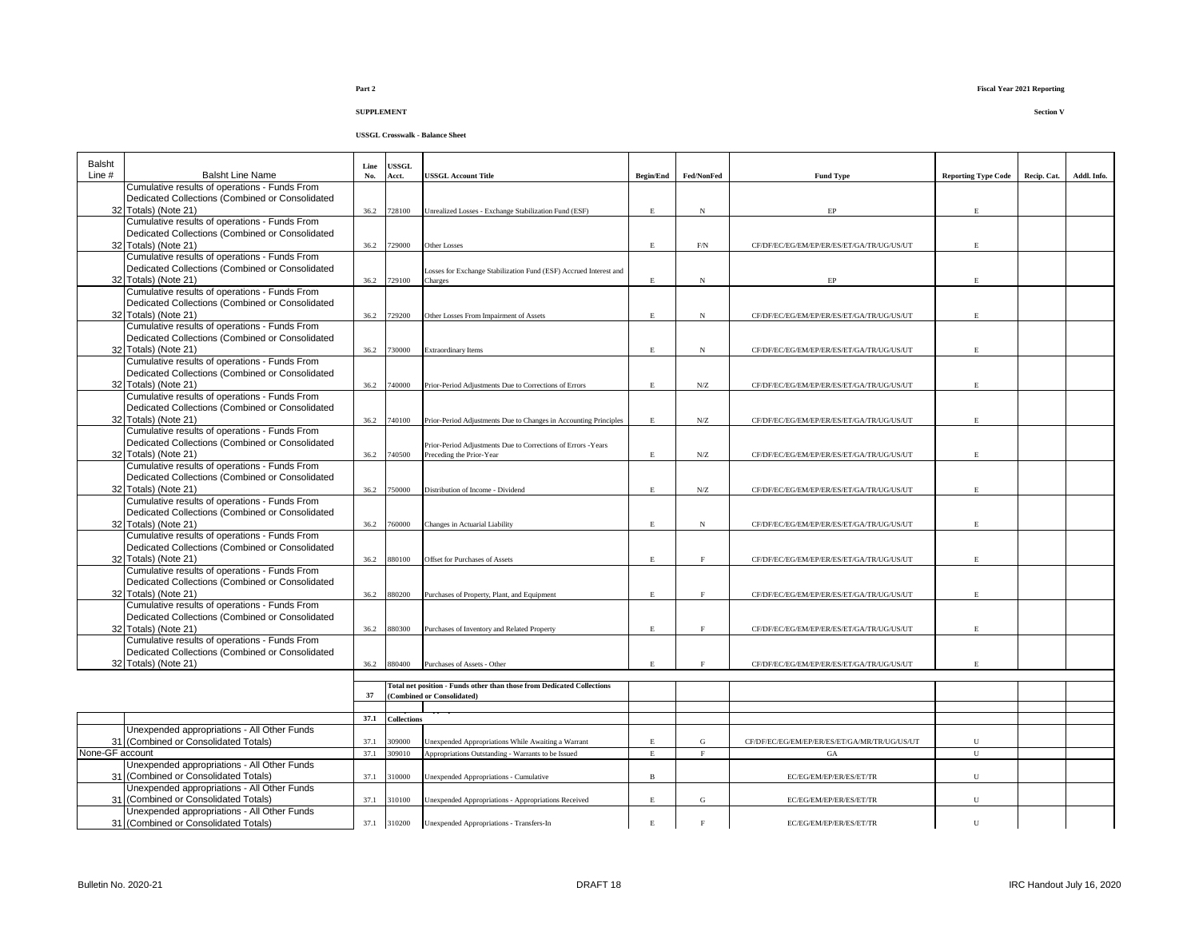**Part 2**

**Fiscal Year 2021 Reporting**

**SUPPLEMENT**

**Section V**

**USSGL Crosswalk - Balance Sheet**

| Balsht Line # | Balsht Line Name | Line No. | USSGL Acct. | USSGL Account Title | Begin/End | Fed/NonFed | Fund Type | Reporting Type Code | Recip. Cat. | Addl. Info. |
|---|---|---|---|---|---|---|---|---|---|---|
| 32 | Cumulative results of operations - Funds From Dedicated Collections (Combined or Consolidated Totals) (Note 21) | 36.2 | 728100 | Unrealized Losses - Exchange Stabilization Fund (ESF) | E | N | EP | E | | |
| 32 | Cumulative results of operations - Funds From Dedicated Collections (Combined or Consolidated Totals) (Note 21) | 36.2 | 729000 | Other Losses | E | F/N | CF/DF/EC/EG/EM/EP/ER/ES/ET/GA/TR/UG/US/UT | E | | |
| 32 | Cumulative results of operations - Funds From Dedicated Collections (Combined or Consolidated Totals) (Note 21) | 36.2 | 729100 | Losses for Exchange Stabilization Fund (ESF) Accrued Interest and Charges | E | N | EP | E | | |
| 32 | Cumulative results of operations - Funds From Dedicated Collections (Combined or Consolidated Totals) (Note 21) | 36.2 | 729200 | Other Losses From Impairment of Assets | E | N | CF/DF/EC/EG/EM/EP/ER/ES/ET/GA/TR/UG/US/UT | E | | |
| 32 | Cumulative results of operations - Funds From Dedicated Collections (Combined or Consolidated Totals) (Note 21) | 36.2 | 730000 | Extraordinary Items | E | N | CF/DF/EC/EG/EM/EP/ER/ES/ET/GA/TR/UG/US/UT | E | | |
| 32 | Cumulative results of operations - Funds From Dedicated Collections (Combined or Consolidated Totals) (Note 21) | 36.2 | 740000 | Prior-Period Adjustments Due to Corrections of Errors | E | N/Z | CF/DF/EC/EG/EM/EP/ER/ES/ET/GA/TR/UG/US/UT | E | | |
| 32 | Cumulative results of operations - Funds From Dedicated Collections (Combined or Consolidated Totals) (Note 21) | 36.2 | 740100 | Prior-Period Adjustments Due to Changes in Accounting Principles | E | N/Z | CF/DF/EC/EG/EM/EP/ER/ES/ET/GA/TR/UG/US/UT | E | | |
| 32 | Cumulative results of operations - Funds From Dedicated Collections (Combined or Consolidated Totals) (Note 21) | 36.2 | 740500 | Prior-Period Adjustments Due to Corrections of Errors -Years Preceding the Prior-Year | E | N/Z | CF/DF/EC/EG/EM/EP/ER/ES/ET/GA/TR/UG/US/UT | E | | |
| 32 | Cumulative results of operations - Funds From Dedicated Collections (Combined or Consolidated Totals) (Note 21) | 36.2 | 750000 | Distribution of Income - Dividend | E | N/Z | CF/DF/EC/EG/EM/EP/ER/ES/ET/GA/TR/UG/US/UT | E | | |
| 32 | Cumulative results of operations - Funds From Dedicated Collections (Combined or Consolidated Totals) (Note 21) | 36.2 | 760000 | Changes in Actuarial Liability | E | N | CF/DF/EC/EG/EM/EP/ER/ES/ET/GA/TR/UG/US/UT | E | | |
| 32 | Cumulative results of operations - Funds From Dedicated Collections (Combined or Consolidated Totals) (Note 21) | 36.2 | 880100 | Offset for Purchases of Assets | E | F | CF/DF/EC/EG/EM/EP/ER/ES/ET/GA/TR/UG/US/UT | E | | |
| 32 | Cumulative results of operations - Funds From Dedicated Collections (Combined or Consolidated Totals) (Note 21) | 36.2 | 880200 | Purchases of Property, Plant, and Equipment | E | F | CF/DF/EC/EG/EM/EP/ER/ES/ET/GA/TR/UG/US/UT | E | | |
| 32 | Cumulative results of operations - Funds From Dedicated Collections (Combined or Consolidated Totals) (Note 21) | 36.2 | 880300 | Purchases of Inventory and Related Property | E | F | CF/DF/EC/EG/EM/EP/ER/ES/ET/GA/TR/UG/US/UT | E | | |
| 32 | Cumulative results of operations - Funds From Dedicated Collections (Combined or Consolidated Totals) (Note 21) | 36.2 | 880400 | Purchases of Assets - Other | E | F | CF/DF/EC/EG/EM/EP/ER/ES/ET/GA/TR/UG/US/UT | E | | |
| | | **37** | | **Total net position - Funds other than those from Dedicated Collections (Combined or Consolidated)** | | | | | | |
| | | **37.1** | **Collections** | | | | | | | |
| 31 | Unexpended appropriations - All Other Funds (Combined or Consolidated Totals) | 37.1 | 309000 | Unexpended Appropriations While Awaiting a Warrant | E | G | CF/DF/EC/EG/EM/EP/ER/ES/ET/GA/MR/TR/UG/US/UT | U | | |
| None-GF account | | 37.1 | 309010 | Appropriations Outstanding - Warrants to be Issued | E | F | GA | U | | |
| 31 | Unexpended appropriations - All Other Funds (Combined or Consolidated Totals) | 37.1 | 310000 | Unexpended Appropriations - Cumulative | B | | EC/EG/EM/EP/ER/ES/TR | U | | |
| 31 | Unexpended appropriations - All Other Funds (Combined or Consolidated Totals) | 37.1 | 310100 | Unexpended Appropriations - Appropriations Received | E | G | EC/EG/EM/EP/ER/ES/ET/TR | U | | |
| 31 | Unexpended appropriations - All Other Funds (Combined or Consolidated Totals) | 37.1 | 310200 | Unexpended Appropriations - Transfers-In | E | F | EC/EG/EM/EP/ER/ES/ET/TR | U | | |

Bulletin No. 2020-21 DRAFT 18 IRC Handout July 16, 2020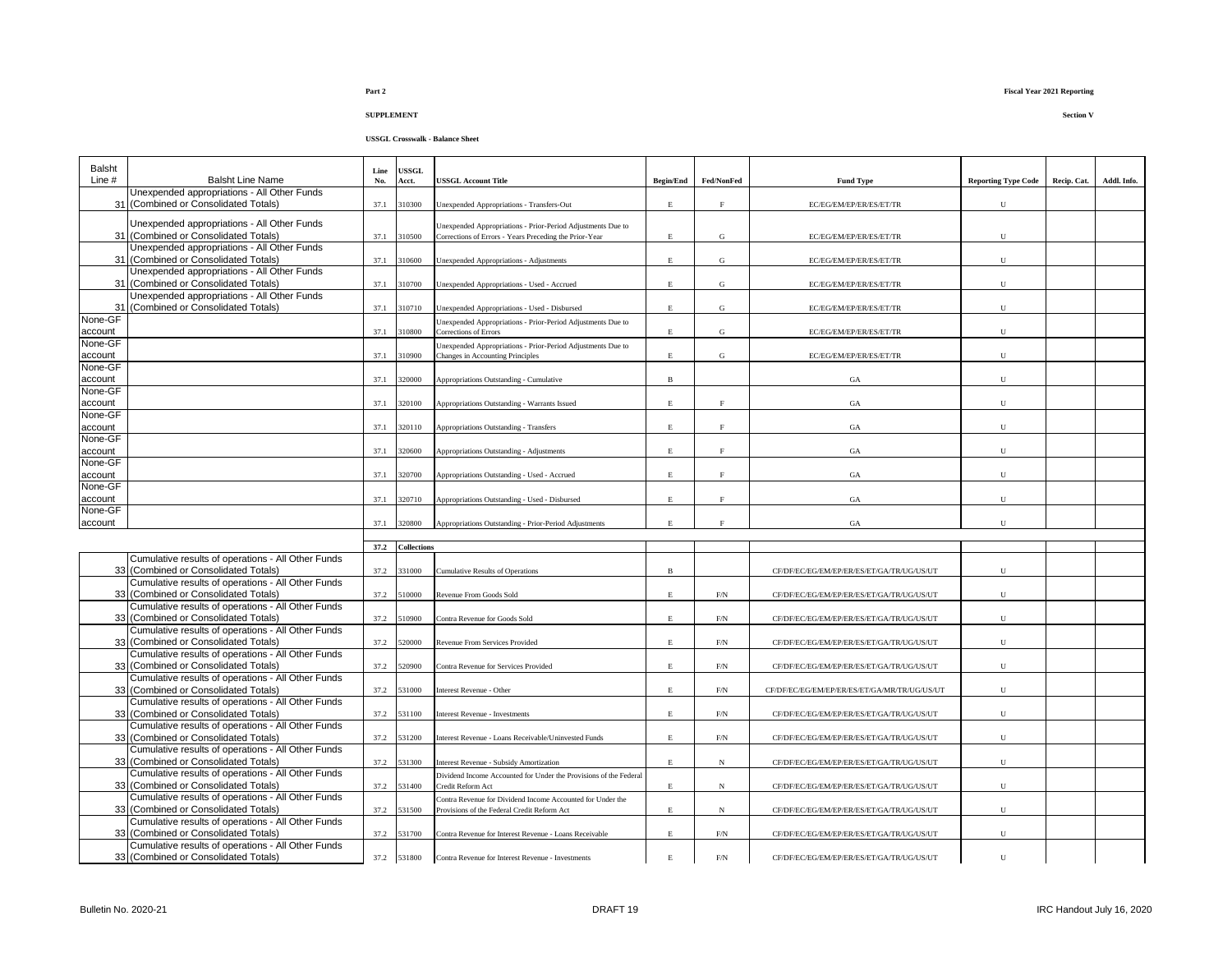**Part 2**

**Fiscal Year 2021 Reporting**

**SUPPLEMENT**

**Section V**

**USSGL Crosswalk - Balance Sheet**

| Balsht Line # | Balsht Line Name | Line No. | USSGL Acct. | USSGL Account Title | Begin/End | Fed/NonFed | Fund Type | Reporting Type Code | Recip. Cat. | Addl. Info. |
|---|---|---|---|---|---|---|---|---|---|---|
| 31 | Unexpended appropriations - All Other Funds (Combined or Consolidated Totals) | 37.1 | 310300 | Unexpended Appropriations - Transfers-Out | E | F | EC/EG/EM/EP/ER/ES/ET/TR | U | | |
| 31 | Unexpended appropriations - All Other Funds (Combined or Consolidated Totals) | 37.1 | 310500 | Unexpended Appropriations - Prior-Period Adjustments Due to Corrections of Errors - Years Preceding the Prior-Year | E | G | EC/EG/EM/EP/ER/ES/ET/TR | U | | |
| 31 | Unexpended appropriations - All Other Funds (Combined or Consolidated Totals) | 37.1 | 310600 | Unexpended Appropriations - Adjustments | E | G | EC/EG/EM/EP/ER/ES/ET/TR | U | | |
| 31 | Unexpended appropriations - All Other Funds (Combined or Consolidated Totals) | 37.1 | 310700 | Unexpended Appropriations - Used - Accrued | E | G | EC/EG/EM/EP/ER/ES/ET/TR | U | | |
| 31 | Unexpended appropriations - All Other Funds (Combined or Consolidated Totals) | 37.1 | 310710 | Unexpended Appropriations - Used - Disbursed | E | G | EC/EG/EM/EP/ER/ES/ET/TR | U | | |
| None-GF account | | 37.1 | 310800 | Unexpended Appropriations - Prior-Period Adjustments Due to Corrections of Errors | E | G | EC/EG/EM/EP/ER/ES/ET/TR | U | | |
| None-GF account | | 37.1 | 310900 | Unexpended Appropriations - Prior-Period Adjustments Due to Changes in Accounting Principles | E | G | EC/EG/EM/EP/ER/ES/ET/TR | U | | |
| None-GF account | | 37.1 | 320000 | Appropriations Outstanding - Cumulative | B | | GA | U | | |
| None-GF account | | 37.1 | 320100 | Appropriations Outstanding - Warrants Issued | E | F | GA | U | | |
| None-GF account | | 37.1 | 320110 | Appropriations Outstanding - Transfers | E | F | GA | U | | |
| None-GF account | | 37.1 | 320600 | Appropriations Outstanding - Adjustments | E | F | GA | U | | |
| None-GF account | | 37.1 | 320700 | Appropriations Outstanding - Used - Accrued | E | F | GA | U | | |
| None-GF account | | 37.1 | 320710 | Appropriations Outstanding - Used - Disbursed | E | F | GA | U | | |
| None-GF account | | 37.1 | 320800 | Appropriations Outstanding - Prior-Period Adjustments | E | F | GA | U | | |
| | | **37.2** | **Collections** | | | | | | | |
| 33 | Cumulative results of operations - All Other Funds (Combined or Consolidated Totals) | 37.2 | 331000 | Cumulative Results of Operations | B | | CF/DF/EC/EG/EM/EP/ER/ES/ET/GA/TR/UG/US/UT | U | | |
| 33 | Cumulative results of operations - All Other Funds (Combined or Consolidated Totals) | 37.2 | 510000 | Revenue From Goods Sold | E | F/N | CF/DF/EC/EG/EM/EP/ER/ES/ET/GA/TR/UG/US/UT | U | | |
| 33 | Cumulative results of operations - All Other Funds (Combined or Consolidated Totals) | 37.2 | 510900 | Contra Revenue for Goods Sold | E | F/N | CF/DF/EC/EG/EM/EP/ER/ES/ET/GA/TR/UG/US/UT | U | | |
| 33 | Cumulative results of operations - All Other Funds (Combined or Consolidated Totals) | 37.2 | 520000 | Revenue From Services Provided | E | F/N | CF/DF/EC/EG/EM/EP/ER/ES/ET/GA/TR/UG/US/UT | U | | |
| 33 | Cumulative results of operations - All Other Funds (Combined or Consolidated Totals) | 37.2 | 520900 | Contra Revenue for Services Provided | E | F/N | CF/DF/EC/EG/EM/EP/ER/ES/ET/GA/TR/UG/US/UT | U | | |
| 33 | Cumulative results of operations - All Other Funds (Combined or Consolidated Totals) | 37.2 | 531000 | Interest Revenue - Other | E | F/N | CF/DF/EC/EG/EM/EP/ER/ES/ET/GA/MR/TR/UG/US/UT | U | | |
| 33 | Cumulative results of operations - All Other Funds (Combined or Consolidated Totals) | 37.2 | 531100 | Interest Revenue - Investments | E | F/N | CF/DF/EC/EG/EM/EP/ER/ES/ET/GA/TR/UG/US/UT | U | | |
| 33 | Cumulative results of operations - All Other Funds (Combined or Consolidated Totals) | 37.2 | 531200 | Interest Revenue - Loans Receivable/Uninvested Funds | E | F/N | CF/DF/EC/EG/EM/EP/ER/ES/ET/GA/TR/UG/US/UT | U | | |
| 33 | Cumulative results of operations - All Other Funds (Combined or Consolidated Totals) | 37.2 | 531300 | Interest Revenue - Subsidy Amortization | E | N | CF/DF/EC/EG/EM/EP/ER/ES/ET/GA/TR/UG/US/UT | U | | |
| 33 | Cumulative results of operations - All Other Funds (Combined or Consolidated Totals) | 37.2 | 531400 | Dividend Income Accounted for Under the Provisions of the Federal Credit Reform Act | E | N | CF/DF/EC/EG/EM/EP/ER/ES/ET/GA/TR/UG/US/UT | U | | |
| 33 | Cumulative results of operations - All Other Funds (Combined or Consolidated Totals) | 37.2 | 531500 | Contra Revenue for Dividend Income Accounted for Under the Provisions of the Federal Credit Reform Act | E | N | CF/DF/EC/EG/EM/EP/ER/ES/ET/GA/TR/UG/US/UT | U | | |
| 33 | Cumulative results of operations - All Other Funds (Combined or Consolidated Totals) | 37.2 | 531700 | Contra Revenue for Interest Revenue - Loans Receivable | E | F/N | CF/DF/EC/EG/EM/EP/ER/ES/ET/GA/TR/UG/US/UT | U | | |
| 33 | Cumulative results of operations - All Other Funds (Combined or Consolidated Totals) | 37.2 | 531800 | Contra Revenue for Interest Revenue - Investments | E | F/N | CF/DF/EC/EG/EM/EP/ER/ES/ET/GA/TR/UG/US/UT | U | | |

Bulletin No. 2020-21 DRAFT 19 IRC Handout July 16, 2020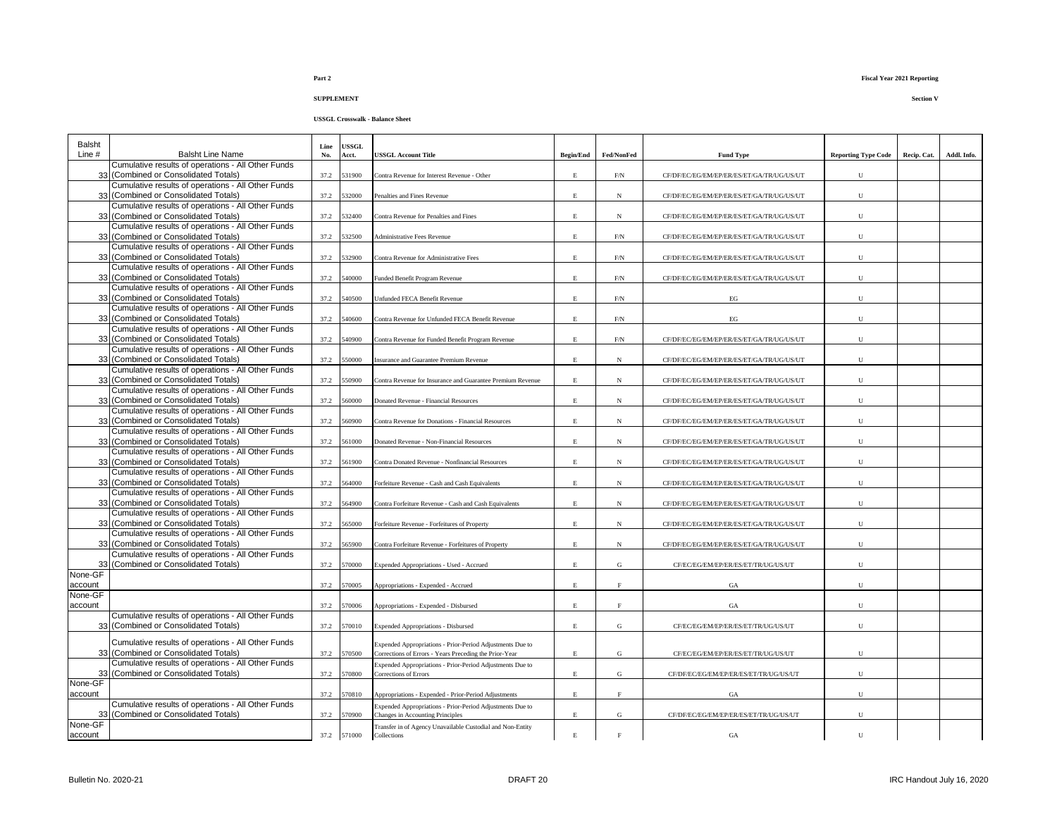**Part 2**

**Fiscal Year 2021 Reporting**

**SUPPLEMENT**

**Section V**

**USSGL Crosswalk - Balance Sheet**

| Balsht Line # | Balsht Line Name | Line No. | USSGL Acct. | USSGL Account Title | Begin/End | Fed/NonFed | Fund Type | Reporting Type Code | Recip. Cat. | Addl. Info. |
|---|---|---|---|---|---|---|---|---|---|---|
| 33 | Cumulative results of operations - All Other Funds (Combined or Consolidated Totals) | 37.2 | 531900 | Contra Revenue for Interest Revenue - Other | E | F/N | CF/DF/EC/EG/EM/EP/ER/ES/ET/GA/TR/UG/US/UT | U | | |
| 33 | Cumulative results of operations - All Other Funds (Combined or Consolidated Totals) | 37.2 | 532000 | Penalties and Fines Revenue | E | N | CF/DF/EC/EG/EM/EP/ER/ES/ET/GA/TR/UG/US/UT | U | | |
| 33 | Cumulative results of operations - All Other Funds (Combined or Consolidated Totals) | 37.2 | 532400 | Contra Revenue for Penalties and Fines | E | N | CF/DF/EC/EG/EM/EP/ER/ES/ET/GA/TR/UG/US/UT | U | | |
| 33 | Cumulative results of operations - All Other Funds (Combined or Consolidated Totals) | 37.2 | 532500 | Administrative Fees Revenue | E | F/N | CF/DF/EC/EG/EM/EP/ER/ES/ET/GA/TR/UG/US/UT | U | | |
| 33 | Cumulative results of operations - All Other Funds (Combined or Consolidated Totals) | 37.2 | 532900 | Contra Revenue for Administrative Fees | E | F/N | CF/DF/EC/EG/EM/EP/ER/ES/ET/GA/TR/UG/US/UT | U | | |
| 33 | Cumulative results of operations - All Other Funds (Combined or Consolidated Totals) | 37.2 | 540000 | Funded Benefit Program Revenue | E | F/N | CF/DF/EC/EG/EM/EP/ER/ES/ET/GA/TR/UG/US/UT | U | | |
| 33 | Cumulative results of operations - All Other Funds (Combined or Consolidated Totals) | 37.2 | 540500 | Unfunded FECA Benefit Revenue | E | F/N | EG | U | | |
| 33 | Cumulative results of operations - All Other Funds (Combined or Consolidated Totals) | 37.2 | 540600 | Contra Revenue for Unfunded FECA Benefit Revenue | E | F/N | EG | U | | |
| 33 | Cumulative results of operations - All Other Funds (Combined or Consolidated Totals) | 37.2 | 540900 | Contra Revenue for Funded Benefit Program Revenue | E | F/N | CF/DF/EC/EG/EM/EP/ER/ES/ET/GA/TR/UG/US/UT | U | | |
| 33 | Cumulative results of operations - All Other Funds (Combined or Consolidated Totals) | 37.2 | 550000 | Insurance and Guarantee Premium Revenue | E | N | CF/DF/EC/EG/EM/EP/ER/ES/ET/GA/TR/UG/US/UT | U | | |
| 33 | Cumulative results of operations - All Other Funds (Combined or Consolidated Totals) | 37.2 | 550900 | Contra Revenue for Insurance and Guarantee Premium Revenue | E | N | CF/DF/EC/EG/EM/EP/ER/ES/ET/GA/TR/UG/US/UT | U | | |
| 33 | Cumulative results of operations - All Other Funds (Combined or Consolidated Totals) | 37.2 | 560000 | Donated Revenue - Financial Resources | E | N | CF/DF/EC/EG/EM/EP/ER/ES/ET/GA/TR/UG/US/UT | U | | |
| 33 | Cumulative results of operations - All Other Funds (Combined or Consolidated Totals) | 37.2 | 560900 | Contra Revenue for Donations - Financial Resources | E | N | CF/DF/EC/EG/EM/EP/ER/ES/ET/GA/TR/UG/US/UT | U | | |
| 33 | Cumulative results of operations - All Other Funds (Combined or Consolidated Totals) | 37.2 | 561000 | Donated Revenue - Non-Financial Resources | E | N | CF/DF/EC/EG/EM/EP/ER/ES/ET/GA/TR/UG/US/UT | U | | |
| 33 | Cumulative results of operations - All Other Funds (Combined or Consolidated Totals) | 37.2 | 561900 | Contra Donated Revenue - Nonfinancial Resources | E | N | CF/DF/EC/EG/EM/EP/ER/ES/ET/GA/TR/UG/US/UT | U | | |
| 33 | Cumulative results of operations - All Other Funds (Combined or Consolidated Totals) | 37.2 | 564000 | Forfeiture Revenue - Cash and Cash Equivalents | E | N | CF/DF/EC/EG/EM/EP/ER/ES/ET/GA/TR/UG/US/UT | U | | |
| 33 | Cumulative results of operations - All Other Funds (Combined or Consolidated Totals) | 37.2 | 564900 | Contra Forfeiture Revenue - Cash and Cash Equivalents | E | N | CF/DF/EC/EG/EM/EP/ER/ES/ET/GA/TR/UG/US/UT | U | | |
| 33 | Cumulative results of operations - All Other Funds (Combined or Consolidated Totals) | 37.2 | 565000 | Forfeiture Revenue - Forfeitures of Property | E | N | CF/DF/EC/EG/EM/EP/ER/ES/ET/GA/TR/UG/US/UT | U | | |
| 33 | Cumulative results of operations - All Other Funds (Combined or Consolidated Totals) | 37.2 | 565900 | Contra Forfeiture Revenue - Forfeitures of Property | E | N | CF/DF/EC/EG/EM/EP/ER/ES/ET/GA/TR/UG/US/UT | U | | |
| 33 | Cumulative results of operations - All Other Funds (Combined or Consolidated Totals) | 37.2 | 570000 | Expended Appropriations - Used - Accrued | E | G | CF/EC/EG/EM/EP/ER/ES/ET/TR/UG/US/UT | U | | |
| None-GF account | | 37.2 | 570005 | Appropriations - Expended - Accrued | E | F | GA | U | | |
| None-GF account | | 37.2 | 570006 | Appropriations - Expended - Disbursed | E | F | GA | U | | |
| 33 | Cumulative results of operations - All Other Funds (Combined or Consolidated Totals) | 37.2 | 570010 | Expended Appropriations - Disbursed | E | G | CF/EC/EG/EM/EP/ER/ES/ET/TR/UG/US/UT | U | | |
| 33 | Cumulative results of operations - All Other Funds (Combined or Consolidated Totals) | 37.2 | 570500 | Expended Appropriations - Prior-Period Adjustments Due to Corrections of Errors - Years Preceding the Prior-Year | E | G | CF/EC/EG/EM/EP/ER/ES/ET/TR/UG/US/UT | U | | |
| 33 | Cumulative results of operations - All Other Funds (Combined or Consolidated Totals) | 37.2 | 570800 | Expended Appropriations - Prior-Period Adjustments Due to Corrections of Errors | E | G | CF/DF/EC/EG/EM/EP/ER/ES/ET/TR/UG/US/UT | U | | |
| None-GF account | | 37.2 | 570810 | Appropriations - Expended - Prior-Period Adjustments | E | F | GA | U | | |
| 33 | Cumulative results of operations - All Other Funds (Combined or Consolidated Totals) | 37.2 | 570900 | Expended Appropriations - Prior-Period Adjustments Due to Changes in Accounting Principles | E | G | CF/DF/EC/EG/EM/EP/ER/ES/ET/TR/UG/US/UT | U | | |
| None-GF account | | 37.2 | 571000 | Transfer in of Agency Unavailable Custodial and Non-Entity Collections | E | F | GA | U | | |

Bulletin No. 2020-21 DRAFT 20 IRC Handout July 16, 2020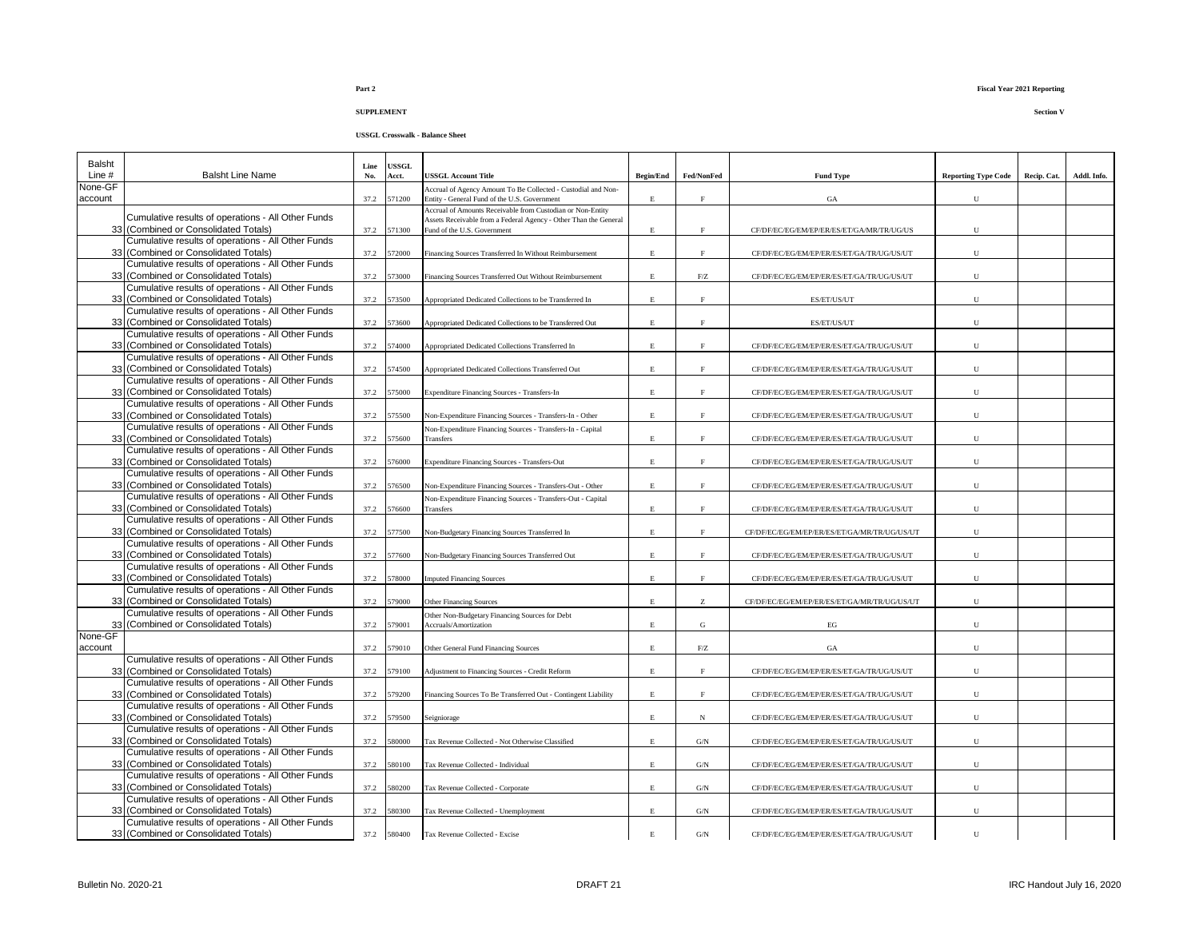**Part 2**

**Fiscal Year 2021 Reporting**

**SUPPLEMENT**

**Section V**

**USSGL Crosswalk - Balance Sheet**

| Balsht Line # | Balsht Line Name | Line No. | USSGL Acct. | USSGL Account Title | Begin/End | Fed/NonFed | Fund Type | Reporting Type Code | Recip. Cat. | Addl. Info. |
|---|---|---|---|---|---|---|---|---|---|---|
| None-GF account | | 37.2 | 571200 | Accrual of Agency Amount To Be Collected - Custodial and Non-Entity - General Fund of the U.S. Government | E | F | GA | U | | |
| 33 | Cumulative results of operations - All Other Funds (Combined or Consolidated Totals) | 37.2 | 571300 | Accrual of Amounts Receivable from Custodian or Non-Entity Assets Receivable from a Federal Agency - Other Than the General Fund of the U.S. Government | E | F | CF/DF/EC/EG/EM/EP/ER/ES/ET/GA/MR/TR/UG/US | U | | |
| 33 | Cumulative results of operations - All Other Funds (Combined or Consolidated Totals) | 37.2 | 572000 | Financing Sources Transferred In Without Reimbursement | E | F | CF/DF/EC/EG/EM/EP/ER/ES/ET/GA/TR/UG/US/UT | U | | |
| 33 | Cumulative results of operations - All Other Funds (Combined or Consolidated Totals) | 37.2 | 573000 | Financing Sources Transferred Out Without Reimbursement | E | F/Z | CF/DF/EC/EG/EM/EP/ER/ES/ET/GA/TR/UG/US/UT | U | | |
| 33 | Cumulative results of operations - All Other Funds (Combined or Consolidated Totals) | 37.2 | 573500 | Appropriated Dedicated Collections to be Transferred In | E | F | ES/ET/US/UT | U | | |
| 33 | Cumulative results of operations - All Other Funds (Combined or Consolidated Totals) | 37.2 | 573600 | Appropriated Dedicated Collections to be Transferred Out | E | F | ES/ET/US/UT | U | | |
| 33 | Cumulative results of operations - All Other Funds (Combined or Consolidated Totals) | 37.2 | 574000 | Appropriated Dedicated Collections Transferred In | E | F | CF/DF/EC/EG/EM/EP/ER/ES/ET/GA/TR/UG/US/UT | U | | |
| 33 | Cumulative results of operations - All Other Funds (Combined or Consolidated Totals) | 37.2 | 574500 | Appropriated Dedicated Collections Transferred Out | E | F | CF/DF/EC/EG/EM/EP/ER/ES/ET/GA/TR/UG/US/UT | U | | |
| 33 | Cumulative results of operations - All Other Funds (Combined or Consolidated Totals) | 37.2 | 575000 | Expenditure Financing Sources - Transfers-In | E | F | CF/DF/EC/EG/EM/EP/ER/ES/ET/GA/TR/UG/US/UT | U | | |
| 33 | Cumulative results of operations - All Other Funds (Combined or Consolidated Totals) | 37.2 | 575500 | Non-Expenditure Financing Sources - Transfers-In - Other | E | F | CF/DF/EC/EG/EM/EP/ER/ES/ET/GA/TR/UG/US/UT | U | | |
| 33 | Cumulative results of operations - All Other Funds (Combined or Consolidated Totals) | 37.2 | 575600 | Non-Expenditure Financing Sources - Transfers-In - Capital Transfers | E | F | CF/DF/EC/EG/EM/EP/ER/ES/ET/GA/TR/UG/US/UT | U | | |
| 33 | Cumulative results of operations - All Other Funds (Combined or Consolidated Totals) | 37.2 | 576000 | Expenditure Financing Sources - Transfers-Out | E | F | CF/DF/EC/EG/EM/EP/ER/ES/ET/GA/TR/UG/US/UT | U | | |
| 33 | Cumulative results of operations - All Other Funds (Combined or Consolidated Totals) | 37.2 | 576500 | Non-Expenditure Financing Sources - Transfers-Out - Other | E | F | CF/DF/EC/EG/EM/EP/ER/ES/ET/GA/TR/UG/US/UT | U | | |
| 33 | Cumulative results of operations - All Other Funds (Combined or Consolidated Totals) | 37.2 | 576600 | Non-Expenditure Financing Sources - Transfers-Out - Capital Transfers | E | F | CF/DF/EC/EG/EM/EP/ER/ES/ET/GA/TR/UG/US/UT | U | | |
| 33 | Cumulative results of operations - All Other Funds (Combined or Consolidated Totals) | 37.2 | 577500 | Non-Budgetary Financing Sources Transferred In | E | F | CF/DF/EC/EG/EM/EP/ER/ES/ET/GA/MR/TR/UG/US/UT | U | | |
| 33 | Cumulative results of operations - All Other Funds (Combined or Consolidated Totals) | 37.2 | 577600 | Non-Budgetary Financing Sources Transferred Out | E | F | CF/DF/EC/EG/EM/EP/ER/ES/ET/GA/TR/UG/US/UT | U | | |
| 33 | Cumulative results of operations - All Other Funds (Combined or Consolidated Totals) | 37.2 | 578000 | Imputed Financing Sources | E | F | CF/DF/EC/EG/EM/EP/ER/ES/ET/GA/TR/UG/US/UT | U | | |
| 33 | Cumulative results of operations - All Other Funds (Combined or Consolidated Totals) | 37.2 | 579000 | Other Financing Sources | E | Z | CF/DF/EC/EG/EM/EP/ER/ES/ET/GA/MR/TR/UG/US/UT | U | | |
| 33 | Cumulative results of operations - All Other Funds (Combined or Consolidated Totals) | 37.2 | 579001 | Other Non-Budgetary Financing Sources for Debt Accruals/Amortization | E | G | EG | U | | |
| None-GF account | | 37.2 | 579010 | Other General Fund Financing Sources | E | F/Z | GA | U | | |
| 33 | Cumulative results of operations - All Other Funds (Combined or Consolidated Totals) | 37.2 | 579100 | Adjustment to Financing Sources - Credit Reform | E | F | CF/DF/EC/EG/EM/EP/ER/ES/ET/GA/TR/UG/US/UT | U | | |
| 33 | Cumulative results of operations - All Other Funds (Combined or Consolidated Totals) | 37.2 | 579200 | Financing Sources To Be Transferred Out - Contingent Liability | E | F | CF/DF/EC/EG/EM/EP/ER/ES/ET/GA/TR/UG/US/UT | U | | |
| 33 | Cumulative results of operations - All Other Funds (Combined or Consolidated Totals) | 37.2 | 579500 | Seigniorage | E | N | CF/DF/EC/EG/EM/EP/ER/ES/ET/GA/TR/UG/US/UT | U | | |
| 33 | Cumulative results of operations - All Other Funds (Combined or Consolidated Totals) | 37.2 | 580000 | Tax Revenue Collected - Not Otherwise Classified | E | G/N | CF/DF/EC/EG/EM/EP/ER/ES/ET/GA/TR/UG/US/UT | U | | |
| 33 | Cumulative results of operations - All Other Funds (Combined or Consolidated Totals) | 37.2 | 580100 | Tax Revenue Collected - Individual | E | G/N | CF/DF/EC/EG/EM/EP/ER/ES/ET/GA/TR/UG/US/UT | U | | |
| 33 | Cumulative results of operations - All Other Funds (Combined or Consolidated Totals) | 37.2 | 580200 | Tax Revenue Collected - Corporate | E | G/N | CF/DF/EC/EG/EM/EP/ER/ES/ET/GA/TR/UG/US/UT | U | | |
| 33 | Cumulative results of operations - All Other Funds (Combined or Consolidated Totals) | 37.2 | 580300 | Tax Revenue Collected - Unemployment | E | G/N | CF/DF/EC/EG/EM/EP/ER/ES/ET/GA/TR/UG/US/UT | U | | |
| 33 | Cumulative results of operations - All Other Funds (Combined or Consolidated Totals) | 37.2 | 580400 | Tax Revenue Collected - Excise | E | G/N | CF/DF/EC/EG/EM/EP/ER/ES/ET/GA/TR/UG/US/UT | U | | |

Bulletin No. 2020-21 DRAFT 21 IRC Handout July 16, 2020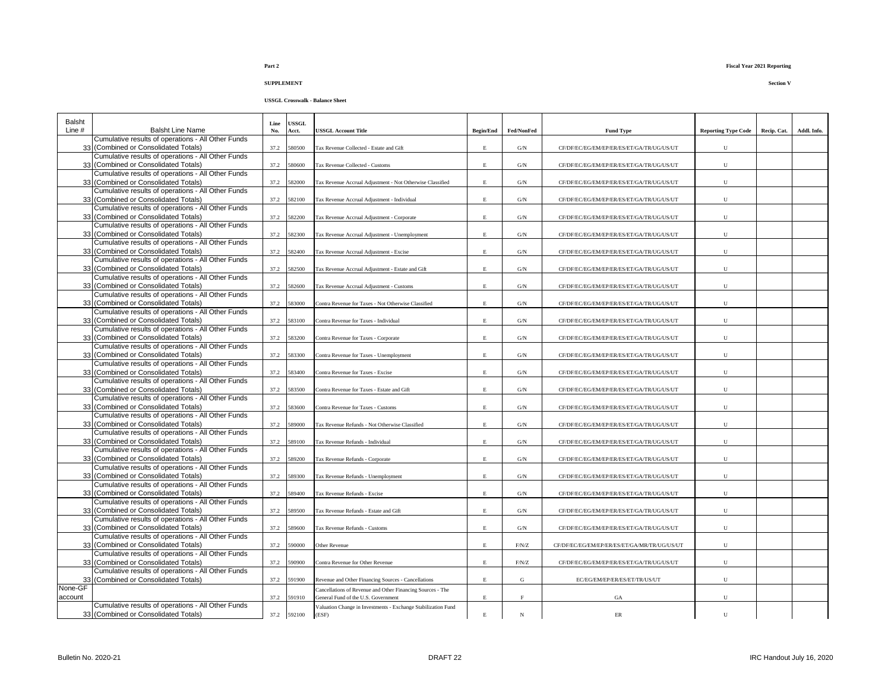**Part 2**

**Fiscal Year 2021 Reporting**

**SUPPLEMENT**

**Section V**

**USSGL Crosswalk - Balance Sheet**

| Balsht Line # | Balsht Line Name | Line No. | USSGL Acct. | USSGL Account Title | Begin/End | Fed/NonFed | Fund Type | Reporting Type Code | Recip. Cat. | Addl. Info. |
|---|---|---|---|---|---|---|---|---|---|---|
| 33 | Cumulative results of operations - All Other Funds (Combined or Consolidated Totals) | 37.2 | 580500 | Tax Revenue Collected - Estate and Gift | E | G/N | CF/DF/EC/EG/EM/EP/ER/ES/ET/GA/TR/UG/US/UT | U | | |
| 33 | Cumulative results of operations - All Other Funds (Combined or Consolidated Totals) | 37.2 | 580600 | Tax Revenue Collected - Customs | E | G/N | CF/DF/EC/EG/EM/EP/ER/ES/ET/GA/TR/UG/US/UT | U | | |
| 33 | Cumulative results of operations - All Other Funds (Combined or Consolidated Totals) | 37.2 | 582000 | Tax Revenue Accrual Adjustment - Not Otherwise Classified | E | G/N | CF/DF/EC/EG/EM/EP/ER/ES/ET/GA/TR/UG/US/UT | U | | |
| 33 | Cumulative results of operations - All Other Funds (Combined or Consolidated Totals) | 37.2 | 582100 | Tax Revenue Accrual Adjustment - Individual | E | G/N | CF/DF/EC/EG/EM/EP/ER/ES/ET/GA/TR/UG/US/UT | U | | |
| 33 | Cumulative results of operations - All Other Funds (Combined or Consolidated Totals) | 37.2 | 582200 | Tax Revenue Accrual Adjustment - Corporate | E | G/N | CF/DF/EC/EG/EM/EP/ER/ES/ET/GA/TR/UG/US/UT | U | | |
| 33 | Cumulative results of operations - All Other Funds (Combined or Consolidated Totals) | 37.2 | 582300 | Tax Revenue Accrual Adjustment - Unemployment | E | G/N | CF/DF/EC/EG/EM/EP/ER/ES/ET/GA/TR/UG/US/UT | U | | |
| 33 | Cumulative results of operations - All Other Funds (Combined or Consolidated Totals) | 37.2 | 582400 | Tax Revenue Accrual Adjustment - Excise | E | G/N | CF/DF/EC/EG/EM/EP/ER/ES/ET/GA/TR/UG/US/UT | U | | |
| 33 | Cumulative results of operations - All Other Funds (Combined or Consolidated Totals) | 37.2 | 582500 | Tax Revenue Accrual Adjustment - Estate and Gift | E | G/N | CF/DF/EC/EG/EM/EP/ER/ES/ET/GA/TR/UG/US/UT | U | | |
| 33 | Cumulative results of operations - All Other Funds (Combined or Consolidated Totals) | 37.2 | 582600 | Tax Revenue Accrual Adjustment - Customs | E | G/N | CF/DF/EC/EG/EM/EP/ER/ES/ET/GA/TR/UG/US/UT | U | | |
| 33 | Cumulative results of operations - All Other Funds (Combined or Consolidated Totals) | 37.2 | 583000 | Contra Revenue for Taxes - Not Otherwise Classified | E | G/N | CF/DF/EC/EG/EM/EP/ER/ES/ET/GA/TR/UG/US/UT | U | | |
| 33 | Cumulative results of operations - All Other Funds (Combined or Consolidated Totals) | 37.2 | 583100 | Contra Revenue for Taxes - Individual | E | G/N | CF/DF/EC/EG/EM/EP/ER/ES/ET/GA/TR/UG/US/UT | U | | |
| 33 | Cumulative results of operations - All Other Funds (Combined or Consolidated Totals) | 37.2 | 583200 | Contra Revenue for Taxes - Corporate | E | G/N | CF/DF/EC/EG/EM/EP/ER/ES/ET/GA/TR/UG/US/UT | U | | |
| 33 | Cumulative results of operations - All Other Funds (Combined or Consolidated Totals) | 37.2 | 583300 | Contra Revenue for Taxes - Unemployment | E | G/N | CF/DF/EC/EG/EM/EP/ER/ES/ET/GA/TR/UG/US/UT | U | | |
| 33 | Cumulative results of operations - All Other Funds (Combined or Consolidated Totals) | 37.2 | 583400 | Contra Revenue for Taxes - Excise | E | G/N | CF/DF/EC/EG/EM/EP/ER/ES/ET/GA/TR/UG/US/UT | U | | |
| 33 | Cumulative results of operations - All Other Funds (Combined or Consolidated Totals) | 37.2 | 583500 | Contra Revenue for Taxes - Estate and Gift | E | G/N | CF/DF/EC/EG/EM/EP/ER/ES/ET/GA/TR/UG/US/UT | U | | |
| 33 | Cumulative results of operations - All Other Funds (Combined or Consolidated Totals) | 37.2 | 583600 | Contra Revenue for Taxes - Customs | E | G/N | CF/DF/EC/EG/EM/EP/ER/ES/ET/GA/TR/UG/US/UT | U | | |
| 33 | Cumulative results of operations - All Other Funds (Combined or Consolidated Totals) | 37.2 | 589000 | Tax Revenue Refunds - Not Otherwise Classified | E | G/N | CF/DF/EC/EG/EM/EP/ER/ES/ET/GA/TR/UG/US/UT | U | | |
| 33 | Cumulative results of operations - All Other Funds (Combined or Consolidated Totals) | 37.2 | 589100 | Tax Revenue Refunds - Individual | E | G/N | CF/DF/EC/EG/EM/EP/ER/ES/ET/GA/TR/UG/US/UT | U | | |
| 33 | Cumulative results of operations - All Other Funds (Combined or Consolidated Totals) | 37.2 | 589200 | Tax Revenue Refunds - Corporate | E | G/N | CF/DF/EC/EG/EM/EP/ER/ES/ET/GA/TR/UG/US/UT | U | | |
| 33 | Cumulative results of operations - All Other Funds (Combined or Consolidated Totals) | 37.2 | 589300 | Tax Revenue Refunds - Unemployment | E | G/N | CF/DF/EC/EG/EM/EP/ER/ES/ET/GA/TR/UG/US/UT | U | | |
| 33 | Cumulative results of operations - All Other Funds (Combined or Consolidated Totals) | 37.2 | 589400 | Tax Revenue Refunds - Excise | E | G/N | CF/DF/EC/EG/EM/EP/ER/ES/ET/GA/TR/UG/US/UT | U | | |
| 33 | Cumulative results of operations - All Other Funds (Combined or Consolidated Totals) | 37.2 | 589500 | Tax Revenue Refunds - Estate and Gift | E | G/N | CF/DF/EC/EG/EM/EP/ER/ES/ET/GA/TR/UG/US/UT | U | | |
| 33 | Cumulative results of operations - All Other Funds (Combined or Consolidated Totals) | 37.2 | 589600 | Tax Revenue Refunds - Customs | E | G/N | CF/DF/EC/EG/EM/EP/ER/ES/ET/GA/TR/UG/US/UT | U | | |
| 33 | Cumulative results of operations - All Other Funds (Combined or Consolidated Totals) | 37.2 | 590000 | Other Revenue | E | F/N/Z | CF/DF/EC/EG/EM/EP/ER/ES/ET/GA/MR/TR/UG/US/UT | U | | |
| 33 | Cumulative results of operations - All Other Funds (Combined or Consolidated Totals) | 37.2 | 590900 | Contra Revenue for Other Revenue | E | F/N/Z | CF/DF/EC/EG/EM/EP/ER/ES/ET/GA/TR/UG/US/UT | U | | |
| 33 | Cumulative results of operations - All Other Funds (Combined or Consolidated Totals) | 37.2 | 591900 | Revenue and Other Financing Sources - Cancellations | E | G | EC/EG/EM/EP/ER/ES/ET/TR/US/UT | U | | |
| None-GF account | | 37.2 | 591910 | Cancellations of Revenue and Other Financing Sources - The General Fund of the U.S. Government | E | F | GA | U | | |
| 33 | Cumulative results of operations - All Other Funds (Combined or Consolidated Totals) | 37.2 | 592100 | Valuation Change in Investments - Exchange Stabilization Fund (ESF) | E | N | ER | U | | |

Bulletin No. 2020-21 DRAFT 22 IRC Handout July 16, 2020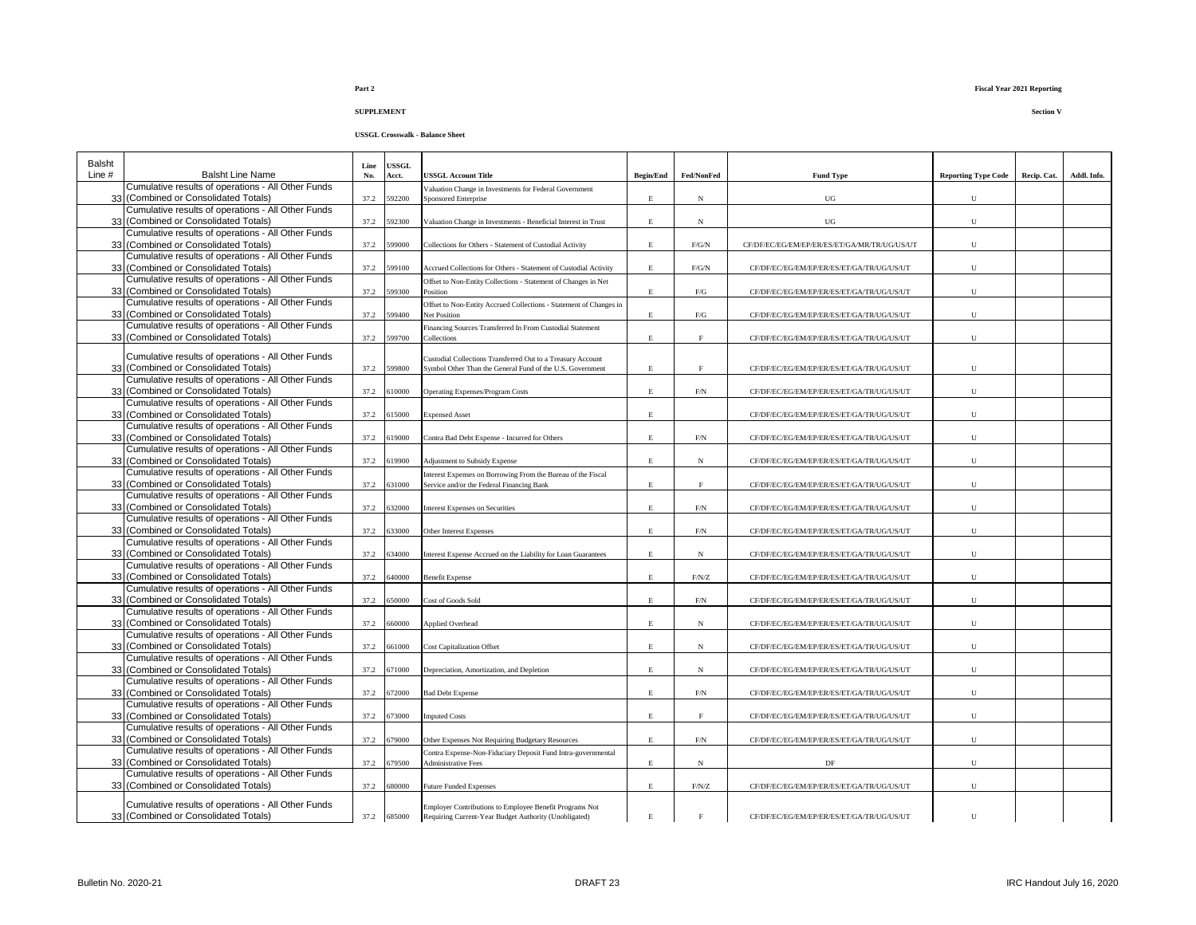**Part 2**

**Fiscal Year 2021 Reporting**

**SUPPLEMENT**

**Section V**

**USSGL Crosswalk - Balance Sheet**

| Balsht Line # | Balsht Line Name | Line No. | USSGL Acct. | USSGL Account Title | Begin/End | Fed/NonFed | Fund Type | Reporting Type Code | Recip. Cat. | Addl. Info. |
|---|---|---|---|---|---|---|---|---|---|---|
| 33 | Cumulative results of operations - All Other Funds (Combined or Consolidated Totals) | 37.2 | 592200 | Valuation Change in Investments for Federal Government Sponsored Enterprise | E | N | UG | U | | |
| 33 | Cumulative results of operations - All Other Funds (Combined or Consolidated Totals) | 37.2 | 592300 | Valuation Change in Investments - Beneficial Interest in Trust | E | N | UG | U | | |
| 33 | Cumulative results of operations - All Other Funds (Combined or Consolidated Totals) | 37.2 | 599000 | Collections for Others - Statement of Custodial Activity | E | F/G/N | CF/DF/EC/EG/EM/EP/ER/ES/ET/GA/MR/TR/UG/US/UT | U | | |
| 33 | Cumulative results of operations - All Other Funds (Combined or Consolidated Totals) | 37.2 | 599100 | Accrued Collections for Others - Statement of Custodial Activity | E | F/G/N | CF/DF/EC/EG/EM/EP/ER/ES/ET/GA/TR/UG/US/UT | U | | |
| 33 | Cumulative results of operations - All Other Funds (Combined or Consolidated Totals) | 37.2 | 599300 | Offset to Non-Entity Collections - Statement of Changes in Net Position | E | F/G | CF/DF/EC/EG/EM/EP/ER/ES/ET/GA/TR/UG/US/UT | U | | |
| 33 | Cumulative results of operations - All Other Funds (Combined or Consolidated Totals) | 37.2 | 599400 | Offset to Non-Entity Accrued Collections - Statement of Changes in Net Position | E | F/G | CF/DF/EC/EG/EM/EP/ER/ES/ET/GA/TR/UG/US/UT | U | | |
| 33 | Cumulative results of operations - All Other Funds (Combined or Consolidated Totals) | 37.2 | 599700 | Financing Sources Transferred In From Custodial Statement Collections | E | F | CF/DF/EC/EG/EM/EP/ER/ES/ET/GA/TR/UG/US/UT | U | | |
| 33 | Cumulative results of operations - All Other Funds (Combined or Consolidated Totals) | 37.2 | 599800 | Custodial Collections Transferred Out to a Treasury Account Symbol Other Than the General Fund of the U.S. Government | E | F | CF/DF/EC/EG/EM/EP/ER/ES/ET/GA/TR/UG/US/UT | U | | |
| 33 | Cumulative results of operations - All Other Funds (Combined or Consolidated Totals) | 37.2 | 610000 | Operating Expenses/Program Costs | E | F/N | CF/DF/EC/EG/EM/EP/ER/ES/ET/GA/TR/UG/US/UT | U | | |
| 33 | Cumulative results of operations - All Other Funds (Combined or Consolidated Totals) | 37.2 | 615000 | Expensed Asset | E | | CF/DF/EC/EG/EM/EP/ER/ES/ET/GA/TR/UG/US/UT | U | | |
| 33 | Cumulative results of operations - All Other Funds (Combined or Consolidated Totals) | 37.2 | 619000 | Contra Bad Debt Expense - Incurred for Others | E | F/N | CF/DF/EC/EG/EM/EP/ER/ES/ET/GA/TR/UG/US/UT | U | | |
| 33 | Cumulative results of operations - All Other Funds (Combined or Consolidated Totals) | 37.2 | 619900 | Adjustment to Subsidy Expense | E | N | CF/DF/EC/EG/EM/EP/ER/ES/ET/GA/TR/UG/US/UT | U | | |
| 33 | Cumulative results of operations - All Other Funds (Combined or Consolidated Totals) | 37.2 | 631000 | Interest Expenses on Borrowing From the Bureau of the Fiscal Service and/or the Federal Financing Bank | E | F | CF/DF/EC/EG/EM/EP/ER/ES/ET/GA/TR/UG/US/UT | U | | |
| 33 | Cumulative results of operations - All Other Funds (Combined or Consolidated Totals) | 37.2 | 632000 | Interest Expenses on Securities | E | F/N | CF/DF/EC/EG/EM/EP/ER/ES/ET/GA/TR/UG/US/UT | U | | |
| 33 | Cumulative results of operations - All Other Funds (Combined or Consolidated Totals) | 37.2 | 633000 | Other Interest Expenses | E | F/N | CF/DF/EC/EG/EM/EP/ER/ES/ET/GA/TR/UG/US/UT | U | | |
| 33 | Cumulative results of operations - All Other Funds (Combined or Consolidated Totals) | 37.2 | 634000 | Interest Expense Accrued on the Liability for Loan Guarantees | E | N | CF/DF/EC/EG/EM/EP/ER/ES/ET/GA/TR/UG/US/UT | U | | |
| 33 | Cumulative results of operations - All Other Funds (Combined or Consolidated Totals) | 37.2 | 640000 | Benefit Expense | E | F/N/Z | CF/DF/EC/EG/EM/EP/ER/ES/ET/GA/TR/UG/US/UT | U | | |
| 33 | Cumulative results of operations - All Other Funds (Combined or Consolidated Totals) | 37.2 | 650000 | Cost of Goods Sold | E | F/N | CF/DF/EC/EG/EM/EP/ER/ES/ET/GA/TR/UG/US/UT | U | | |
| 33 | Cumulative results of operations - All Other Funds (Combined or Consolidated Totals) | 37.2 | 660000 | Applied Overhead | E | N | CF/DF/EC/EG/EM/EP/ER/ES/ET/GA/TR/UG/US/UT | U | | |
| 33 | Cumulative results of operations - All Other Funds (Combined or Consolidated Totals) | 37.2 | 661000 | Cost Capitalization Offset | E | N | CF/DF/EC/EG/EM/EP/ER/ES/ET/GA/TR/UG/US/UT | U | | |
| 33 | Cumulative results of operations - All Other Funds (Combined or Consolidated Totals) | 37.2 | 671000 | Depreciation, Amortization, and Depletion | E | N | CF/DF/EC/EG/EM/EP/ER/ES/ET/GA/TR/UG/US/UT | U | | |
| 33 | Cumulative results of operations - All Other Funds (Combined or Consolidated Totals) | 37.2 | 672000 | Bad Debt Expense | E | F/N | CF/DF/EC/EG/EM/EP/ER/ES/ET/GA/TR/UG/US/UT | U | | |
| 33 | Cumulative results of operations - All Other Funds (Combined or Consolidated Totals) | 37.2 | 673000 | Imputed Costs | E | F | CF/DF/EC/EG/EM/EP/ER/ES/ET/GA/TR/UG/US/UT | U | | |
| 33 | Cumulative results of operations - All Other Funds (Combined or Consolidated Totals) | 37.2 | 679000 | Other Expenses Not Requiring Budgetary Resources | E | F/N | CF/DF/EC/EG/EM/EP/ER/ES/ET/GA/TR/UG/US/UT | U | | |
| 33 | Cumulative results of operations - All Other Funds (Combined or Consolidated Totals) | 37.2 | 679500 | Contra Expense-Non-Fiduciary Deposit Fund Intra-governmental Administrative Fees | E | N | DF | U | | |
| 33 | Cumulative results of operations - All Other Funds (Combined or Consolidated Totals) | 37.2 | 680000 | Future Funded Expenses | E | F/N/Z | CF/DF/EC/EG/EM/EP/ER/ES/ET/GA/TR/UG/US/UT | U | | |
| 33 | Cumulative results of operations - All Other Funds (Combined or Consolidated Totals) | 37.2 | 685000 | Employer Contributions to Employee Benefit Programs Not Requiring Current-Year Budget Authority (Unobligated) | E | F | CF/DF/EC/EG/EM/EP/ER/ES/ET/GA/TR/UG/US/UT | U | | |

Bulletin No. 2020-21 DRAFT 23 IRC Handout July 16, 2020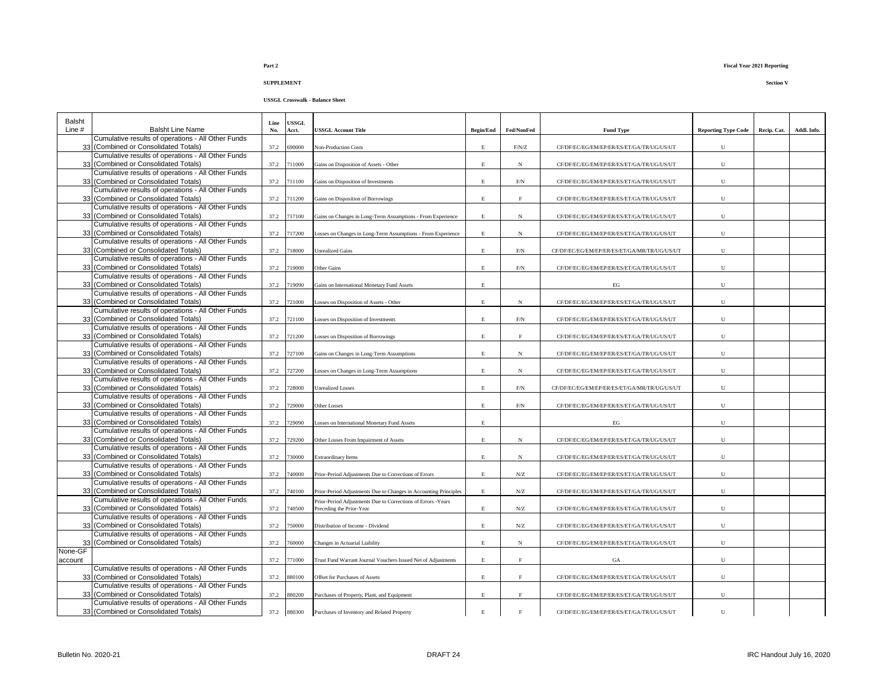**Part 2**

**SUPPLEMENT**

**USSGL Crosswalk - Balance Sheet**

**Fiscal Year 2021 Reporting**

**Section V**

| Balsht Line # | Balsht Line Name | Line No. | USSGL Acct. | USSGL Account Title | Begin/End | Fed/NonFed | Fund Type | Reporting Type Code | Recip. Cat. | Addl. Info. |
|---|---|---|---|---|---|---|---|---|---|---|
| 33 | Cumulative results of operations - All Other Funds (Combined or Consolidated Totals) | 37.2 | 690000 | Non-Production Costs | E | F/N/Z | CF/DF/EC/EG/EM/EP/ER/ES/ET/GA/TR/UG/US/UT | U | | |
| 33 | Cumulative results of operations - All Other Funds (Combined or Consolidated Totals) | 37.2 | 711000 | Gains on Disposition of Assets - Other | E | N | CF/DF/EC/EG/EM/EP/ER/ES/ET/GA/TR/UG/US/UT | U | | |
| 33 | Cumulative results of operations - All Other Funds (Combined or Consolidated Totals) | 37.2 | 711100 | Gains on Disposition of Investments | E | F/N | CF/DF/EC/EG/EM/EP/ER/ES/ET/GA/TR/UG/US/UT | U | | |
| 33 | Cumulative results of operations - All Other Funds (Combined or Consolidated Totals) | 37.2 | 711200 | Gains on Disposition of Borrowings | E | F | CF/DF/EC/EG/EM/EP/ER/ES/ET/GA/TR/UG/US/UT | U | | |
| 33 | Cumulative results of operations - All Other Funds (Combined or Consolidated Totals) | 37.2 | 717100 | Gains on Changes in Long-Term Assumptions - From Experience | E | N | CF/DF/EC/EG/EM/EP/ER/ES/ET/GA/TR/UG/US/UT | U | | |
| 33 | Cumulative results of operations - All Other Funds (Combined or Consolidated Totals) | 37.2 | 717200 | Losses on Changes in Long-Term Assumptions - From Experience | E | N | CF/DF/EC/EG/EM/EP/ER/ES/ET/GA/TR/UG/US/UT | U | | |
| 33 | Cumulative results of operations - All Other Funds (Combined or Consolidated Totals) | 37.2 | 718000 | Unrealized Gains | E | F/N | CF/DF/EC/EG/EM/EP/ER/ES/ET/GA/MR/TR/UG/US/UT | U | | |
| 33 | Cumulative results of operations - All Other Funds (Combined or Consolidated Totals) | 37.2 | 719000 | Other Gains | E | F/N | CF/DF/EC/EG/EM/EP/ER/ES/ET/GA/TR/UG/US/UT | U | | |
| 33 | Cumulative results of operations - All Other Funds (Combined or Consolidated Totals) | 37.2 | 719090 | Gains on International Monetary Fund Assets | E | | EG | U | | |
| 33 | Cumulative results of operations - All Other Funds (Combined or Consolidated Totals) | 37.2 | 721000 | Losses on Disposition of Assets - Other | E | N | CF/DF/EC/EG/EM/EP/ER/ES/ET/GA/TR/UG/US/UT | U | | |
| 33 | Cumulative results of operations - All Other Funds (Combined or Consolidated Totals) | 37.2 | 721100 | Losses on Disposition of Investments | E | F/N | CF/DF/EC/EG/EM/EP/ER/ES/ET/GA/TR/UG/US/UT | U | | |
| 33 | Cumulative results of operations - All Other Funds (Combined or Consolidated Totals) | 37.2 | 721200 | Losses on Disposition of Borrowings | E | F | CF/DF/EC/EG/EM/EP/ER/ES/ET/GA/TR/UG/US/UT | U | | |
| 33 | Cumulative results of operations - All Other Funds (Combined or Consolidated Totals) | 37.2 | 727100 | Gains on Changes in Long-Term Assumptions | E | N | CF/DF/EC/EG/EM/EP/ER/ES/ET/GA/TR/UG/US/UT | U | | |
| 33 | Cumulative results of operations - All Other Funds (Combined or Consolidated Totals) | 37.2 | 727200 | Losses on Changes in Long-Term Assumptions | E | N | CF/DF/EC/EG/EM/EP/ER/ES/ET/GA/TR/UG/US/UT | U | | |
| 33 | Cumulative results of operations - All Other Funds (Combined or Consolidated Totals) | 37.2 | 728000 | Unrealized Losses | E | F/N | CF/DF/EC/EG/EM/EP/ER/ES/ET/GA/MR/TR/UG/US/UT | U | | |
| 33 | Cumulative results of operations - All Other Funds (Combined or Consolidated Totals) | 37.2 | 729000 | Other Losses | E | F/N | CF/DF/EC/EG/EM/EP/ER/ES/ET/GA/TR/UG/US/UT | U | | |
| 33 | Cumulative results of operations - All Other Funds (Combined or Consolidated Totals) | 37.2 | 729090 | Losses on International Monetary Fund Assets | E | | EG | U | | |
| 33 | Cumulative results of operations - All Other Funds (Combined or Consolidated Totals) | 37.2 | 729200 | Other Losses From Impairment of Assets | E | N | CF/DF/EC/EG/EM/EP/ER/ES/ET/GA/TR/UG/US/UT | U | | |
| 33 | Cumulative results of operations - All Other Funds (Combined or Consolidated Totals) | 37.2 | 730000 | Extraordinary Items | E | N | CF/DF/EC/EG/EM/EP/ER/ES/ET/GA/TR/UG/US/UT | U | | |
| 33 | Cumulative results of operations - All Other Funds (Combined or Consolidated Totals) | 37.2 | 740000 | Prior-Period Adjustments Due to Corrections of Errors | E | N/Z | CF/DF/EC/EG/EM/EP/ER/ES/ET/GA/TR/UG/US/UT | U | | |
| 33 | Cumulative results of operations - All Other Funds (Combined or Consolidated Totals) | 37.2 | 740100 | Prior-Period Adjustments Due to Changes in Accounting Principles | E | N/Z | CF/DF/EC/EG/EM/EP/ER/ES/ET/GA/TR/UG/US/UT | U | | |
| 33 | Cumulative results of operations - All Other Funds (Combined or Consolidated Totals) | 37.2 | 740500 | Prior-Period Adjustments Due to Corrections of Errors -Years Preceding the Prior-Year | E | N/Z | CF/DF/EC/EG/EM/EP/ER/ES/ET/GA/TR/UG/US/UT | U | | |
| 33 | Cumulative results of operations - All Other Funds (Combined or Consolidated Totals) | 37.2 | 750000 | Distribution of Income - Dividend | E | N/Z | CF/DF/EC/EG/EM/EP/ER/ES/ET/GA/TR/UG/US/UT | U | | |
| 33 | Cumulative results of operations - All Other Funds (Combined or Consolidated Totals) | 37.2 | 760000 | Changes in Actuarial Liability | E | N | CF/DF/EC/EG/EM/EP/ER/ES/ET/GA/TR/UG/US/UT | U | | |
| None-GF account | | 37.2 | 771000 | Trust Fund Warrant Journal Vouchers Issued Net of Adjustments | E | F | GA | U | | |
| 33 | Cumulative results of operations - All Other Funds (Combined or Consolidated Totals) | 37.2 | 880100 | Offset for Purchases of Assets | E | F | CF/DF/EC/EG/EM/EP/ER/ES/ET/GA/TR/UG/US/UT | U | | |
| 33 | Cumulative results of operations - All Other Funds (Combined or Consolidated Totals) | 37.2 | 880200 | Purchases of Property, Plant, and Equipment | E | F | CF/DF/EC/EG/EM/EP/ER/ES/ET/GA/TR/UG/US/UT | U | | |
| 33 | Cumulative results of operations - All Other Funds (Combined or Consolidated Totals) | 37.2 | 880300 | Purchases of Inventory and Related Property | E | F | CF/DF/EC/EG/EM/EP/ER/ES/ET/GA/TR/UG/US/UT | U | | |

Bulletin No. 2020-21 DRAFT 24 IRC Handout July 16, 2020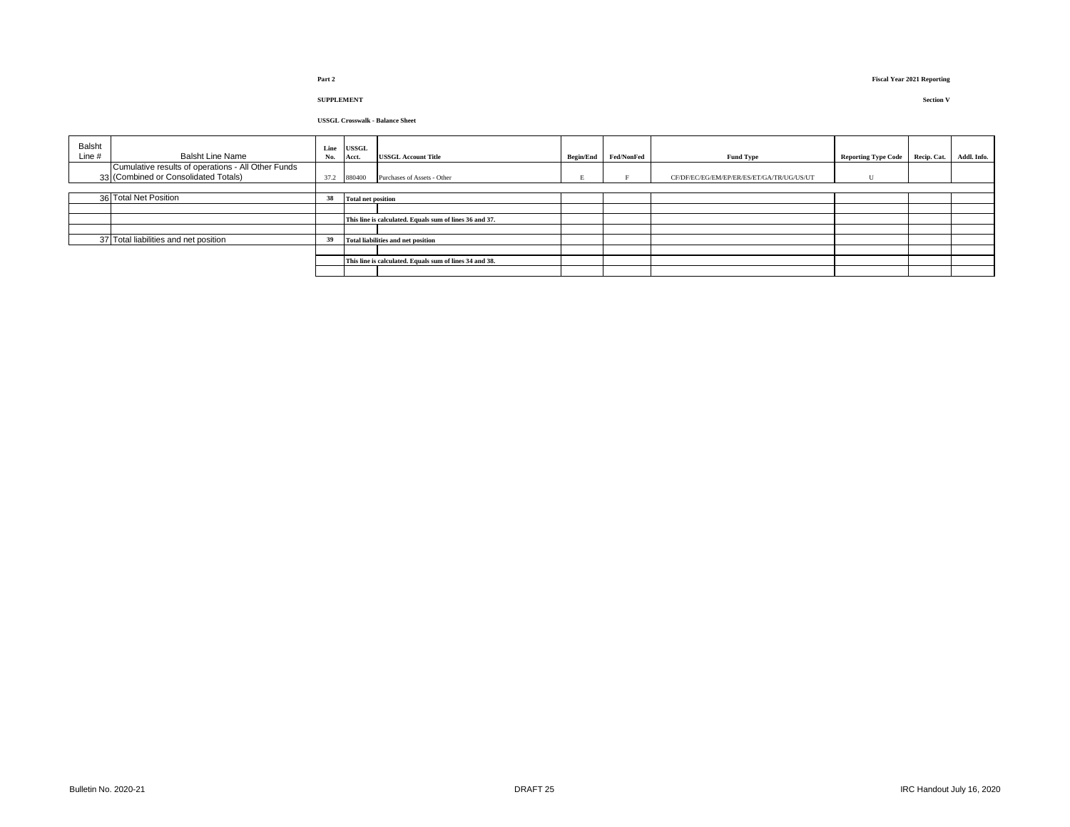**Part 2**

**SUPPLEMENT**

**USSGL Crosswalk - Balance Sheet**

**Fiscal Year 2021 Reporting**

**Section V**

| Balsht Line # | Balsht Line Name | Line No. | USSGL Acct. | USSGL Account Title | Begin/End | Fed/NonFed | Fund Type | Reporting Type Code | Recip. Cat. | Addl. Info. |
|---|---|---|---|---|---|---|---|---|---|---|
| 33 | Cumulative results of operations - All Other Funds (Combined or Consolidated Totals) | 37.2 | 880400 | Purchases of Assets - Other | E | F | CF/DF/EC/EG/EM/EP/ER/ES/ET/GA/TR/UG/US/UT | U | | |
| | | | | | | | | | | |
| 36 | Total Net Position | 38 | **Total net position** | | | | | | | |
| | | | | | | | | | | |
| | | | **This line is calculated. Equals sum of lines 36 and 37.** | | | | | | | |
| | | | | | | | | | | |
| 37 | Total liabilities and net position | 39 | **Total liabilities and net position** | | | | | | | |
| | | | | | | | | | | |
| | | | **This line is calculated. Equals sum of lines 34 and 38.** | | | | | | | |
| | | | | | | | | | | |

Bulletin No. 2020-21 DRAFT 25 IRC Handout July 16, 2020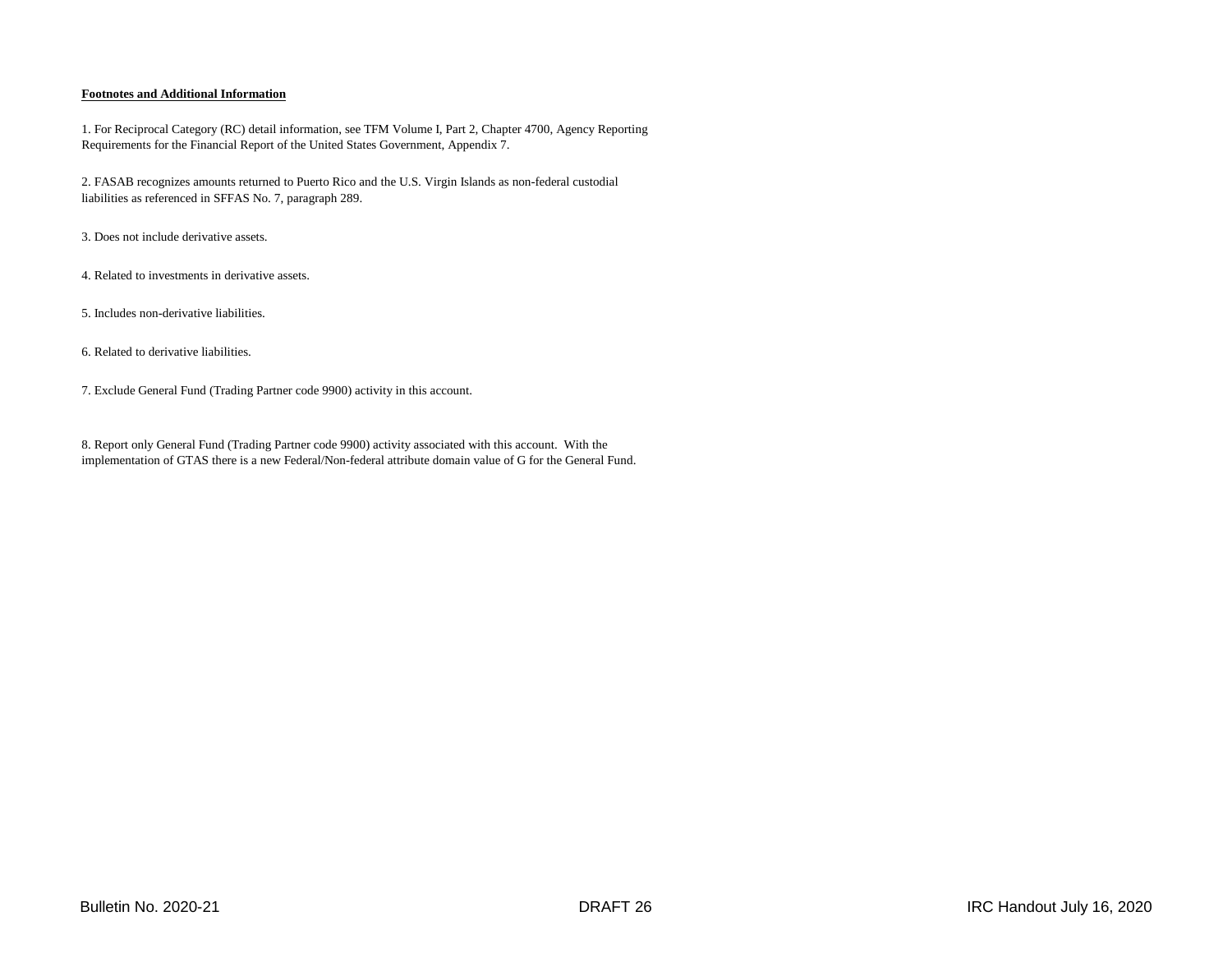**Footnotes and Additional Information**

1. For Reciprocal Category (RC) detail information, see TFM Volume I, Part 2, Chapter 4700, Agency Reporting Requirements for the Financial Report of the United States Government, Appendix 7.

2. FASAB recognizes amounts returned to Puerto Rico and the U.S. Virgin Islands as non-federal custodial liabilities as referenced in SFFAS No. 7, paragraph 289.

3. Does not include derivative assets.

4. Related to investments in derivative assets.

5. Includes non-derivative liabilities.

6. Related to derivative liabilities.

7. Exclude General Fund (Trading Partner code 9900) activity in this account.

8. Report only General Fund (Trading Partner code 9900) activity associated with this account. With the implementation of GTAS there is a new Federal/Non-federal attribute domain value of G for the General Fund.